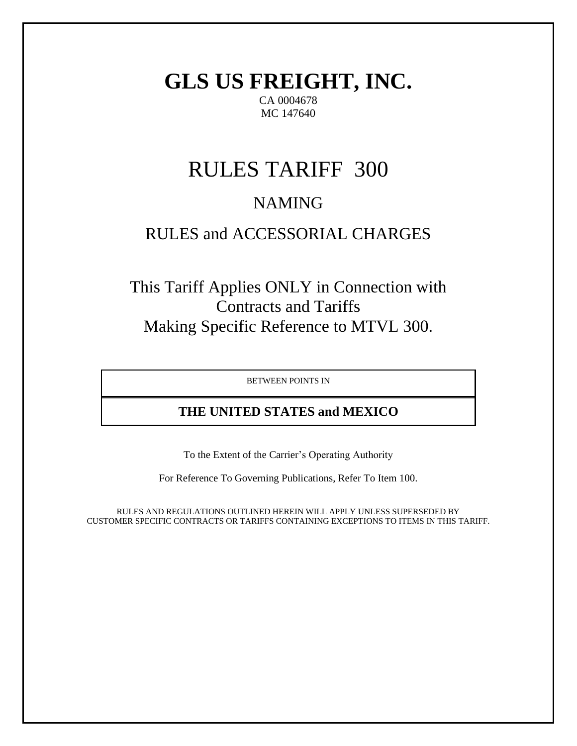# GLS US FREIGHT, INC.

CA 0004678
MC 147640

# RULES TARIFF 300

## NAMING

## RULES and ACCESSORIAL CHARGES

This Tariff Applies ONLY in Connection with Contracts and Tariffs Making Specific Reference to MTVL 300.

| BETWEEN POINTS IN |
|---|
| **THE UNITED STATES and MEXICO** |

To the Extent of the Carrier's Operating Authority

For Reference To Governing Publications, Refer To Item 100.

RULES AND REGULATIONS OUTLINED HEREIN WILL APPLY UNLESS SUPERSEDED BY CUSTOMER SPECIFIC CONTRACTS OR TARIFFS CONTAINING EXCEPTIONS TO ITEMS IN THIS TARIFF.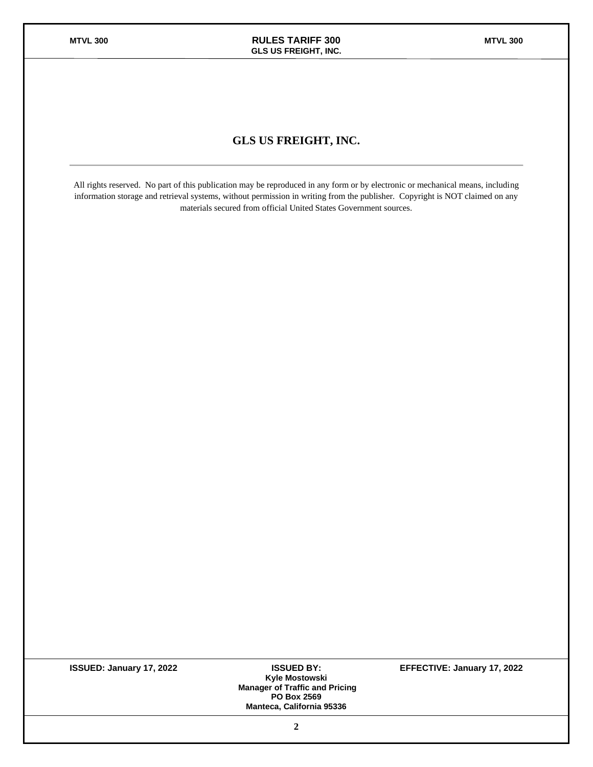# GLS US FREIGHT, INC.

All rights reserved. No part of this publication may be reproduced in any form or by electronic or mechanical means, including information storage and retrieval systems, without permission in writing from the publisher. Copyright is NOT claimed on any materials secured from official United States Government sources.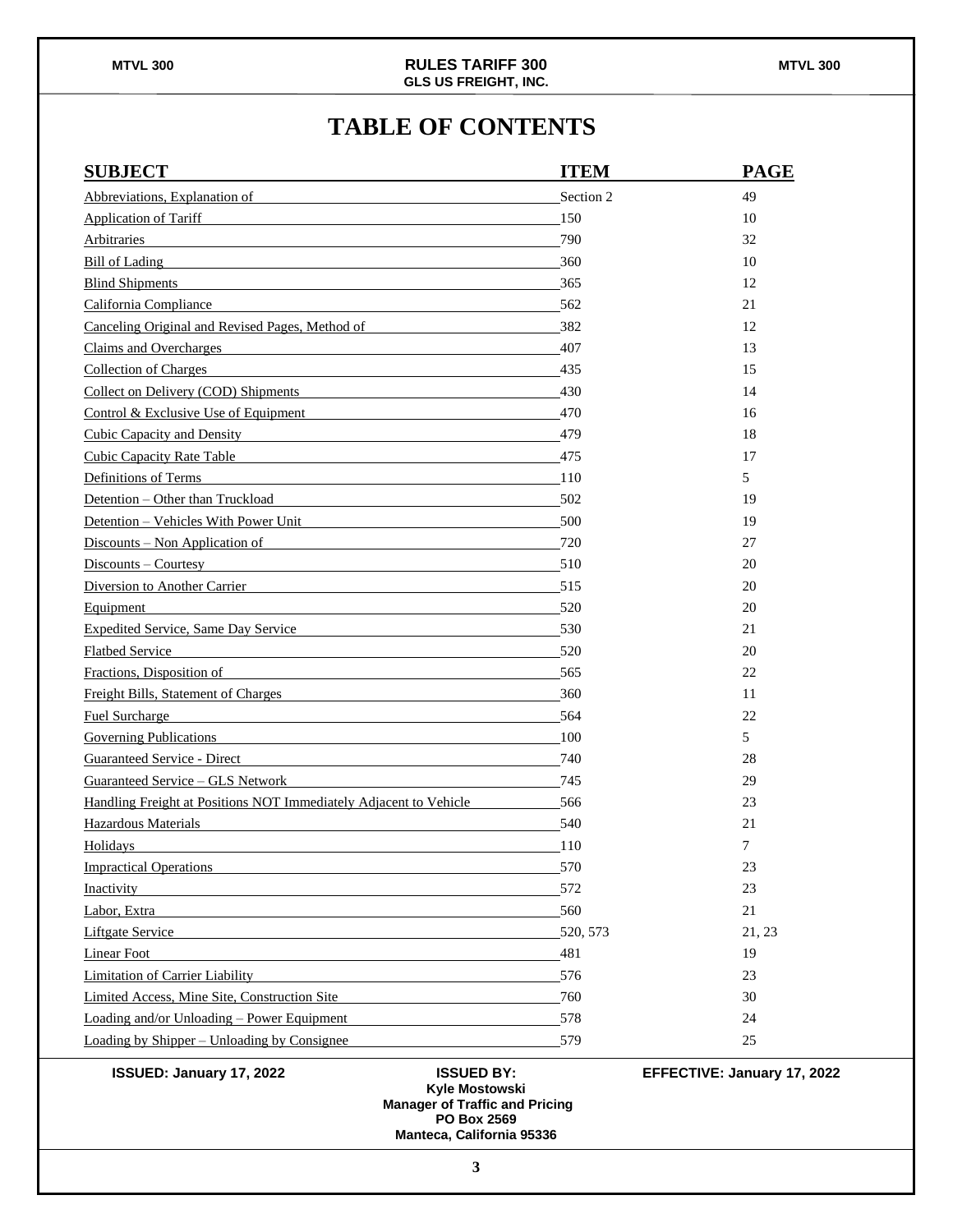# TABLE OF CONTENTS

| SUBJECT | ITEM | PAGE |
|---|---|---|
| Abbreviations, Explanation of | Section 2 | 49 |
| Application of Tariff | 150 | 10 |
| Arbitraries | 790 | 32 |
| Bill of Lading | 360 | 10 |
| Blind Shipments | 365 | 12 |
| California Compliance | 562 | 21 |
| Canceling Original and Revised Pages, Method of | 382 | 12 |
| Claims and Overcharges | 407 | 13 |
| Collection of Charges | 435 | 15 |
| Collect on Delivery (COD) Shipments | 430 | 14 |
| Control & Exclusive Use of Equipment | 470 | 16 |
| Cubic Capacity and Density | 479 | 18 |
| Cubic Capacity Rate Table | 475 | 17 |
| Definitions of Terms | 110 | 5 |
| Detention – Other than Truckload | 502 | 19 |
| Detention – Vehicles With Power Unit | 500 | 19 |
| Discounts – Non Application of | 720 | 27 |
| Discounts – Courtesy | 510 | 20 |
| Diversion to Another Carrier | 515 | 20 |
| Equipment | 520 | 20 |
| Expedited Service, Same Day Service | 530 | 21 |
| Flatbed Service | 520 | 20 |
| Fractions, Disposition of | 565 | 22 |
| Freight Bills, Statement of Charges | 360 | 11 |
| Fuel Surcharge | 564 | 22 |
| Governing Publications | 100 | 5 |
| Guaranteed Service - Direct | 740 | 28 |
| Guaranteed Service – GLS Network | 745 | 29 |
| Handling Freight at Positions NOT Immediately Adjacent to Vehicle | 566 | 23 |
| Hazardous Materials | 540 | 21 |
| Holidays | 110 | 7 |
| Impractical Operations | 570 | 23 |
| Inactivity | 572 | 23 |
| Labor, Extra | 560 | 21 |
| Liftgate Service | 520, 573 | 21, 23 |
| Linear Foot | 481 | 19 |
| Limitation of Carrier Liability | 576 | 23 |
| Limited Access, Mine Site, Construction Site | 760 | 30 |
| Loading and/or Unloading – Power Equipment | 578 | 24 |
| Loading by Shipper – Unloading by Consignee | 579 | 25 |

**ISSUED: January 17, 2022**

**ISSUED BY:**
**Kyle Mostowski**
**Manager of Traffic and Pricing**
**PO Box 2569**
**Manteca, California 95336**

**EFFECTIVE: January 17, 2022**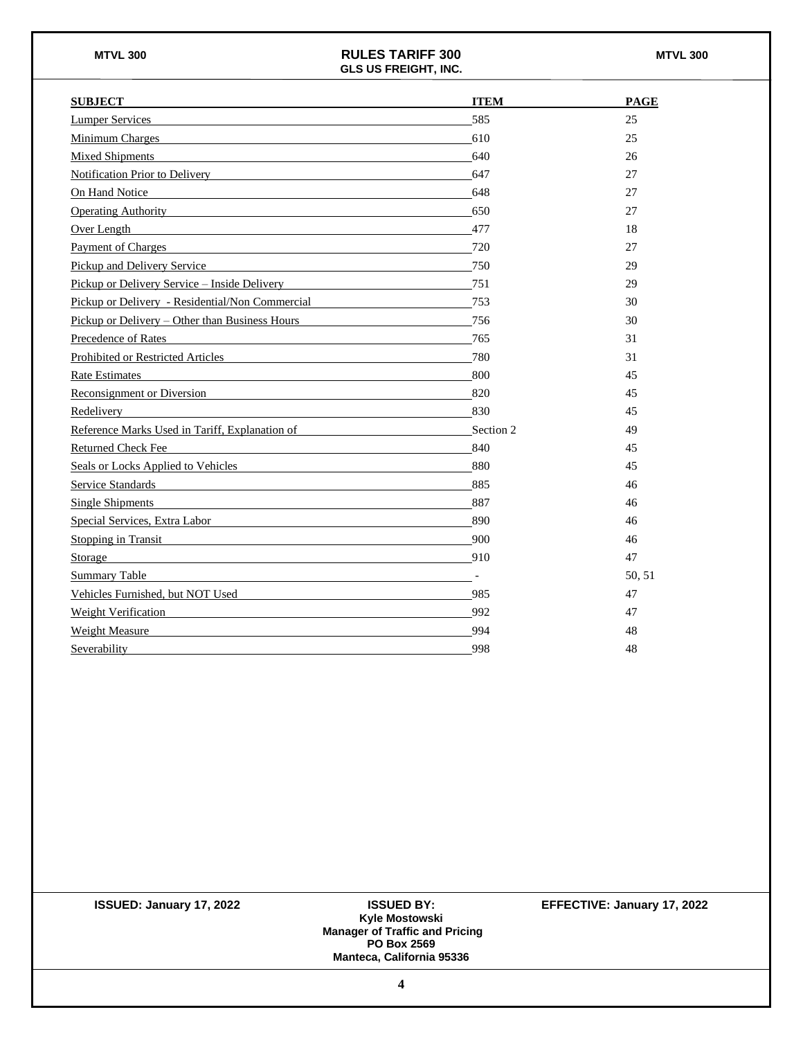| SUBJECT | ITEM | PAGE |
|---|---|---|
| Lumper Services | 585 | 25 |
| Minimum Charges | 610 | 25 |
| Mixed Shipments | 640 | 26 |
| Notification Prior to Delivery | 647 | 27 |
| On Hand Notice | 648 | 27 |
| Operating Authority | 650 | 27 |
| Over Length | 477 | 18 |
| Payment of Charges | 720 | 27 |
| Pickup and Delivery Service | 750 | 29 |
| Pickup or Delivery Service – Inside Delivery | 751 | 29 |
| Pickup or Delivery - Residential/Non Commercial | 753 | 30 |
| Pickup or Delivery – Other than Business Hours | 756 | 30 |
| Precedence of Rates | 765 | 31 |
| Prohibited or Restricted Articles | 780 | 31 |
| Rate Estimates | 800 | 45 |
| Reconsignment or Diversion | 820 | 45 |
| Redelivery | 830 | 45 |
| Reference Marks Used in Tariff, Explanation of | Section 2 | 49 |
| Returned Check Fee | 840 | 45 |
| Seals or Locks Applied to Vehicles | 880 | 45 |
| Service Standards | 885 | 46 |
| Single Shipments | 887 | 46 |
| Special Services, Extra Labor | 890 | 46 |
| Stopping in Transit | 900 | 46 |
| Storage | 910 | 47 |
| Summary Table | - | 50, 51 |
| Vehicles Furnished, but NOT Used | 985 | 47 |
| Weight Verification | 992 | 47 |
| Weight Measure | 994 | 48 |
| Severability | 998 | 48 |

**ISSUED: January 17, 2022**

**ISSUED BY:**
**Kyle Mostowski**
**Manager of Traffic and Pricing**
**PO Box 2569**
**Manteca, California 95336**

**EFFECTIVE: January 17, 2022**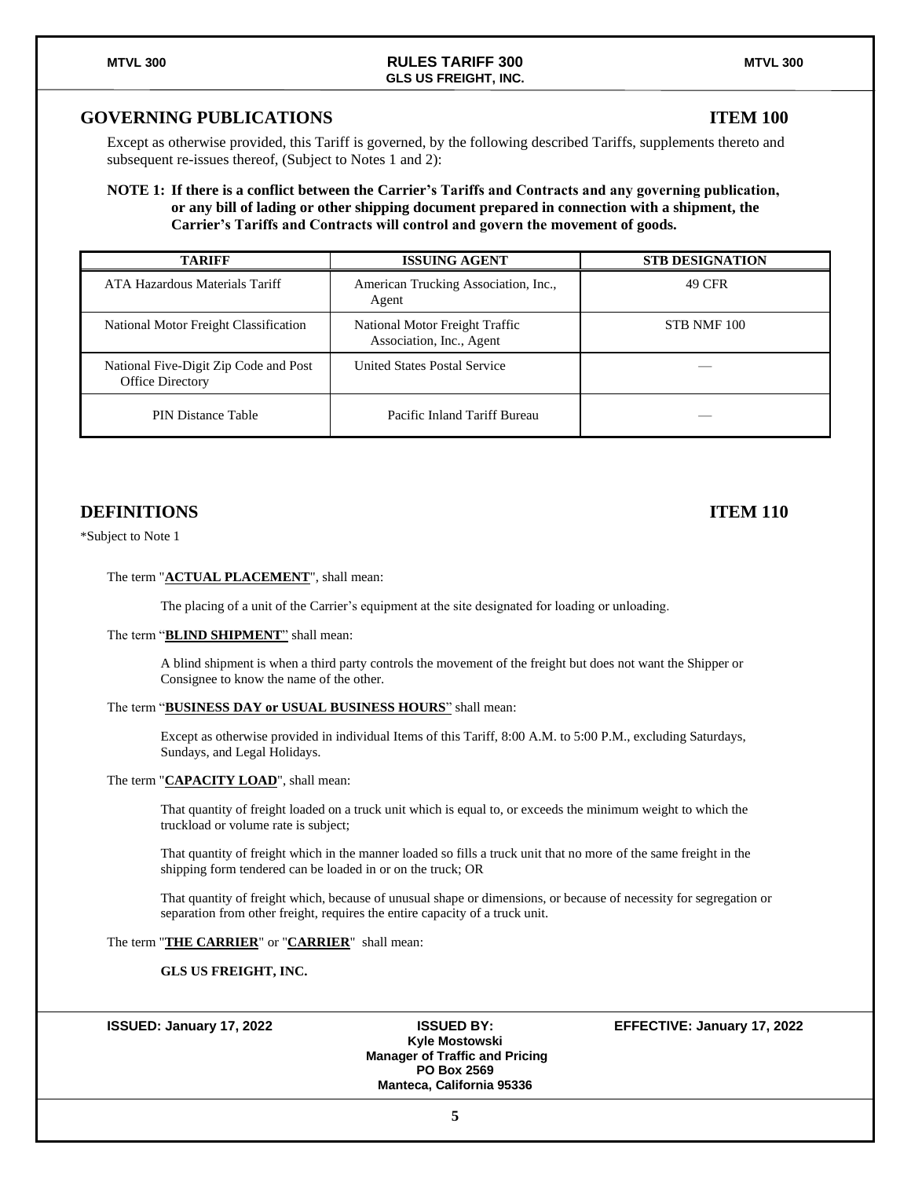## GOVERNING PUBLICATIONS — ITEM 100

Except as otherwise provided, this Tariff is governed, by the following described Tariffs, supplements thereto and subsequent re-issues thereof, (Subject to Notes 1 and 2):

**NOTE 1: If there is a conflict between the Carrier's Tariffs and Contracts and any governing publication, or any bill of lading or other shipping document prepared in connection with a shipment, the Carrier's Tariffs and Contracts will control and govern the movement of goods.**

| TARIFF | ISSUING AGENT | STB DESIGNATION |
|---|---|---|
| ATA Hazardous Materials Tariff | American Trucking Association, Inc., Agent | 49 CFR |
| National Motor Freight Classification | National Motor Freight Traffic Association, Inc., Agent | STB NMF 100 |
| National Five-Digit Zip Code and Post Office Directory | United States Postal Service | — |
| PIN Distance Table | Pacific Inland Tariff Bureau | — |

## DEFINITIONS — ITEM 110

*Subject to Note 1

The term "**ACTUAL PLACEMENT**", shall mean:

The placing of a unit of the Carrier's equipment at the site designated for loading or unloading.

The term "**BLIND SHIPMENT**" shall mean:

A blind shipment is when a third party controls the movement of the freight but does not want the Shipper or Consignee to know the name of the other.

The term "**BUSINESS DAY or USUAL BUSINESS HOURS**" shall mean:

Except as otherwise provided in individual Items of this Tariff, 8:00 A.M. to 5:00 P.M., excluding Saturdays, Sundays, and Legal Holidays.

The term "**CAPACITY LOAD**", shall mean:

That quantity of freight loaded on a truck unit which is equal to, or exceeds the minimum weight to which the truckload or volume rate is subject;

That quantity of freight which in the manner loaded so fills a truck unit that no more of the same freight in the shipping form tendered can be loaded in or on the truck; OR

That quantity of freight which, because of unusual shape or dimensions, or because of necessity for segregation or separation from other freight, requires the entire capacity of a truck unit.

The term "**THE CARRIER**" or "**CARRIER**" shall mean:

**GLS US FREIGHT, INC.**

**ISSUED: January 17, 2022** | **ISSUED BY:** Kyle Mostowski, Manager of Traffic and Pricing, PO Box 2569, Manteca, California 95336 | **EFFECTIVE: January 17, 2022**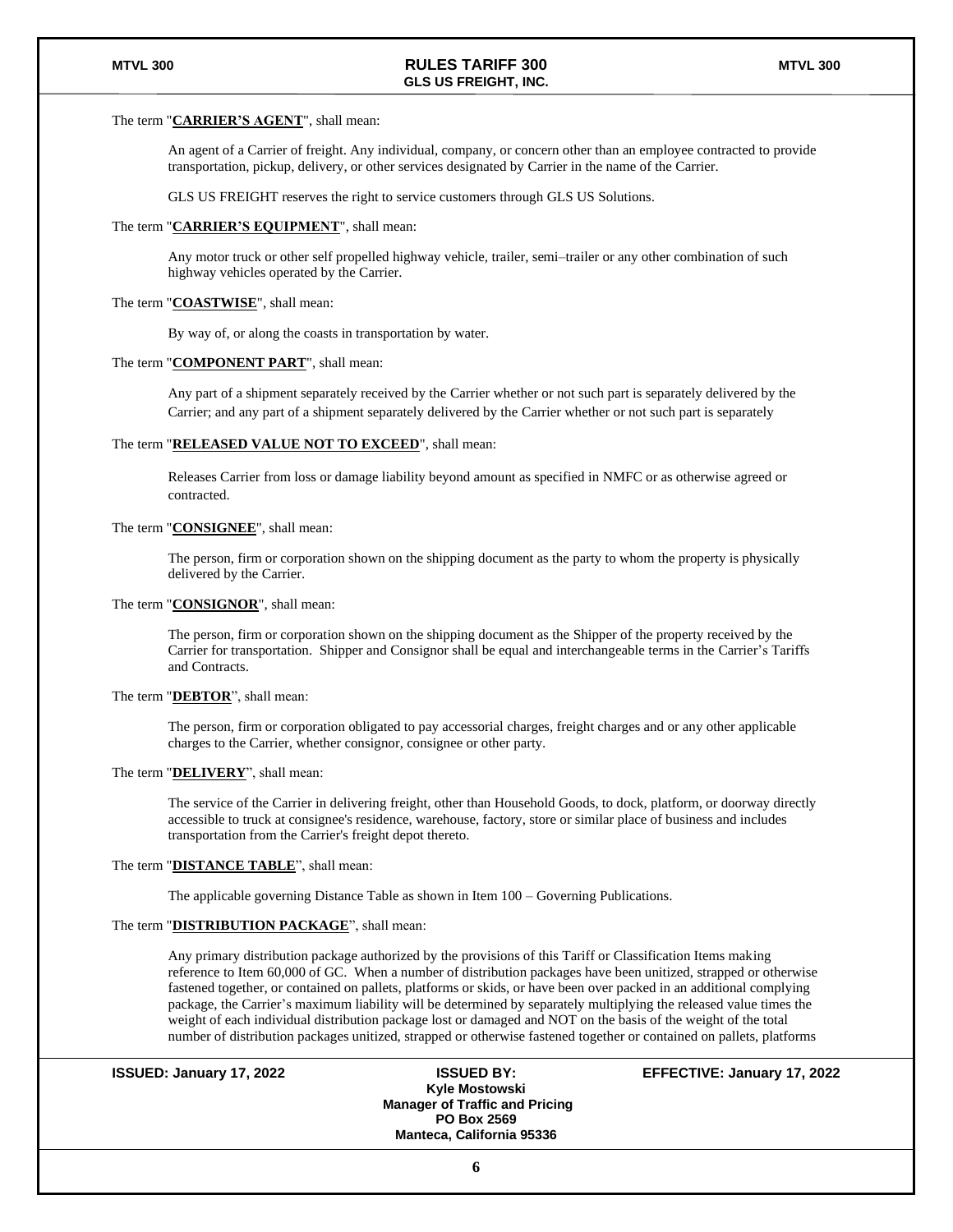The term "**CARRIER'S AGENT**", shall mean:

An agent of a Carrier of freight. Any individual, company, or concern other than an employee contracted to provide transportation, pickup, delivery, or other services designated by Carrier in the name of the Carrier.

GLS US FREIGHT reserves the right to service customers through GLS US Solutions.

The term "**CARRIER'S EQUIPMENT**", shall mean:

Any motor truck or other self propelled highway vehicle, trailer, semi–trailer or any other combination of such highway vehicles operated by the Carrier.

The term "**COASTWISE**", shall mean:

By way of, or along the coasts in transportation by water.

The term "**COMPONENT PART**", shall mean:

Any part of a shipment separately received by the Carrier whether or not such part is separately delivered by the Carrier; and any part of a shipment separately delivered by the Carrier whether or not such part is separately

The term "**RELEASED VALUE NOT TO EXCEED**", shall mean:

Releases Carrier from loss or damage liability beyond amount as specified in NMFC or as otherwise agreed or contracted.

The term "**CONSIGNEE**", shall mean:

The person, firm or corporation shown on the shipping document as the party to whom the property is physically delivered by the Carrier.

The term "**CONSIGNOR**", shall mean:

The person, firm or corporation shown on the shipping document as the Shipper of the property received by the Carrier for transportation. Shipper and Consignor shall be equal and interchangeable terms in the Carrier's Tariffs and Contracts.

The term "**DEBTOR**", shall mean:

The person, firm or corporation obligated to pay accessorial charges, freight charges and or any other applicable charges to the Carrier, whether consignor, consignee or other party.

The term "**DELIVERY**", shall mean:

The service of the Carrier in delivering freight, other than Household Goods, to dock, platform, or doorway directly accessible to truck at consignee's residence, warehouse, factory, store or similar place of business and includes transportation from the Carrier's freight depot thereto.

The term "**DISTANCE TABLE**", shall mean:

The applicable governing Distance Table as shown in Item 100 – Governing Publications.

The term "**DISTRIBUTION PACKAGE**", shall mean:

Any primary distribution package authorized by the provisions of this Tariff or Classification Items making reference to Item 60,000 of GC. When a number of distribution packages have been unitized, strapped or otherwise fastened together, or contained on pallets, platforms or skids, or have been over packed in an additional complying package, the Carrier's maximum liability will be determined by separately multiplying the released value times the weight of each individual distribution package lost or damaged and NOT on the basis of the weight of the total number of distribution packages unitized, strapped or otherwise fastened together or contained on pallets, platforms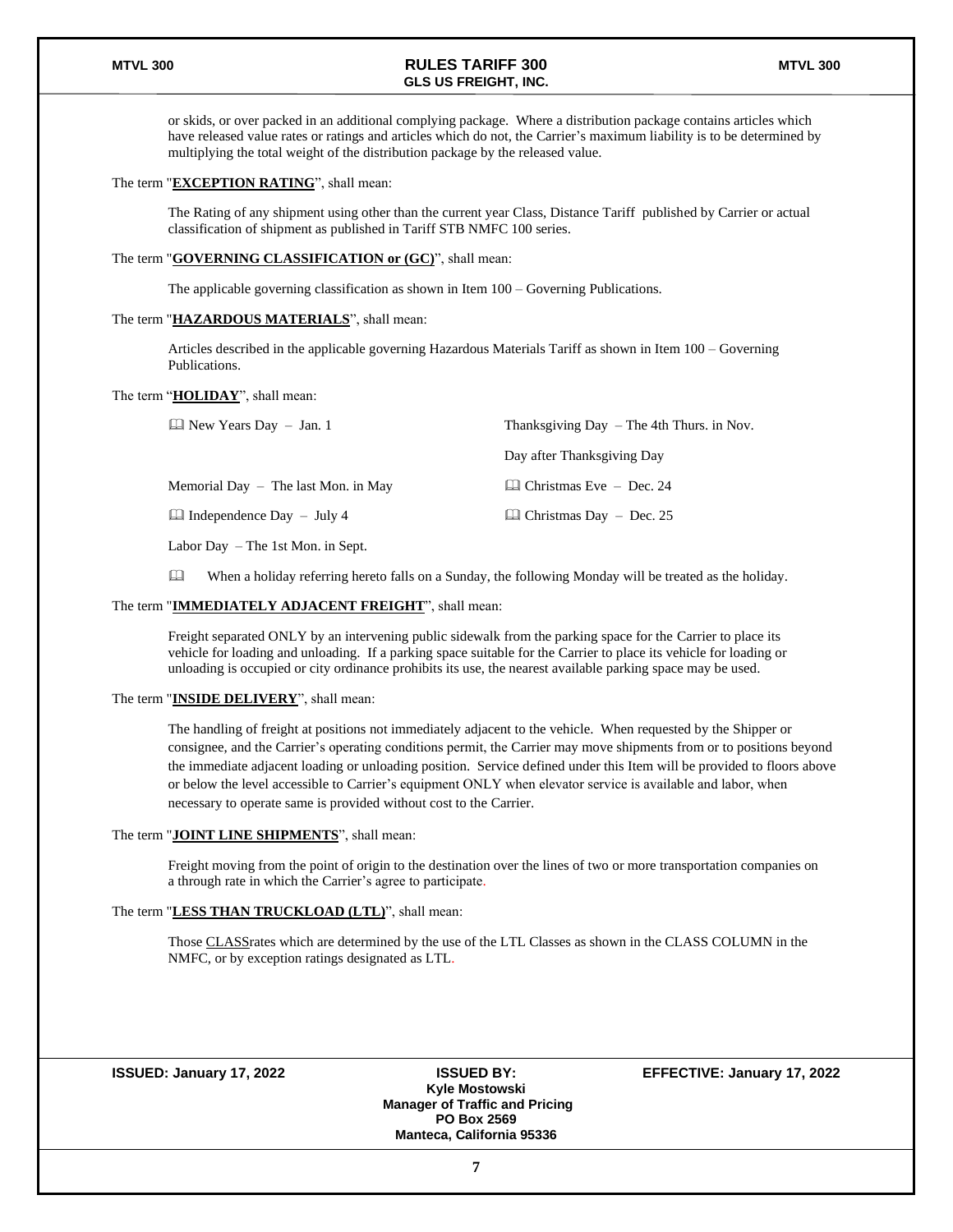or skids, or over packed in an additional complying package. Where a distribution package contains articles which have released value rates or ratings and articles which do not, the Carrier's maximum liability is to be determined by multiplying the total weight of the distribution package by the released value.

The term "**EXCEPTION RATING**", shall mean:

The Rating of any shipment using other than the current year Class, Distance Tariff published by Carrier or actual classification of shipment as published in Tariff STB NMFC 100 series.

The term "**GOVERNING CLASSIFICATION or (GC)**", shall mean:

The applicable governing classification as shown in Item 100 – Governing Publications.

The term "**HAZARDOUS MATERIALS**", shall mean:

Articles described in the applicable governing Hazardous Materials Tariff as shown in Item 100 – Governing Publications.

The term "**HOLIDAY**", shall mean:

| | |
|---|---|
| 🕮 New Years Day – Jan. 1 | Thanksgiving Day – The 4th Thurs. in Nov. |
| | Day after Thanksgiving Day |
| Memorial Day – The last Mon. in May | 🕮 Christmas Eve – Dec. 24 |
| 🕮 Independence Day – July 4 | 🕮 Christmas Day – Dec. 25 |
| Labor Day – The 1st Mon. in Sept. | |

🕮 When a holiday referring hereto falls on a Sunday, the following Monday will be treated as the holiday.

The term "**IMMEDIATELY ADJACENT FREIGHT**", shall mean:

Freight separated ONLY by an intervening public sidewalk from the parking space for the Carrier to place its vehicle for loading and unloading. If a parking space suitable for the Carrier to place its vehicle for loading or unloading is occupied or city ordinance prohibits its use, the nearest available parking space may be used.

The term "**INSIDE DELIVERY**", shall mean:

The handling of freight at positions not immediately adjacent to the vehicle. When requested by the Shipper or consignee, and the Carrier's operating conditions permit, the Carrier may move shipments from or to positions beyond the immediate adjacent loading or unloading position. Service defined under this Item will be provided to floors above or below the level accessible to Carrier's equipment ONLY when elevator service is available and labor, when necessary to operate same is provided without cost to the Carrier.

The term "**JOINT LINE SHIPMENTS**", shall mean:

Freight moving from the point of origin to the destination over the lines of two or more transportation companies on a through rate in which the Carrier's agree to participate.

The term "**LESS THAN TRUCKLOAD (LTL)**", shall mean:

Those CLASSrates which are determined by the use of the LTL Classes as shown in the CLASS COLUMN in the NMFC, or by exception ratings designated as LTL.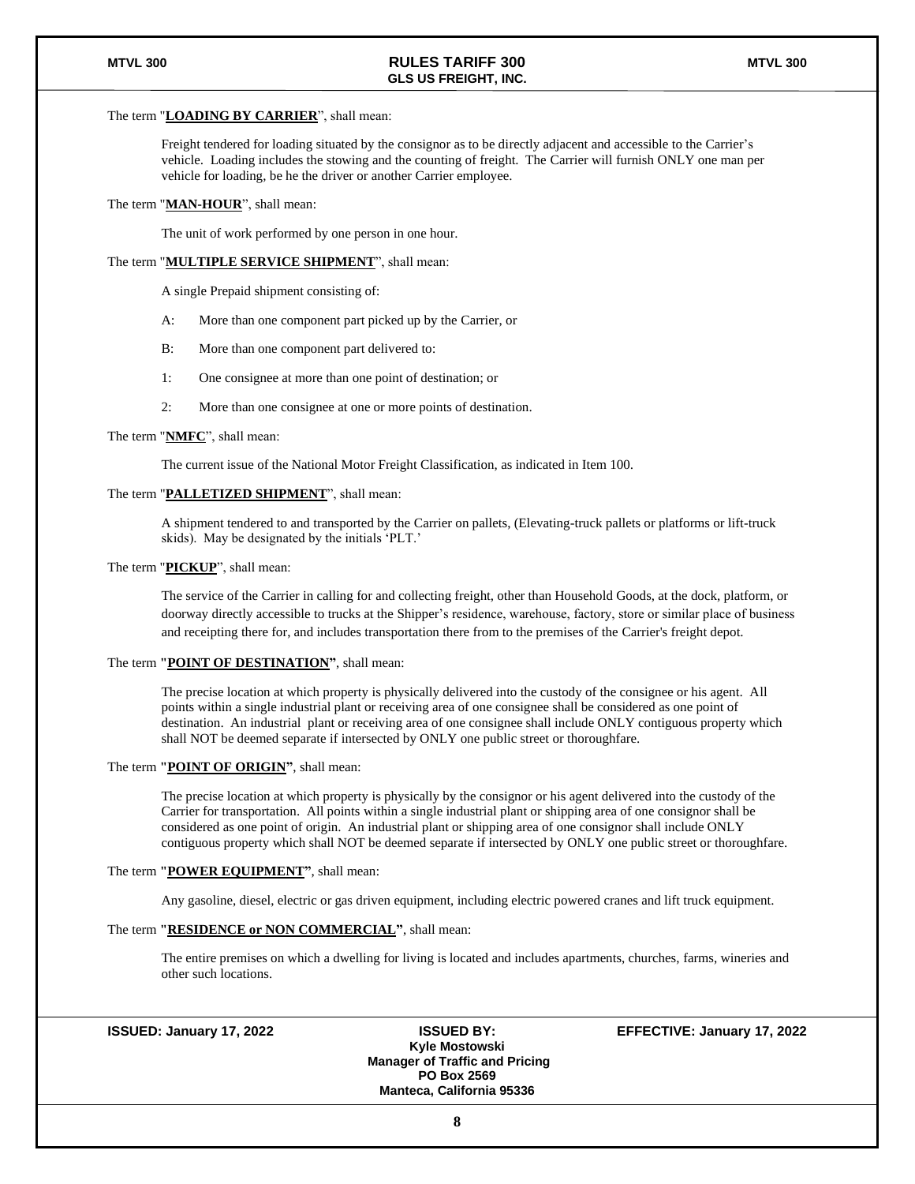The term "**LOADING BY CARRIER**", shall mean:

Freight tendered for loading situated by the consignor as to be directly adjacent and accessible to the Carrier's vehicle. Loading includes the stowing and the counting of freight. The Carrier will furnish ONLY one man per vehicle for loading, be he the driver or another Carrier employee.

The term "**MAN-HOUR**", shall mean:

The unit of work performed by one person in one hour.

The term "**MULTIPLE SERVICE SHIPMENT**", shall mean:

A single Prepaid shipment consisting of:

A: More than one component part picked up by the Carrier, or

B: More than one component part delivered to:

1: One consignee at more than one point of destination; or

2: More than one consignee at one or more points of destination.

The term "**NMFC**", shall mean:

The current issue of the National Motor Freight Classification, as indicated in Item 100.

The term "**PALLETIZED SHIPMENT**", shall mean:

A shipment tendered to and transported by the Carrier on pallets, (Elevating-truck pallets or platforms or lift-truck skids). May be designated by the initials 'PLT.'

The term "**PICKUP**", shall mean:

The service of the Carrier in calling for and collecting freight, other than Household Goods, at the dock, platform, or doorway directly accessible to trucks at the Shipper's residence, warehouse, factory, store or similar place of business and receipting there for, and includes transportation there from to the premises of the Carrier's freight depot.

The term "**POINT OF DESTINATION**", shall mean:

The precise location at which property is physically delivered into the custody of the consignee or his agent. All points within a single industrial plant or receiving area of one consignee shall be considered as one point of destination. An industrial plant or receiving area of one consignee shall include ONLY contiguous property which shall NOT be deemed separate if intersected by ONLY one public street or thoroughfare.

The term "**POINT OF ORIGIN**", shall mean:

The precise location at which property is physically by the consignor or his agent delivered into the custody of the Carrier for transportation. All points within a single industrial plant or shipping area of one consignor shall be considered as one point of origin. An industrial plant or shipping area of one consignor shall include ONLY contiguous property which shall NOT be deemed separate if intersected by ONLY one public street or thoroughfare.

The term "**POWER EQUIPMENT**", shall mean:

Any gasoline, diesel, electric or gas driven equipment, including electric powered cranes and lift truck equipment.

The term "**RESIDENCE or NON COMMERCIAL**", shall mean:

The entire premises on which a dwelling for living is located and includes apartments, churches, farms, wineries and other such locations.

**ISSUED: January 17, 2022** | **ISSUED BY: Kyle Mostowski, Manager of Traffic and Pricing, PO Box 2569, Manteca, California 95336** | **EFFECTIVE: January 17, 2022**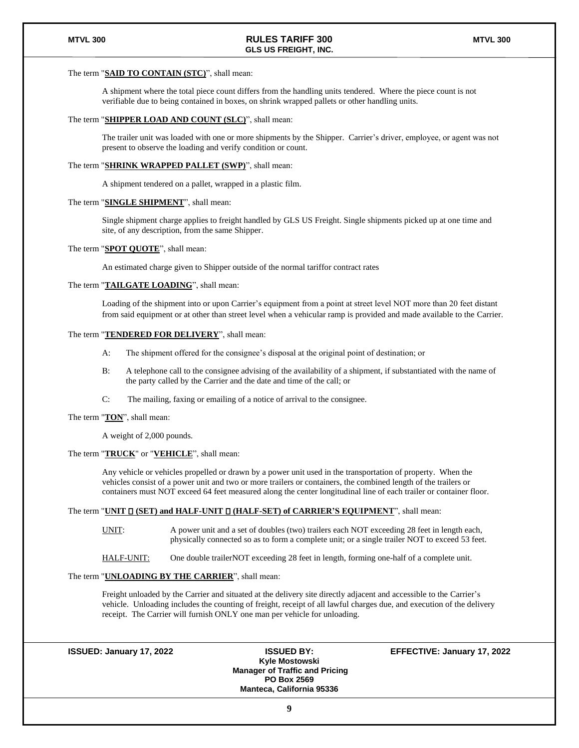The term "**SAID TO CONTAIN (STC)**", shall mean:

A shipment where the total piece count differs from the handling units tendered. Where the piece count is not verifiable due to being contained in boxes, on shrink wrapped pallets or other handling units.

The term "**SHIPPER LOAD AND COUNT (SLC)**", shall mean:

The trailer unit was loaded with one or more shipments by the Shipper. Carrier's driver, employee, or agent was not present to observe the loading and verify condition or count.

The term "**SHRINK WRAPPED PALLET (SWP)**", shall mean:

A shipment tendered on a pallet, wrapped in a plastic film.

The term "**SINGLE SHIPMENT**", shall mean:

Single shipment charge applies to freight handled by GLS US Freight. Single shipments picked up at one time and site, of any description, from the same Shipper.

The term "**SPOT QUOTE**", shall mean:

An estimated charge given to Shipper outside of the normal tariffor contract rates

The term "**TAILGATE LOADING**", shall mean:

Loading of the shipment into or upon Carrier's equipment from a point at street level NOT more than 20 feet distant from said equipment or at other than street level when a vehicular ramp is provided and made available to the Carrier.

The term "**TENDERED FOR DELIVERY**", shall mean:

A: The shipment offered for the consignee's disposal at the original point of destination; or

B: A telephone call to the consignee advising of the availability of a shipment, if substantiated with the name of the party called by the Carrier and the date and time of the call; or

C: The mailing, faxing or emailing of a notice of arrival to the consignee.

The term "**TON**", shall mean:

A weight of 2,000 pounds.

The term "**TRUCK**" or "**VEHICLE**", shall mean:

Any vehicle or vehicles propelled or drawn by a power unit used in the transportation of property. When the vehicles consist of a power unit and two or more trailers or containers, the combined length of the trailers or containers must NOT exceed 64 feet measured along the center longitudinal line of each trailer or container floor.

The term "**UNIT  (SET) and HALF-UNIT  (HALF-SET) of CARRIER'S EQUIPMENT**", shall mean:

UNIT: A power unit and a set of doubles (two) trailers each NOT exceeding 28 feet in length each, physically connected so as to form a complete unit; or a single trailer NOT to exceed 53 feet.

HALF-UNIT: One double trailerNOT exceeding 28 feet in length, forming one-half of a complete unit.

The term "**UNLOADING BY THE CARRIER**", shall mean:

Freight unloaded by the Carrier and situated at the delivery site directly adjacent and accessible to the Carrier's vehicle. Unloading includes the counting of freight, receipt of all lawful charges due, and execution of the delivery receipt. The Carrier will furnish ONLY one man per vehicle for unloading.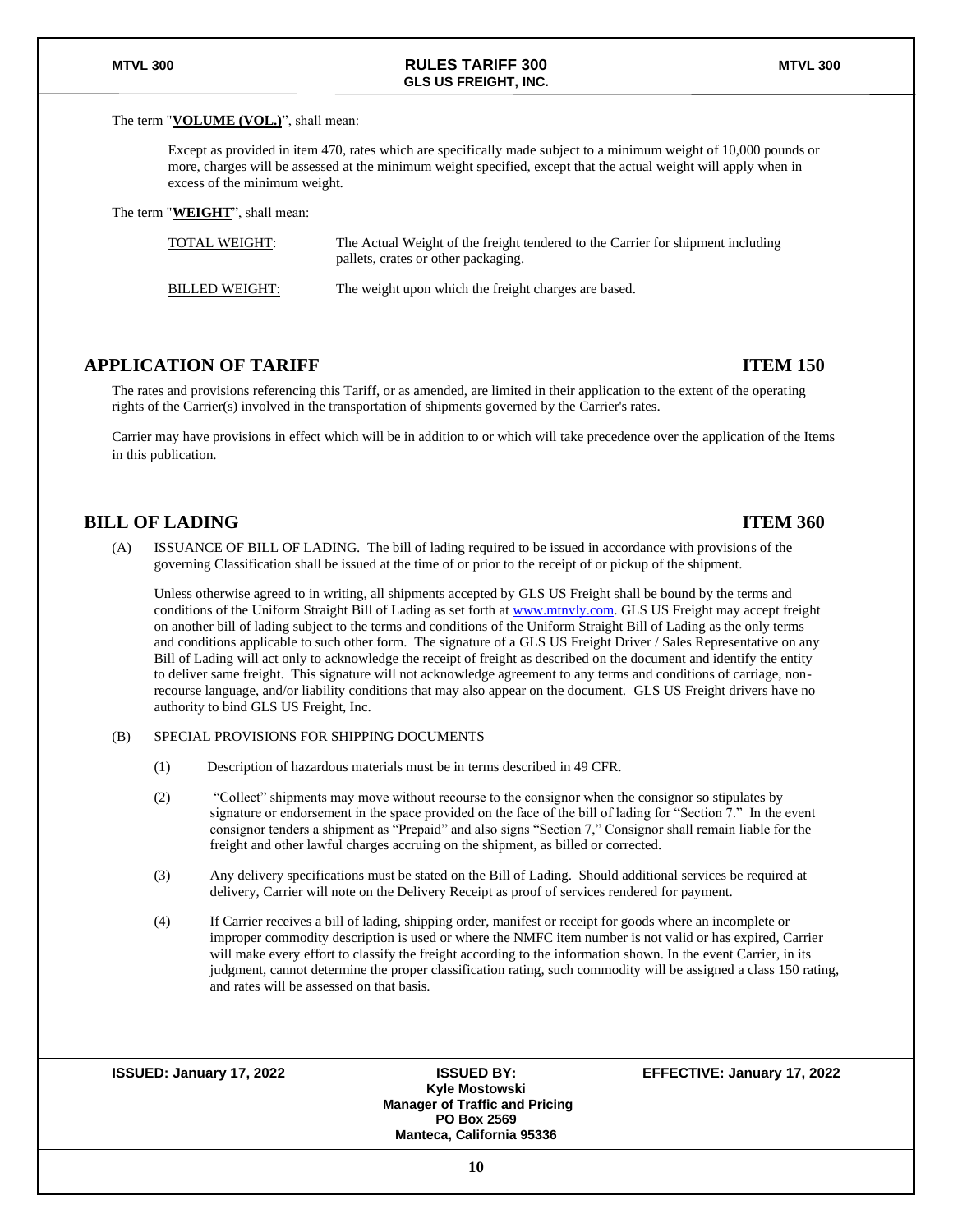The term "**VOLUME (VOL.)**", shall mean:

Except as provided in item 470, rates which are specifically made subject to a minimum weight of 10,000 pounds or more, charges will be assessed at the minimum weight specified, except that the actual weight will apply when in excess of the minimum weight.

The term "**WEIGHT**", shall mean:

| | |
|---|---|
| TOTAL WEIGHT: | The Actual Weight of the freight tendered to the Carrier for shipment including pallets, crates or other packaging. |
| BILLED WEIGHT: | The weight upon which the freight charges are based. |

## APPLICATION OF TARIFF — ITEM 150

The rates and provisions referencing this Tariff, or as amended, are limited in their application to the extent of the operating rights of the Carrier(s) involved in the transportation of shipments governed by the Carrier's rates.

Carrier may have provisions in effect which will be in addition to or which will take precedence over the application of the Items in this publication.

## BILL OF LADING — ITEM 360

(A) ISSUANCE OF BILL OF LADING. The bill of lading required to be issued in accordance with provisions of the governing Classification shall be issued at the time of or prior to the receipt of or pickup of the shipment.

Unless otherwise agreed to in writing, all shipments accepted by GLS US Freight shall be bound by the terms and conditions of the Uniform Straight Bill of Lading as set forth at www.mtnvly.com. GLS US Freight may accept freight on another bill of lading subject to the terms and conditions of the Uniform Straight Bill of Lading as the only terms and conditions applicable to such other form. The signature of a GLS US Freight Driver / Sales Representative on any Bill of Lading will act only to acknowledge the receipt of freight as described on the document and identify the entity to deliver same freight. This signature will not acknowledge agreement to any terms and conditions of carriage, non-recourse language, and/or liability conditions that may also appear on the document. GLS US Freight drivers have no authority to bind GLS US Freight, Inc.

(B) SPECIAL PROVISIONS FOR SHIPPING DOCUMENTS

(1) Description of hazardous materials must be in terms described in 49 CFR.

(2) "Collect" shipments may move without recourse to the consignor when the consignor so stipulates by signature or endorsement in the space provided on the face of the bill of lading for "Section 7." In the event consignor tenders a shipment as "Prepaid" and also signs "Section 7," Consignor shall remain liable for the freight and other lawful charges accruing on the shipment, as billed or corrected.

(3) Any delivery specifications must be stated on the Bill of Lading. Should additional services be required at delivery, Carrier will note on the Delivery Receipt as proof of services rendered for payment.

(4) If Carrier receives a bill of lading, shipping order, manifest or receipt for goods where an incomplete or improper commodity description is used or where the NMFC item number is not valid or has expired, Carrier will make every effort to classify the freight according to the information shown. In the event Carrier, in its judgment, cannot determine the proper classification rating, such commodity will be assigned a class 150 rating, and rates will be assessed on that basis.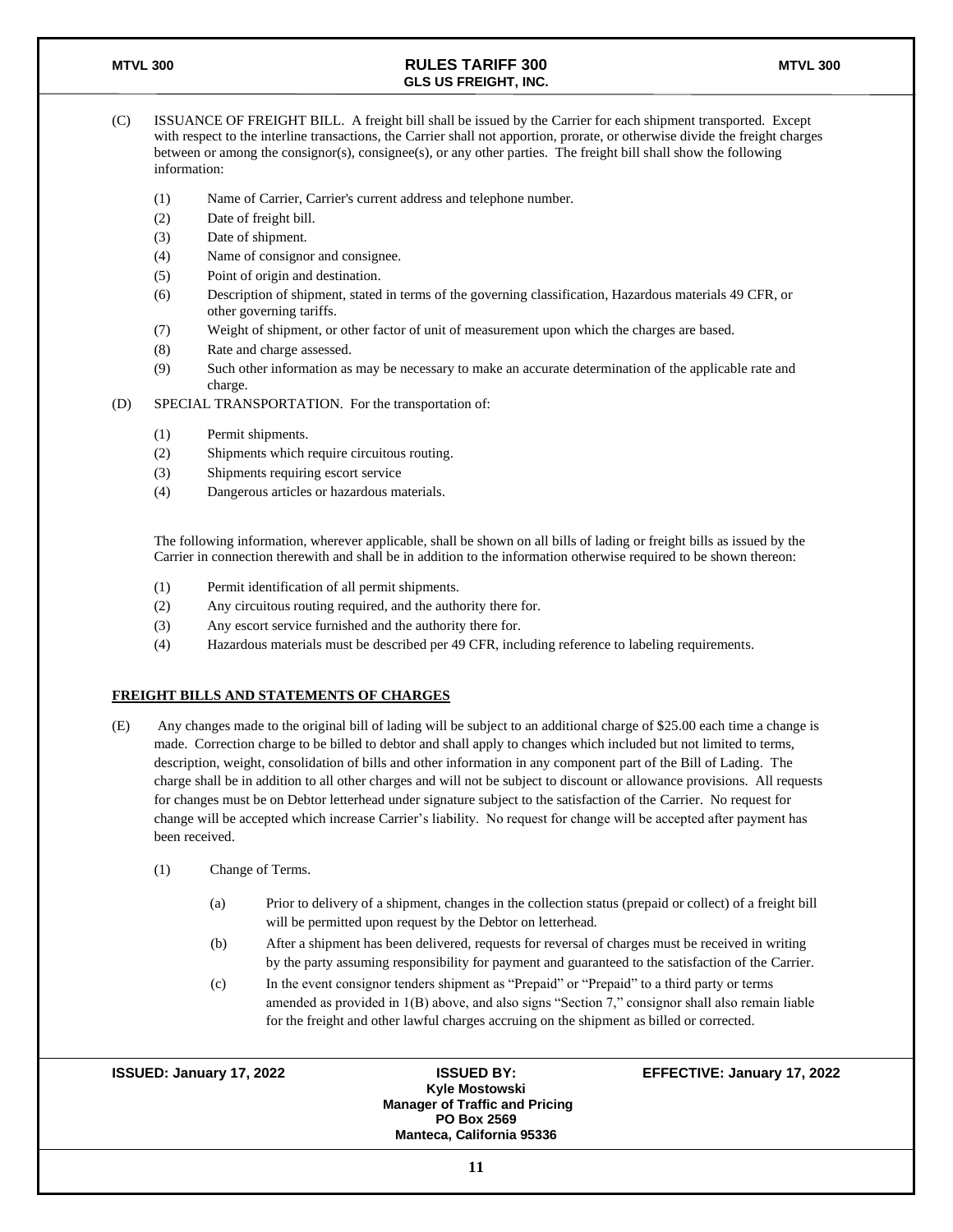(C) ISSUANCE OF FREIGHT BILL. A freight bill shall be issued by the Carrier for each shipment transported. Except with respect to the interline transactions, the Carrier shall not apportion, prorate, or otherwise divide the freight charges between or among the consignor(s), consignee(s), or any other parties. The freight bill shall show the following information:

- (1) Name of Carrier, Carrier's current address and telephone number.
- (2) Date of freight bill.
- (3) Date of shipment.
- (4) Name of consignor and consignee.
- (5) Point of origin and destination.
- (6) Description of shipment, stated in terms of the governing classification, Hazardous materials 49 CFR, or other governing tariffs.
- (7) Weight of shipment, or other factor of unit of measurement upon which the charges are based.
- (8) Rate and charge assessed.
- (9) Such other information as may be necessary to make an accurate determination of the applicable rate and charge.

(D) SPECIAL TRANSPORTATION. For the transportation of:

- (1) Permit shipments.
- (2) Shipments which require circuitous routing.
- (3) Shipments requiring escort service
- (4) Dangerous articles or hazardous materials.

The following information, wherever applicable, shall be shown on all bills of lading or freight bills as issued by the Carrier in connection therewith and shall be in addition to the information otherwise required to be shown thereon:

- (1) Permit identification of all permit shipments.
- (2) Any circuitous routing required, and the authority there for.
- (3) Any escort service furnished and the authority there for.
- (4) Hazardous materials must be described per 49 CFR, including reference to labeling requirements.

**FREIGHT BILLS AND STATEMENTS OF CHARGES**

(E) Any changes made to the original bill of lading will be subject to an additional charge of $25.00 each time a change is made. Correction charge to be billed to debtor and shall apply to changes which included but not limited to terms, description, weight, consolidation of bills and other information in any component part of the Bill of Lading. The charge shall be in addition to all other charges and will not be subject to discount or allowance provisions. All requests for changes must be on Debtor letterhead under signature subject to the satisfaction of the Carrier. No request for change will be accepted which increase Carrier's liability. No request for change will be accepted after payment has been received.

- (1) Change of Terms.
  - (a) Prior to delivery of a shipment, changes in the collection status (prepaid or collect) of a freight bill will be permitted upon request by the Debtor on letterhead.
  - (b) After a shipment has been delivered, requests for reversal of charges must be received in writing by the party assuming responsibility for payment and guaranteed to the satisfaction of the Carrier.
  - (c) In the event consignor tenders shipment as "Prepaid" or "Prepaid" to a third party or terms amended as provided in 1(B) above, and also signs "Section 7," consignor shall also remain liable for the freight and other lawful charges accruing on the shipment as billed or corrected.

**ISSUED: January 17, 2022** | **ISSUED BY: Kyle Mostowski, Manager of Traffic and Pricing, PO Box 2569, Manteca, California 95336** | **EFFECTIVE: January 17, 2022**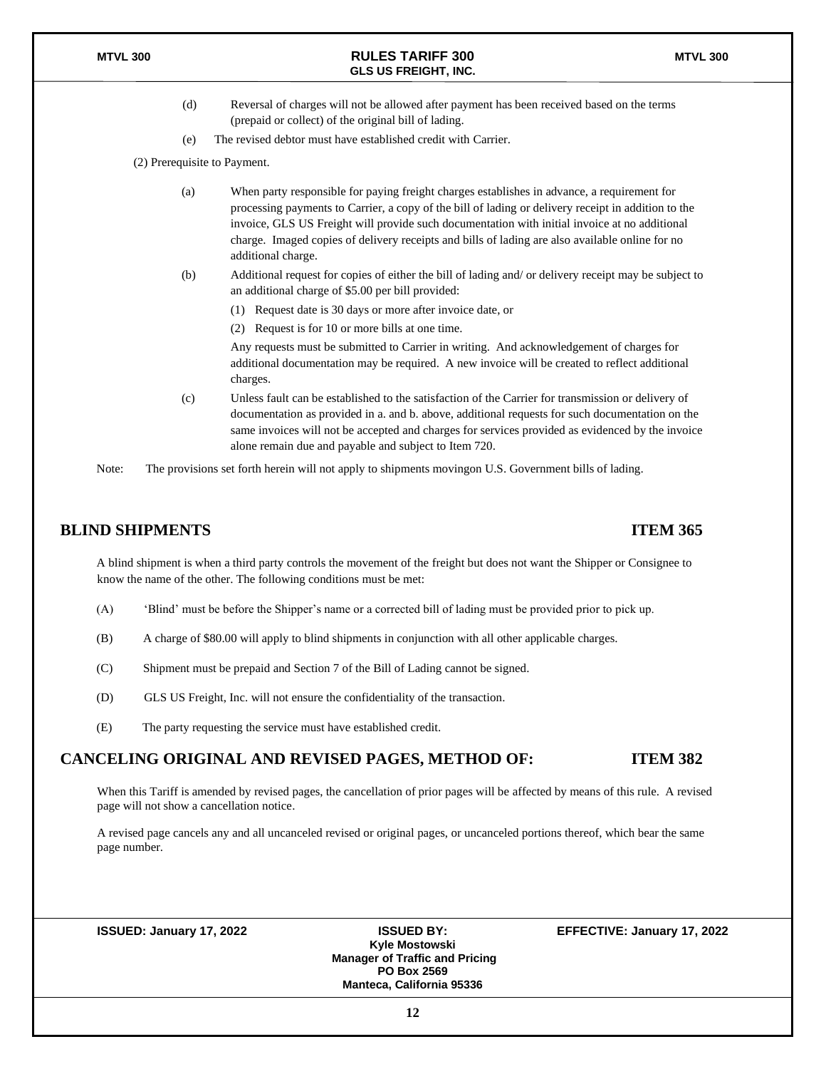(d) Reversal of charges will not be allowed after payment has been received based on the terms (prepaid or collect) of the original bill of lading.

(e) The revised debtor must have established credit with Carrier.

(2) Prerequisite to Payment.

(a) When party responsible for paying freight charges establishes in advance, a requirement for processing payments to Carrier, a copy of the bill of lading or delivery receipt in addition to the invoice, GLS US Freight will provide such documentation with initial invoice at no additional charge. Imaged copies of delivery receipts and bills of lading are also available online for no additional charge.

(b) Additional request for copies of either the bill of lading and/ or delivery receipt may be subject to an additional charge of $5.00 per bill provided:

(1) Request date is 30 days or more after invoice date, or

(2) Request is for 10 or more bills at one time.

Any requests must be submitted to Carrier in writing. And acknowledgement of charges for additional documentation may be required. A new invoice will be created to reflect additional charges.

(c) Unless fault can be established to the satisfaction of the Carrier for transmission or delivery of documentation as provided in a. and b. above, additional requests for such documentation on the same invoices will not be accepted and charges for services provided as evidenced by the invoice alone remain due and payable and subject to Item 720.

Note: The provisions set forth herein will not apply to shipments movingon U.S. Government bills of lading.

## BLIND SHIPMENTS — ITEM 365

A blind shipment is when a third party controls the movement of the freight but does not want the Shipper or Consignee to know the name of the other. The following conditions must be met:

(A) 'Blind' must be before the Shipper's name or a corrected bill of lading must be provided prior to pick up.

(B) A charge of $80.00 will apply to blind shipments in conjunction with all other applicable charges.

(C) Shipment must be prepaid and Section 7 of the Bill of Lading cannot be signed.

(D) GLS US Freight, Inc. will not ensure the confidentiality of the transaction.

(E) The party requesting the service must have established credit.

## CANCELING ORIGINAL AND REVISED PAGES, METHOD OF: — ITEM 382

When this Tariff is amended by revised pages, the cancellation of prior pages will be affected by means of this rule. A revised page will not show a cancellation notice.

A revised page cancels any and all uncanceled revised or original pages, or uncanceled portions thereof, which bear the same page number.

ISSUED: January 17, 2022

ISSUED BY: Kyle Mostowski, Manager of Traffic and Pricing, PO Box 2569, Manteca, California 95336

EFFECTIVE: January 17, 2022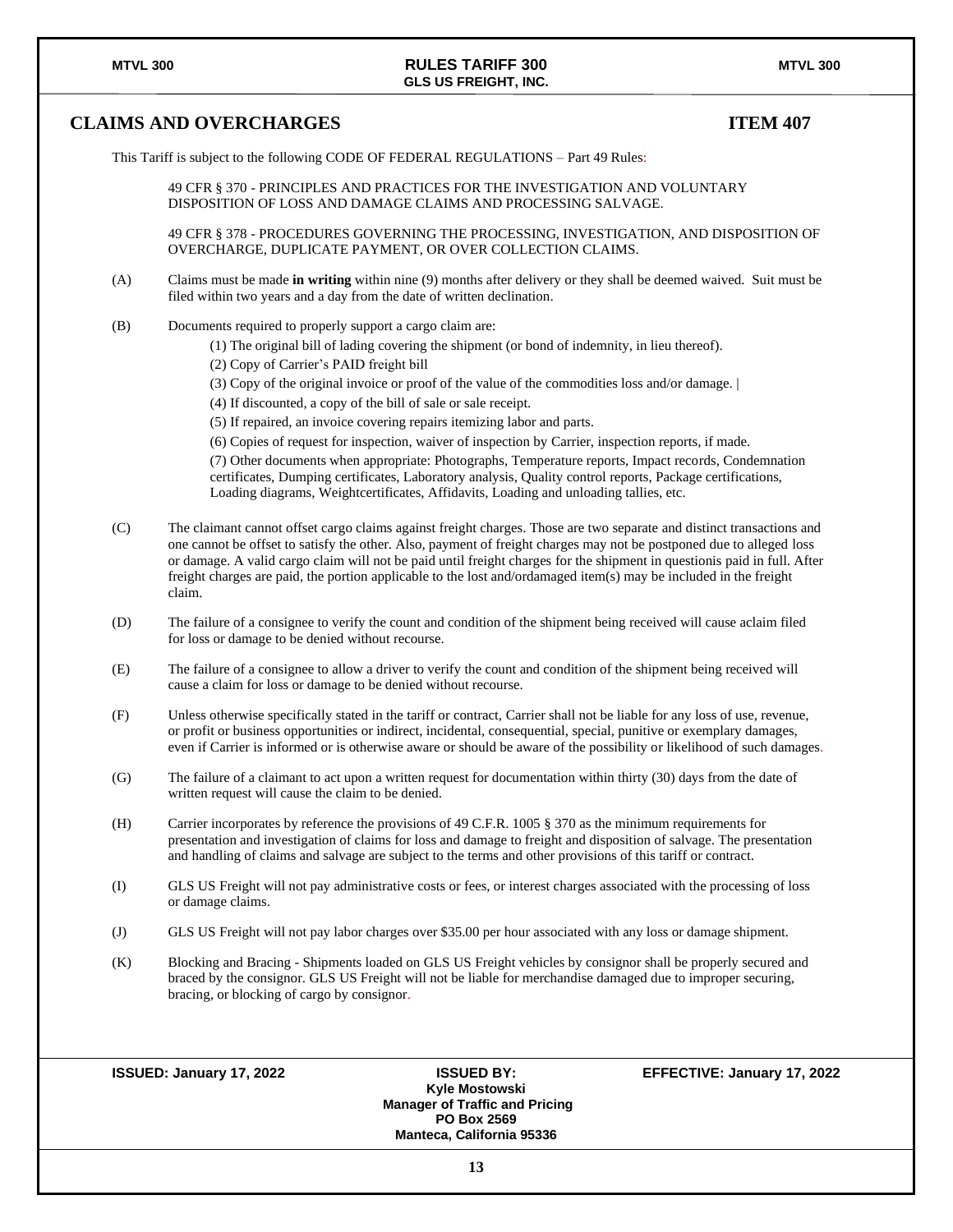## CLAIMS AND OVERCHARGES — ITEM 407

This Tariff is subject to the following CODE OF FEDERAL REGULATIONS – Part 49 Rules:

49 CFR § 370 - PRINCIPLES AND PRACTICES FOR THE INVESTIGATION AND VOLUNTARY DISPOSITION OF LOSS AND DAMAGE CLAIMS AND PROCESSING SALVAGE.

49 CFR § 378 - PROCEDURES GOVERNING THE PROCESSING, INVESTIGATION, AND DISPOSITION OF OVERCHARGE, DUPLICATE PAYMENT, OR OVER COLLECTION CLAIMS.

(A) Claims must be made **in writing** within nine (9) months after delivery or they shall be deemed waived. Suit must be filed within two years and a day from the date of written declination.

(B) Documents required to properly support a cargo claim are:

(1) The original bill of lading covering the shipment (or bond of indemnity, in lieu thereof).

(2) Copy of Carrier's PAID freight bill

(3) Copy of the original invoice or proof of the value of the commodities loss and/or damage. |

(4) If discounted, a copy of the bill of sale or sale receipt.

(5) If repaired, an invoice covering repairs itemizing labor and parts.

(6) Copies of request for inspection, waiver of inspection by Carrier, inspection reports, if made.

(7) Other documents when appropriate: Photographs, Temperature reports, Impact records, Condemnation certificates, Dumping certificates, Laboratory analysis, Quality control reports, Package certifications, Loading diagrams, Weightcertificates, Affidavits, Loading and unloading tallies, etc.

(C) The claimant cannot offset cargo claims against freight charges. Those are two separate and distinct transactions and one cannot be offset to satisfy the other. Also, payment of freight charges may not be postponed due to alleged loss or damage. A valid cargo claim will not be paid until freight charges for the shipment in questionis paid in full. After freight charges are paid, the portion applicable to the lost and/ordamaged item(s) may be included in the freight claim.

(D) The failure of a consignee to verify the count and condition of the shipment being received will cause aclaim filed for loss or damage to be denied without recourse.

(E) The failure of a consignee to allow a driver to verify the count and condition of the shipment being received will cause a claim for loss or damage to be denied without recourse.

(F) Unless otherwise specifically stated in the tariff or contract, Carrier shall not be liable for any loss of use, revenue, or profit or business opportunities or indirect, incidental, consequential, special, punitive or exemplary damages, even if Carrier is informed or is otherwise aware or should be aware of the possibility or likelihood of such damages.

(G) The failure of a claimant to act upon a written request for documentation within thirty (30) days from the date of written request will cause the claim to be denied.

(H) Carrier incorporates by reference the provisions of 49 C.F.R. 1005 § 370 as the minimum requirements for presentation and investigation of claims for loss and damage to freight and disposition of salvage. The presentation and handling of claims and salvage are subject to the terms and other provisions of this tariff or contract.

(I) GLS US Freight will not pay administrative costs or fees, or interest charges associated with the processing of loss or damage claims.

(J) GLS US Freight will not pay labor charges over $35.00 per hour associated with any loss or damage shipment.

(K) Blocking and Bracing - Shipments loaded on GLS US Freight vehicles by consignor shall be properly secured and braced by the consignor. GLS US Freight will not be liable for merchandise damaged due to improper securing, bracing, or blocking of cargo by consignor.

**ISSUED: January 17, 2022** | **ISSUED BY:** Kyle Mostowski, Manager of Traffic and Pricing, PO Box 2569, Manteca, California 95336 | **EFFECTIVE: January 17, 2022**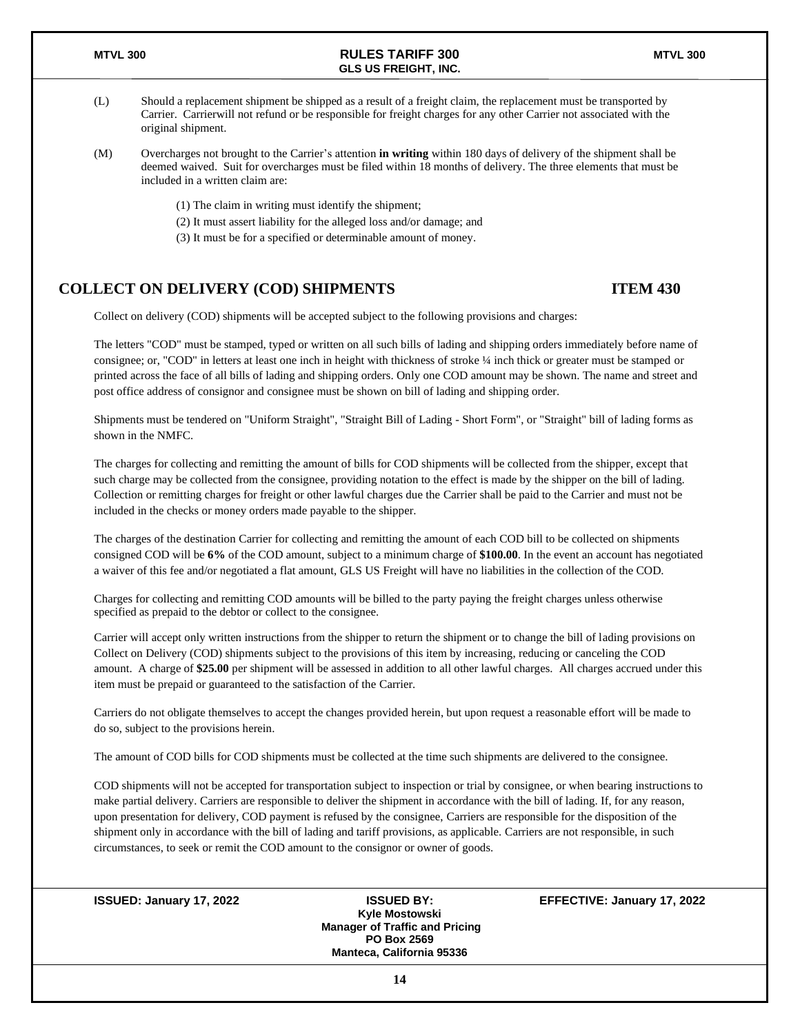(L) Should a replacement shipment be shipped as a result of a freight claim, the replacement must be transported by Carrier. Carrierwill not refund or be responsible for freight charges for any other Carrier not associated with the original shipment.

(M) Overcharges not brought to the Carrier's attention **in writing** within 180 days of delivery of the shipment shall be deemed waived. Suit for overcharges must be filed within 18 months of delivery. The three elements that must be included in a written claim are:

(1) The claim in writing must identify the shipment;
(2) It must assert liability for the alleged loss and/or damage; and
(3) It must be for a specified or determinable amount of money.

## COLLECT ON DELIVERY (COD) SHIPMENTS ITEM 430

Collect on delivery (COD) shipments will be accepted subject to the following provisions and charges:

The letters "COD" must be stamped, typed or written on all such bills of lading and shipping orders immediately before name of consignee; or, "COD" in letters at least one inch in height with thickness of stroke ¼ inch thick or greater must be stamped or printed across the face of all bills of lading and shipping orders. Only one COD amount may be shown. The name and street and post office address of consignor and consignee must be shown on bill of lading and shipping order.

Shipments must be tendered on "Uniform Straight", "Straight Bill of Lading - Short Form", or "Straight" bill of lading forms as shown in the NMFC.

The charges for collecting and remitting the amount of bills for COD shipments will be collected from the shipper, except that such charge may be collected from the consignee, providing notation to the effect is made by the shipper on the bill of lading. Collection or remitting charges for freight or other lawful charges due the Carrier shall be paid to the Carrier and must not be included in the checks or money orders made payable to the shipper.

The charges of the destination Carrier for collecting and remitting the amount of each COD bill to be collected on shipments consigned COD will be **6%** of the COD amount, subject to a minimum charge of **$100.00**. In the event an account has negotiated a waiver of this fee and/or negotiated a flat amount, GLS US Freight will have no liabilities in the collection of the COD.

Charges for collecting and remitting COD amounts will be billed to the party paying the freight charges unless otherwise specified as prepaid to the debtor or collect to the consignee.

Carrier will accept only written instructions from the shipper to return the shipment or to change the bill of lading provisions on Collect on Delivery (COD) shipments subject to the provisions of this item by increasing, reducing or canceling the COD amount. A charge of **$25.00** per shipment will be assessed in addition to all other lawful charges. All charges accrued under this item must be prepaid or guaranteed to the satisfaction of the Carrier.

Carriers do not obligate themselves to accept the changes provided herein, but upon request a reasonable effort will be made to do so, subject to the provisions herein.

The amount of COD bills for COD shipments must be collected at the time such shipments are delivered to the consignee.

COD shipments will not be accepted for transportation subject to inspection or trial by consignee, or when bearing instructions to make partial delivery. Carriers are responsible to deliver the shipment in accordance with the bill of lading. If, for any reason, upon presentation for delivery, COD payment is refused by the consignee, Carriers are responsible for the disposition of the shipment only in accordance with the bill of lading and tariff provisions, as applicable. Carriers are not responsible, in such circumstances, to seek or remit the COD amount to the consignor or owner of goods.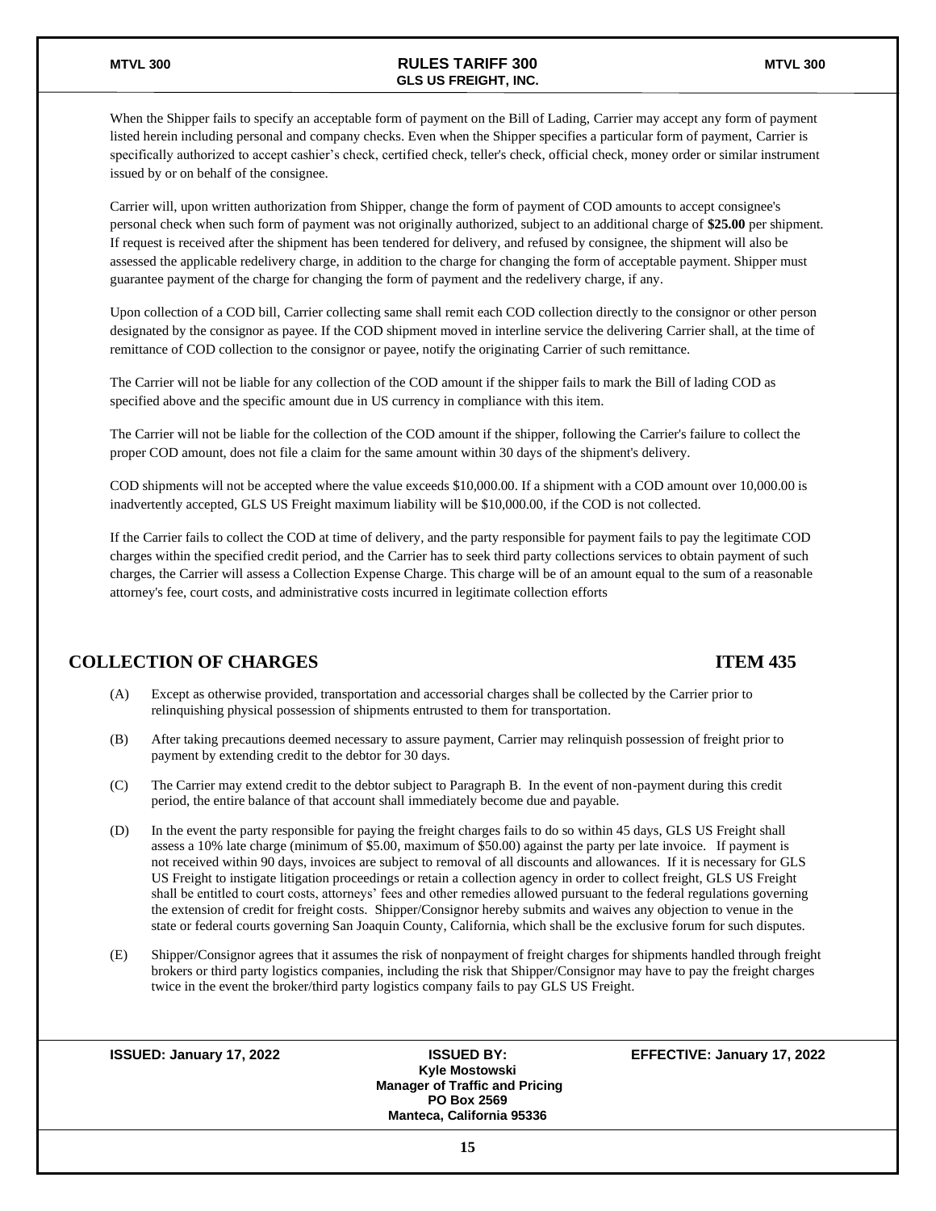When the Shipper fails to specify an acceptable form of payment on the Bill of Lading, Carrier may accept any form of payment listed herein including personal and company checks. Even when the Shipper specifies a particular form of payment, Carrier is specifically authorized to accept cashier's check, certified check, teller's check, official check, money order or similar instrument issued by or on behalf of the consignee.

Carrier will, upon written authorization from Shipper, change the form of payment of COD amounts to accept consignee's personal check when such form of payment was not originally authorized, subject to an additional charge of **$25.00** per shipment. If request is received after the shipment has been tendered for delivery, and refused by consignee, the shipment will also be assessed the applicable redelivery charge, in addition to the charge for changing the form of acceptable payment. Shipper must guarantee payment of the charge for changing the form of payment and the redelivery charge, if any.

Upon collection of a COD bill, Carrier collecting same shall remit each COD collection directly to the consignor or other person designated by the consignor as payee. If the COD shipment moved in interline service the delivering Carrier shall, at the time of remittance of COD collection to the consignor or payee, notify the originating Carrier of such remittance.

The Carrier will not be liable for any collection of the COD amount if the shipper fails to mark the Bill of lading COD as specified above and the specific amount due in US currency in compliance with this item.

The Carrier will not be liable for the collection of the COD amount if the shipper, following the Carrier's failure to collect the proper COD amount, does not file a claim for the same amount within 30 days of the shipment's delivery.

COD shipments will not be accepted where the value exceeds $10,000.00. If a shipment with a COD amount over 10,000.00 is inadvertently accepted, GLS US Freight maximum liability will be $10,000.00, if the COD is not collected.

If the Carrier fails to collect the COD at time of delivery, and the party responsible for payment fails to pay the legitimate COD charges within the specified credit period, and the Carrier has to seek third party collections services to obtain payment of such charges, the Carrier will assess a Collection Expense Charge. This charge will be of an amount equal to the sum of a reasonable attorney's fee, court costs, and administrative costs incurred in legitimate collection efforts

## COLLECTION OF CHARGES — ITEM 435

(A) Except as otherwise provided, transportation and accessorial charges shall be collected by the Carrier prior to relinquishing physical possession of shipments entrusted to them for transportation.

(B) After taking precautions deemed necessary to assure payment, Carrier may relinquish possession of freight prior to payment by extending credit to the debtor for 30 days.

(C) The Carrier may extend credit to the debtor subject to Paragraph B. In the event of non-payment during this credit period, the entire balance of that account shall immediately become due and payable.

(D) In the event the party responsible for paying the freight charges fails to do so within 45 days, GLS US Freight shall assess a 10% late charge (minimum of $5.00, maximum of $50.00) against the party per late invoice. If payment is not received within 90 days, invoices are subject to removal of all discounts and allowances. If it is necessary for GLS US Freight to instigate litigation proceedings or retain a collection agency in order to collect freight, GLS US Freight shall be entitled to court costs, attorneys' fees and other remedies allowed pursuant to the federal regulations governing the extension of credit for freight costs. Shipper/Consignor hereby submits and waives any objection to venue in the state or federal courts governing San Joaquin County, California, which shall be the exclusive forum for such disputes.

(E) Shipper/Consignor agrees that it assumes the risk of nonpayment of freight charges for shipments handled through freight brokers or third party logistics companies, including the risk that Shipper/Consignor may have to pay the freight charges twice in the event the broker/third party logistics company fails to pay GLS US Freight.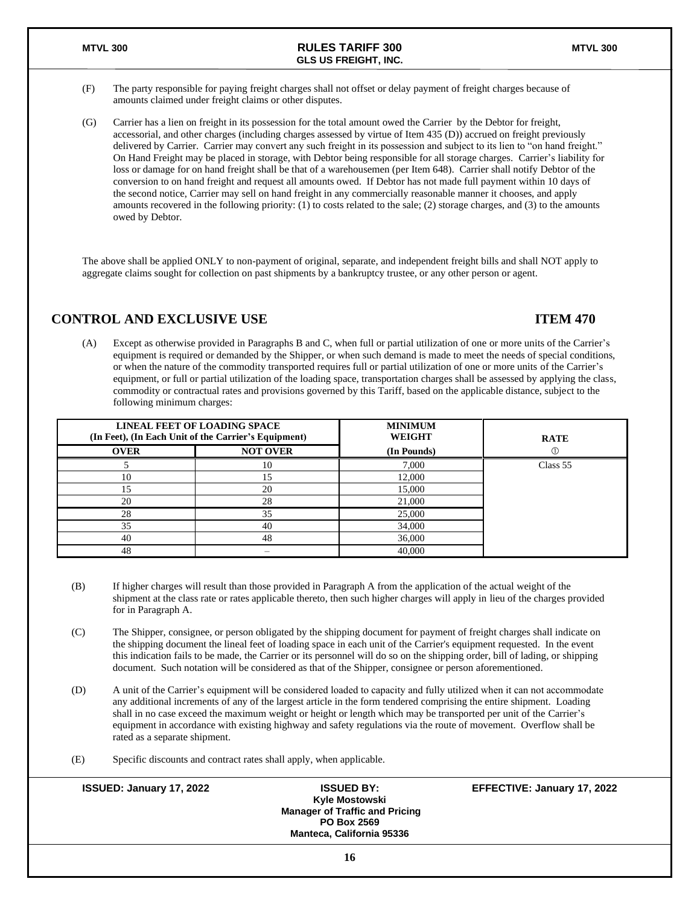(F) The party responsible for paying freight charges shall not offset or delay payment of freight charges because of amounts claimed under freight claims or other disputes.

(G) Carrier has a lien on freight in its possession for the total amount owed the Carrier by the Debtor for freight, accessorial, and other charges (including charges assessed by virtue of Item 435 (D)) accrued on freight previously delivered by Carrier. Carrier may convert any such freight in its possession and subject to its lien to "on hand freight." On Hand Freight may be placed in storage, with Debtor being responsible for all storage charges. Carrier's liability for loss or damage for on hand freight shall be that of a warehousemen (per Item 648). Carrier shall notify Debtor of the conversion to on hand freight and request all amounts owed. If Debtor has not made full payment within 10 days of the second notice, Carrier may sell on hand freight in any commercially reasonable manner it chooses, and apply amounts recovered in the following priority: (1) to costs related to the sale; (2) storage charges, and (3) to the amounts owed by Debtor.

The above shall be applied ONLY to non-payment of original, separate, and independent freight bills and shall NOT apply to aggregate claims sought for collection on past shipments by a bankruptcy trustee, or any other person or agent.

## CONTROL AND EXCLUSIVE USE — ITEM 470

(A) Except as otherwise provided in Paragraphs B and C, when full or partial utilization of one or more units of the Carrier's equipment is required or demanded by the Shipper, or when such demand is made to meet the needs of special conditions, or when the nature of the commodity transported requires full or partial utilization of one or more units of the Carrier's equipment, or full or partial utilization of the loading space, transportation charges shall be assessed by applying the class, commodity or contractual rates and provisions governed by this Tariff, based on the applicable distance, subject to the following minimum charges:

| LINEAL FEET OF LOADING SPACE (In Feet), (In Each Unit of the Carrier's Equipment) | | MINIMUM WEIGHT | RATE |
|---|---|---|---|
| OVER | NOT OVER | (In Pounds) | ① |
| 5 | 10 | 7,000 | Class 55 |
| 10 | 15 | 12,000 | |
| 15 | 20 | 15,000 | |
| 20 | 28 | 21,000 | |
| 28 | 35 | 25,000 | |
| 35 | 40 | 34,000 | |
| 40 | 48 | 36,000 | |
| 48 | – | 40,000 | |

(B) If higher charges will result than those provided in Paragraph A from the application of the actual weight of the shipment at the class rate or rates applicable thereto, then such higher charges will apply in lieu of the charges provided for in Paragraph A.

(C) The Shipper, consignee, or person obligated by the shipping document for payment of freight charges shall indicate on the shipping document the lineal feet of loading space in each unit of the Carrier's equipment requested. In the event this indication fails to be made, the Carrier or its personnel will do so on the shipping order, bill of lading, or shipping document. Such notation will be considered as that of the Shipper, consignee or person aforementioned.

(D) A unit of the Carrier's equipment will be considered loaded to capacity and fully utilized when it can not accommodate any additional increments of any of the largest article in the form tendered comprising the entire shipment. Loading shall in no case exceed the maximum weight or height or length which may be transported per unit of the Carrier's equipment in accordance with existing highway and safety regulations via the route of movement. Overflow shall be rated as a separate shipment.

(E) Specific discounts and contract rates shall apply, when applicable.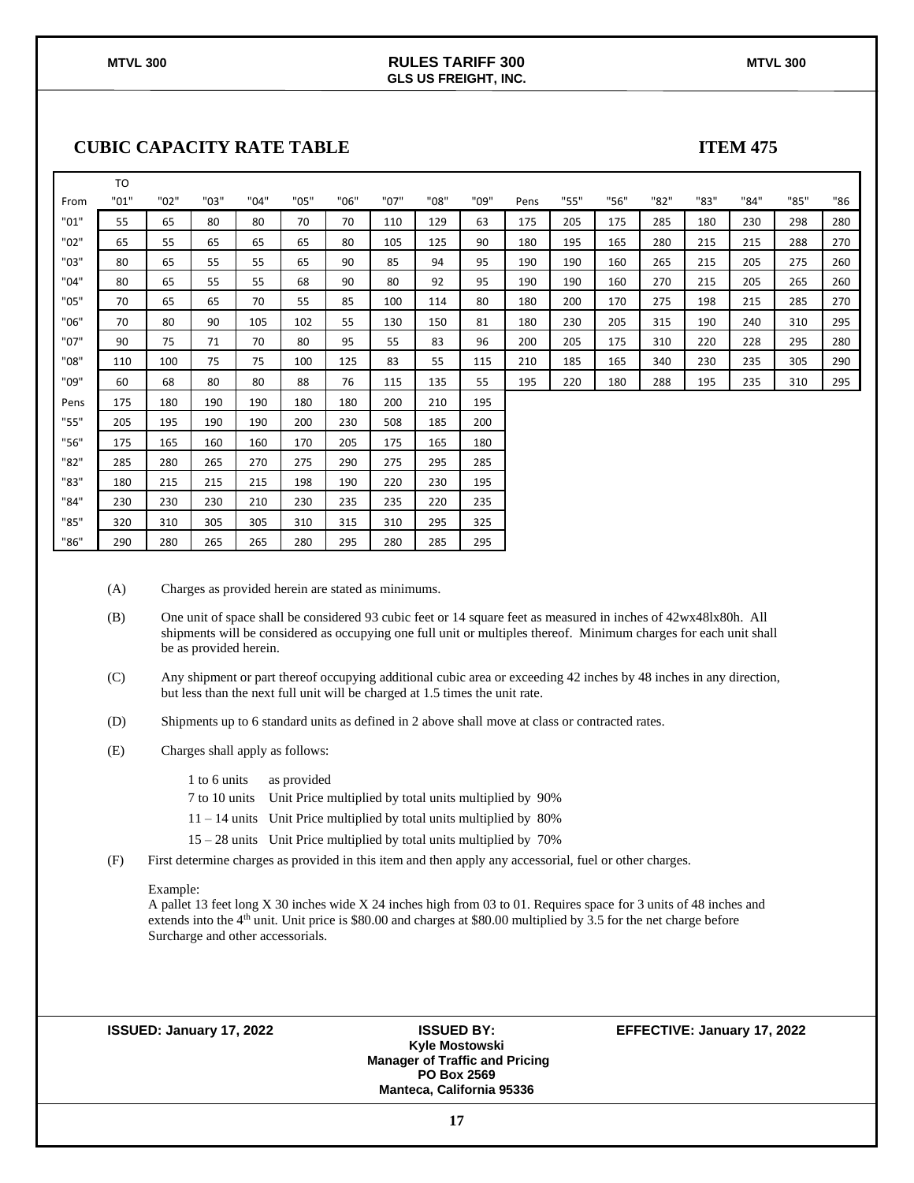## CUBIC CAPACITY RATE TABLE

**ITEM 475**

| From | TO "01" | "02" | "03" | "04" | "05" | "06" | "07" | "08" | "09" | Pens | "55" | "56" | "82" | "83" | "84" | "85" | "86 |
|---|---|---|---|---|---|---|---|---|---|---|---|---|---|---|---|---|---|
| "01" | 55 | 65 | 80 | 80 | 70 | 70 | 110 | 129 | 63 | 175 | 205 | 175 | 285 | 180 | 230 | 298 | 280 |
| "02" | 65 | 55 | 65 | 65 | 65 | 80 | 105 | 125 | 90 | 180 | 195 | 165 | 280 | 215 | 215 | 288 | 270 |
| "03" | 80 | 65 | 55 | 55 | 65 | 90 | 85 | 94 | 95 | 190 | 190 | 160 | 265 | 215 | 205 | 275 | 260 |
| "04" | 80 | 65 | 55 | 55 | 68 | 90 | 80 | 92 | 95 | 190 | 190 | 160 | 270 | 215 | 205 | 265 | 260 |
| "05" | 70 | 65 | 65 | 70 | 55 | 85 | 100 | 114 | 80 | 180 | 200 | 170 | 275 | 198 | 215 | 285 | 270 |
| "06" | 70 | 80 | 90 | 105 | 102 | 55 | 130 | 150 | 81 | 180 | 230 | 205 | 315 | 190 | 240 | 310 | 295 |
| "07" | 90 | 75 | 71 | 70 | 80 | 95 | 55 | 83 | 96 | 200 | 205 | 175 | 310 | 220 | 228 | 295 | 280 |
| "08" | 110 | 100 | 75 | 75 | 100 | 125 | 83 | 55 | 115 | 210 | 185 | 165 | 340 | 230 | 235 | 305 | 290 |
| "09" | 60 | 68 | 80 | 80 | 88 | 76 | 115 | 135 | 55 | 195 | 220 | 180 | 288 | 195 | 235 | 310 | 295 |
| Pens | 175 | 180 | 190 | 190 | 180 | 180 | 200 | 210 | 195 | | | | | | | | |
| "55" | 205 | 195 | 190 | 190 | 200 | 230 | 508 | 185 | 200 | | | | | | | | |
| "56" | 175 | 165 | 160 | 160 | 170 | 205 | 175 | 165 | 180 | | | | | | | | |
| "82" | 285 | 280 | 265 | 270 | 275 | 290 | 275 | 295 | 285 | | | | | | | | |
| "83" | 180 | 215 | 215 | 215 | 198 | 190 | 220 | 230 | 195 | | | | | | | | |
| "84" | 230 | 230 | 230 | 210 | 230 | 235 | 235 | 220 | 235 | | | | | | | | |
| "85" | 320 | 310 | 305 | 305 | 310 | 315 | 310 | 295 | 325 | | | | | | | | |
| "86" | 290 | 280 | 265 | 265 | 280 | 295 | 280 | 285 | 295 | | | | | | | | |

(A) Charges as provided herein are stated as minimums.

(B) One unit of space shall be considered 93 cubic feet or 14 square feet as measured in inches of 42wx48lx80h. All shipments will be considered as occupying one full unit or multiples thereof. Minimum charges for each unit shall be as provided herein.

(C) Any shipment or part thereof occupying additional cubic area or exceeding 42 inches by 48 inches in any direction, but less than the next full unit will be charged at 1.5 times the unit rate.

(D) Shipments up to 6 standard units as defined in 2 above shall move at class or contracted rates.

(E) Charges shall apply as follows:

- 1 to 6 units as provided
- 7 to 10 units Unit Price multiplied by total units multiplied by 90%
- 11 – 14 units Unit Price multiplied by total units multiplied by 80%
- 15 – 28 units Unit Price multiplied by total units multiplied by 70%

(F) First determine charges as provided in this item and then apply any accessorial, fuel or other charges.

Example:
A pallet 13 feet long X 30 inches wide X 24 inches high from 03 to 01. Requires space for 3 units of 48 inches and extends into the 4th unit. Unit price is $80.00 and charges at $80.00 multiplied by 3.5 for the net charge before Surcharge and other accessorials.

**ISSUED: January 17, 2022**

**ISSUED BY:**
**Kyle Mostowski**
**Manager of Traffic and Pricing**
**PO Box 2569**
**Manteca, California 95336**

**EFFECTIVE: January 17, 2022**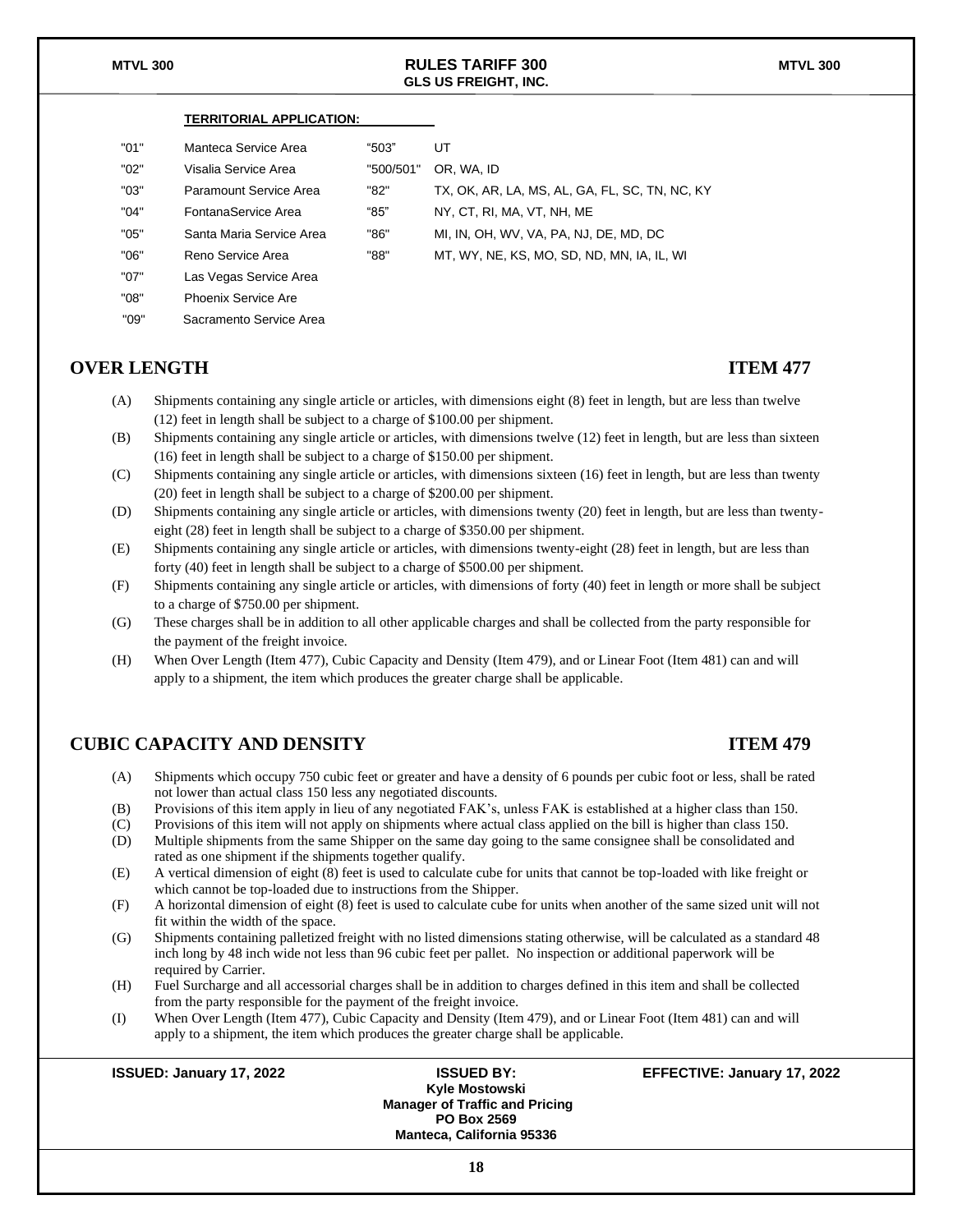**TERRITORIAL APPLICATION:**

| | | | |
|---|---|---|---|
| "01" | Manteca Service Area | "503" | UT |
| "02" | Visalia Service Area | "500/501" | OR, WA, ID |
| "03" | Paramount Service Area | "82" | TX, OK, AR, LA, MS, AL, GA, FL, SC, TN, NC, KY |
| "04" | FontanaService Area | "85" | NY, CT, RI, MA, VT, NH, ME |
| "05" | Santa Maria Service Area | "86" | MI, IN, OH, WV, VA, PA, NJ, DE, MD, DC |
| "06" | Reno Service Area | "88" | MT, WY, NE, KS, MO, SD, ND, MN, IA, IL, WI |
| "07" | Las Vegas Service Area | | |
| "08" | Phoenix Service Are | | |
| "09" | Sacramento Service Area | | |

## OVER LENGTH — ITEM 477

(A) Shipments containing any single article or articles, with dimensions eight (8) feet in length, but are less than twelve (12) feet in length shall be subject to a charge of $100.00 per shipment.

(B) Shipments containing any single article or articles, with dimensions twelve (12) feet in length, but are less than sixteen (16) feet in length shall be subject to a charge of $150.00 per shipment.

(C) Shipments containing any single article or articles, with dimensions sixteen (16) feet in length, but are less than twenty (20) feet in length shall be subject to a charge of $200.00 per shipment.

(D) Shipments containing any single article or articles, with dimensions twenty (20) feet in length, but are less than twenty-eight (28) feet in length shall be subject to a charge of $350.00 per shipment.

(E) Shipments containing any single article or articles, with dimensions twenty-eight (28) feet in length, but are less than forty (40) feet in length shall be subject to a charge of $500.00 per shipment.

(F) Shipments containing any single article or articles, with dimensions of forty (40) feet in length or more shall be subject to a charge of $750.00 per shipment.

(G) These charges shall be in addition to all other applicable charges and shall be collected from the party responsible for the payment of the freight invoice.

(H) When Over Length (Item 477), Cubic Capacity and Density (Item 479), and or Linear Foot (Item 481) can and will apply to a shipment, the item which produces the greater charge shall be applicable.

## CUBIC CAPACITY AND DENSITY — ITEM 479

(A) Shipments which occupy 750 cubic feet or greater and have a density of 6 pounds per cubic foot or less, shall be rated not lower than actual class 150 less any negotiated discounts.

(B) Provisions of this item apply in lieu of any negotiated FAK's, unless FAK is established at a higher class than 150.

(C) Provisions of this item will not apply on shipments where actual class applied on the bill is higher than class 150.

(D) Multiple shipments from the same Shipper on the same day going to the same consignee shall be consolidated and rated as one shipment if the shipments together qualify.

(E) A vertical dimension of eight (8) feet is used to calculate cube for units that cannot be top-loaded with like freight or which cannot be top-loaded due to instructions from the Shipper.

(F) A horizontal dimension of eight (8) feet is used to calculate cube for units when another of the same sized unit will not fit within the width of the space.

(G) Shipments containing palletized freight with no listed dimensions stating otherwise, will be calculated as a standard 48 inch long by 48 inch wide not less than 96 cubic feet per pallet. No inspection or additional paperwork will be required by Carrier.

(H) Fuel Surcharge and all accessorial charges shall be in addition to charges defined in this item and shall be collected from the party responsible for the payment of the freight invoice.

(I) When Over Length (Item 477), Cubic Capacity and Density (Item 479), and or Linear Foot (Item 481) can and will apply to a shipment, the item which produces the greater charge shall be applicable.

**ISSUED: January 17, 2022** | **ISSUED BY:** Kyle Mostowski, Manager of Traffic and Pricing, PO Box 2569, Manteca, California 95336 | **EFFECTIVE: January 17, 2022**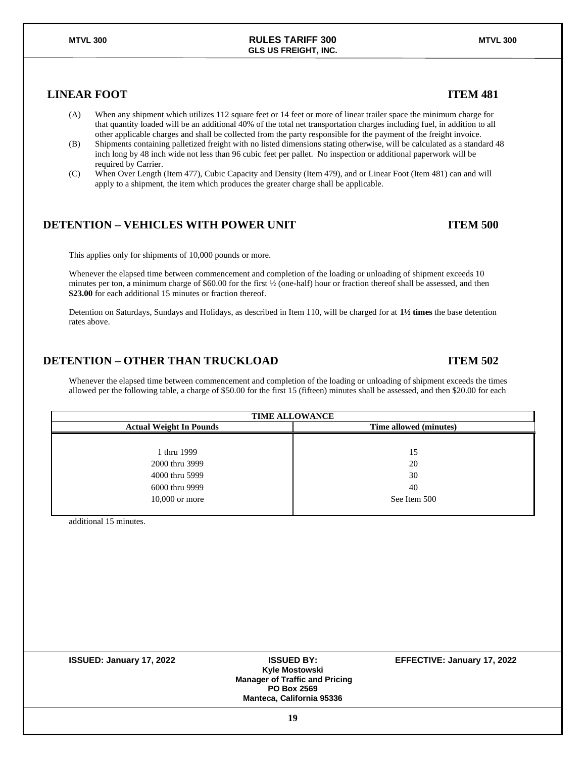## LINEAR FOOT — ITEM 481

(A) When any shipment which utilizes 112 square feet or 14 feet or more of linear trailer space the minimum charge for that quantity loaded will be an additional 40% of the total net transportation charges including fuel, in addition to all other applicable charges and shall be collected from the party responsible for the payment of the freight invoice.

(B) Shipments containing palletized freight with no listed dimensions stating otherwise, will be calculated as a standard 48 inch long by 48 inch wide not less than 96 cubic feet per pallet. No inspection or additional paperwork will be required by Carrier.

(C) When Over Length (Item 477), Cubic Capacity and Density (Item 479), and or Linear Foot (Item 481) can and will apply to a shipment, the item which produces the greater charge shall be applicable.

## DETENTION – VEHICLES WITH POWER UNIT — ITEM 500

This applies only for shipments of 10,000 pounds or more.

Whenever the elapsed time between commencement and completion of the loading or unloading of shipment exceeds 10 minutes per ton, a minimum charge of $60.00 for the first ½ (one-half) hour or fraction thereof shall be assessed, and then **$23.00** for each additional 15 minutes or fraction thereof.

Detention on Saturdays, Sundays and Holidays, as described in Item 110, will be charged for at **1½ times** the base detention rates above.

## DETENTION – OTHER THAN TRUCKLOAD — ITEM 502

Whenever the elapsed time between commencement and completion of the loading or unloading of shipment exceeds the times allowed per the following table, a charge of $50.00 for the first 15 (fifteen) minutes shall be assessed, and then $20.00 for each additional 15 minutes.

| TIME ALLOWANCE | |
|---|---|
| **Actual Weight In Pounds** | **Time allowed (minutes)** |
| 1 thru 1999 | 15 |
| 2000 thru 3999 | 20 |
| 4000 thru 5999 | 30 |
| 6000 thru 9999 | 40 |
| 10,000 or more | See Item 500 |

**ISSUED: January 17, 2022** — **ISSUED BY:** Kyle Mostowski, Manager of Traffic and Pricing, PO Box 2569, Manteca, California 95336 — **EFFECTIVE: January 17, 2022**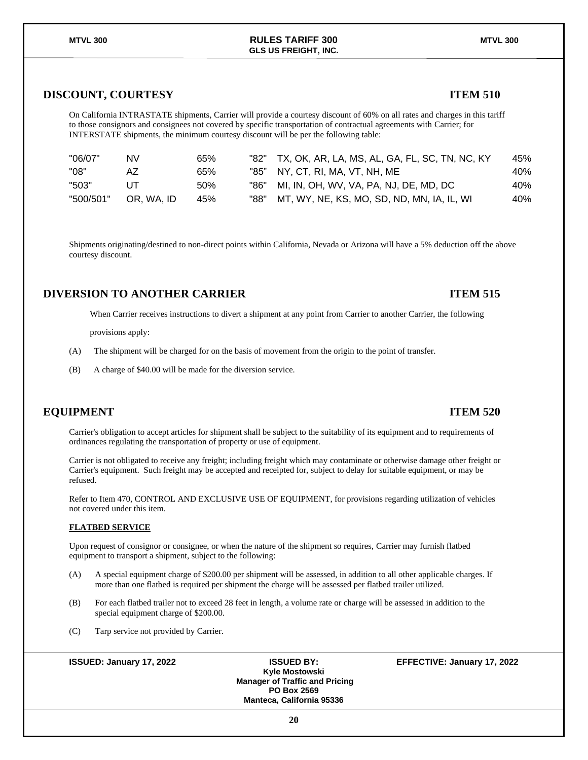## DISCOUNT, COURTESY — ITEM 510

On California INTRASTATE shipments, Carrier will provide a courtesy discount of 60% on all rates and charges in this tariff to those consignors and consignees not covered by specific transportation of contractual agreements with Carrier; for INTERSTATE shipments, the minimum courtesy discount will be per the following table:

| | | | | | |
|---|---|---|---|---|---|
| "06/07" | NV | 65% | "82" | TX, OK, AR, LA, MS, AL, GA, FL, SC, TN, NC, KY | 45% |
| "08" | AZ | 65% | "85" | NY, CT, RI, MA, VT, NH, ME | 40% |
| "503" | UT | 50% | "86" | MI, IN, OH, WV, VA, PA, NJ, DE, MD, DC | 40% |
| "500/501" | OR, WA, ID | 45% | "88" | MT, WY, NE, KS, MO, SD, ND, MN, IA, IL, WI | 40% |

Shipments originating/destined to non-direct points within California, Nevada or Arizona will have a 5% deduction off the above courtesy discount.

## DIVERSION TO ANOTHER CARRIER — ITEM 515

When Carrier receives instructions to divert a shipment at any point from Carrier to another Carrier, the following provisions apply:

(A) The shipment will be charged for on the basis of movement from the origin to the point of transfer.

(B) A charge of $40.00 will be made for the diversion service.

## EQUIPMENT — ITEM 520

Carrier's obligation to accept articles for shipment shall be subject to the suitability of its equipment and to requirements of ordinances regulating the transportation of property or use of equipment.

Carrier is not obligated to receive any freight; including freight which may contaminate or otherwise damage other freight or Carrier's equipment. Such freight may be accepted and receipted for, subject to delay for suitable equipment, or may be refused.

Refer to Item 470, CONTROL AND EXCLUSIVE USE OF EQUIPMENT, for provisions regarding utilization of vehicles not covered under this item.

**FLATBED SERVICE**

Upon request of consignor or consignee, or when the nature of the shipment so requires, Carrier may furnish flatbed equipment to transport a shipment, subject to the following:

(A) A special equipment charge of $200.00 per shipment will be assessed, in addition to all other applicable charges. If more than one flatbed is required per shipment the charge will be assessed per flatbed trailer utilized.

(B) For each flatbed trailer not to exceed 28 feet in length, a volume rate or charge will be assessed in addition to the special equipment charge of $200.00.

(C) Tarp service not provided by Carrier.

ISSUED: January 17, 2022 — ISSUED BY: Kyle Mostowski, Manager of Traffic and Pricing, PO Box 2569, Manteca, California 95336 — EFFECTIVE: January 17, 2022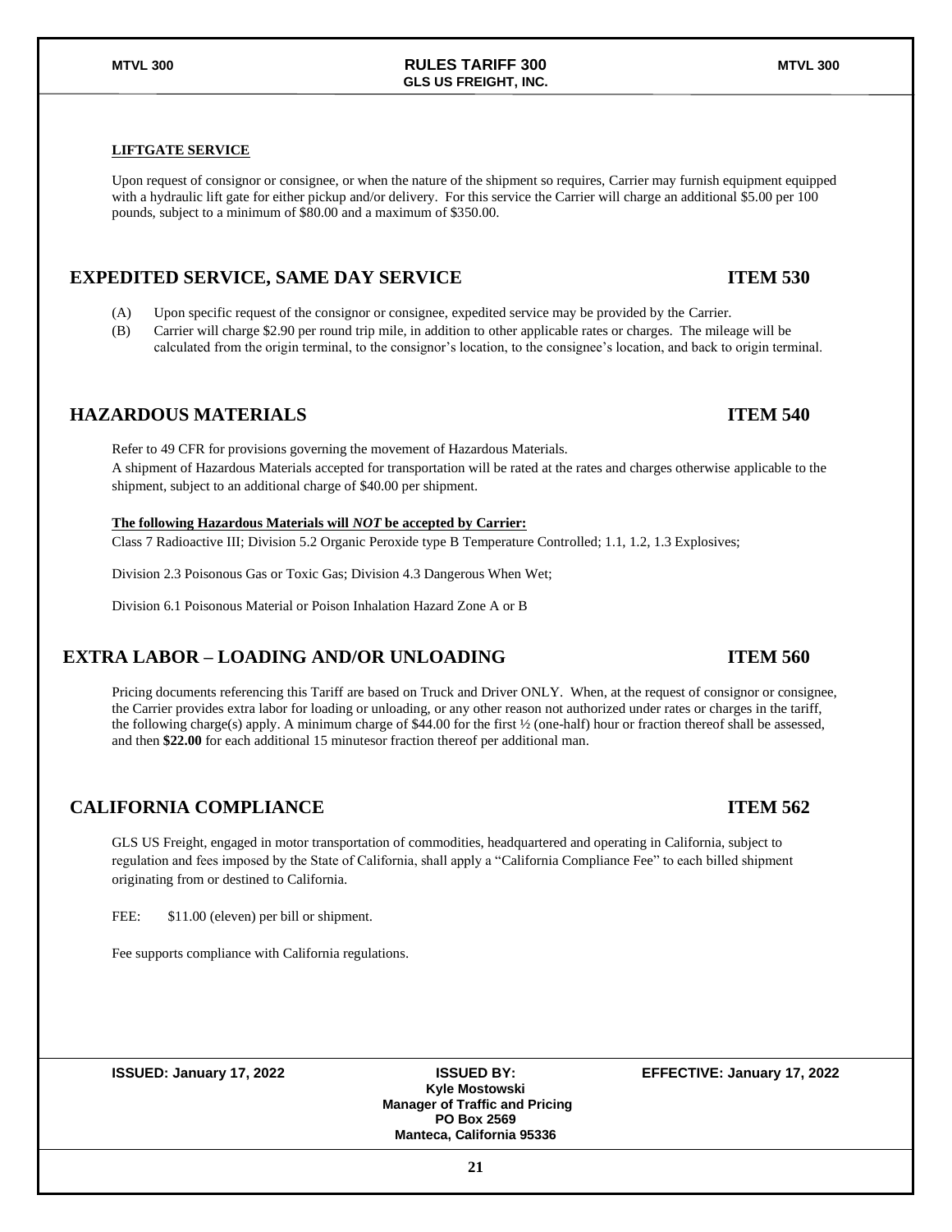**LIFTGATE SERVICE**

Upon request of consignor or consignee, or when the nature of the shipment so requires, Carrier may furnish equipment equipped with a hydraulic lift gate for either pickup and/or delivery. For this service the Carrier will charge an additional $5.00 per 100 pounds, subject to a minimum of $80.00 and a maximum of $350.00.

## EXPEDITED SERVICE, SAME DAY SERVICE — ITEM 530

(A) Upon specific request of the consignor or consignee, expedited service may be provided by the Carrier.

(B) Carrier will charge $2.90 per round trip mile, in addition to other applicable rates or charges. The mileage will be calculated from the origin terminal, to the consignor's location, to the consignee's location, and back to origin terminal.

## HAZARDOUS MATERIALS — ITEM 540

Refer to 49 CFR for provisions governing the movement of Hazardous Materials.

A shipment of Hazardous Materials accepted for transportation will be rated at the rates and charges otherwise applicable to the shipment, subject to an additional charge of $40.00 per shipment.

**The following Hazardous Materials will *NOT* be accepted by Carrier:**

Class 7 Radioactive III; Division 5.2 Organic Peroxide type B Temperature Controlled; 1.1, 1.2, 1.3 Explosives;

Division 2.3 Poisonous Gas or Toxic Gas; Division 4.3 Dangerous When Wet;

Division 6.1 Poisonous Material or Poison Inhalation Hazard Zone A or B

## EXTRA LABOR – LOADING AND/OR UNLOADING — ITEM 560

Pricing documents referencing this Tariff are based on Truck and Driver ONLY. When, at the request of consignor or consignee, the Carrier provides extra labor for loading or unloading, or any other reason not authorized under rates or charges in the tariff, the following charge(s) apply. A minimum charge of $44.00 for the first ½ (one-half) hour or fraction thereof shall be assessed, and then **$22.00** for each additional 15 minutesor fraction thereof per additional man.

## CALIFORNIA COMPLIANCE — ITEM 562

GLS US Freight, engaged in motor transportation of commodities, headquartered and operating in California, subject to regulation and fees imposed by the State of California, shall apply a "California Compliance Fee" to each billed shipment originating from or destined to California.

FEE: $11.00 (eleven) per bill or shipment.

Fee supports compliance with California regulations.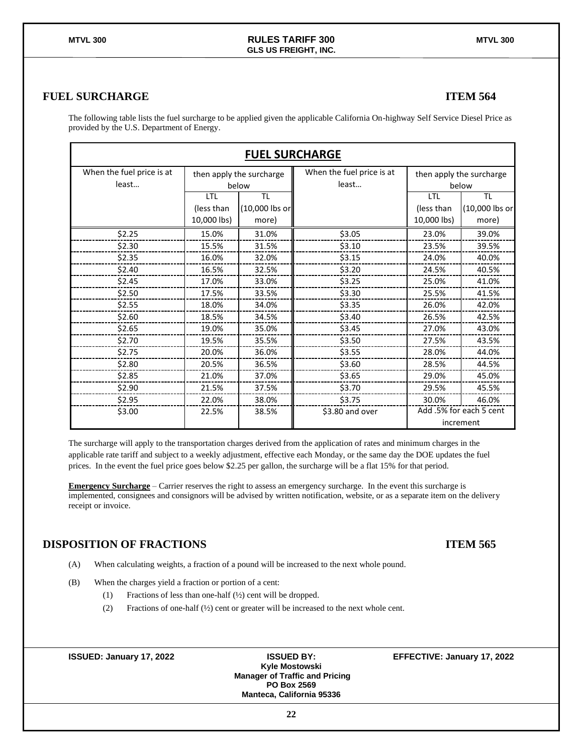## FUEL SURCHARGE ITEM 564

The following table lists the fuel surcharge to be applied given the applicable California On-highway Self Service Diesel Price as provided by the U.S. Department of Energy.

| **FUEL SURCHARGE** | | | | | |
|---|---|---|---|---|---|
| When the fuel price is at least… | then apply the surcharge below | | When the fuel price is at least… | then apply the surcharge below | |
| | LTL (less than 10,000 lbs) | TL (10,000 lbs or more) | | LTL (less than 10,000 lbs) | TL (10,000 lbs or more) |
| $2.25 | 15.0% | 31.0% | $3.05 | 23.0% | 39.0% |
| $2.30 | 15.5% | 31.5% | $3.10 | 23.5% | 39.5% |
| $2.35 | 16.0% | 32.0% | $3.15 | 24.0% | 40.0% |
| $2.40 | 16.5% | 32.5% | $3.20 | 24.5% | 40.5% |
| $2.45 | 17.0% | 33.0% | $3.25 | 25.0% | 41.0% |
| $2.50 | 17.5% | 33.5% | $3.30 | 25.5% | 41.5% |
| $2.55 | 18.0% | 34.0% | $3.35 | 26.0% | 42.0% |
| $2.60 | 18.5% | 34.5% | $3.40 | 26.5% | 42.5% |
| $2.65 | 19.0% | 35.0% | $3.45 | 27.0% | 43.0% |
| $2.70 | 19.5% | 35.5% | $3.50 | 27.5% | 43.5% |
| $2.75 | 20.0% | 36.0% | $3.55 | 28.0% | 44.0% |
| $2.80 | 20.5% | 36.5% | $3.60 | 28.5% | 44.5% |
| $2.85 | 21.0% | 37.0% | $3.65 | 29.0% | 45.0% |
| $2.90 | 21.5% | 37.5% | $3.70 | 29.5% | 45.5% |
| $2.95 | 22.0% | 38.0% | $3.75 | 30.0% | 46.0% |
| $3.00 | 22.5% | 38.5% | $3.80 and over | Add .5% for each 5 cent increment | |

The surcharge will apply to the transportation charges derived from the application of rates and minimum charges in the applicable rate tariff and subject to a weekly adjustment, effective each Monday, or the same day the DOE updates the fuel prices. In the event the fuel price goes below $2.25 per gallon, the surcharge will be a flat 15% for that period.

**Emergency Surcharge** – Carrier reserves the right to assess an emergency surcharge. In the event this surcharge is implemented, consignees and consignors will be advised by written notification, website, or as a separate item on the delivery receipt or invoice.

## DISPOSITION OF FRACTIONS ITEM 565

(A) When calculating weights, a fraction of a pound will be increased to the next whole pound.

(B) When the charges yield a fraction or portion of a cent:

  (1) Fractions of less than one-half (½) cent will be dropped.

  (2) Fractions of one-half (½) cent or greater will be increased to the next whole cent.

**ISSUED: January 17, 2022** | **ISSUED BY: Kyle Mostowski, Manager of Traffic and Pricing, PO Box 2569, Manteca, California 95336** | **EFFECTIVE: January 17, 2022**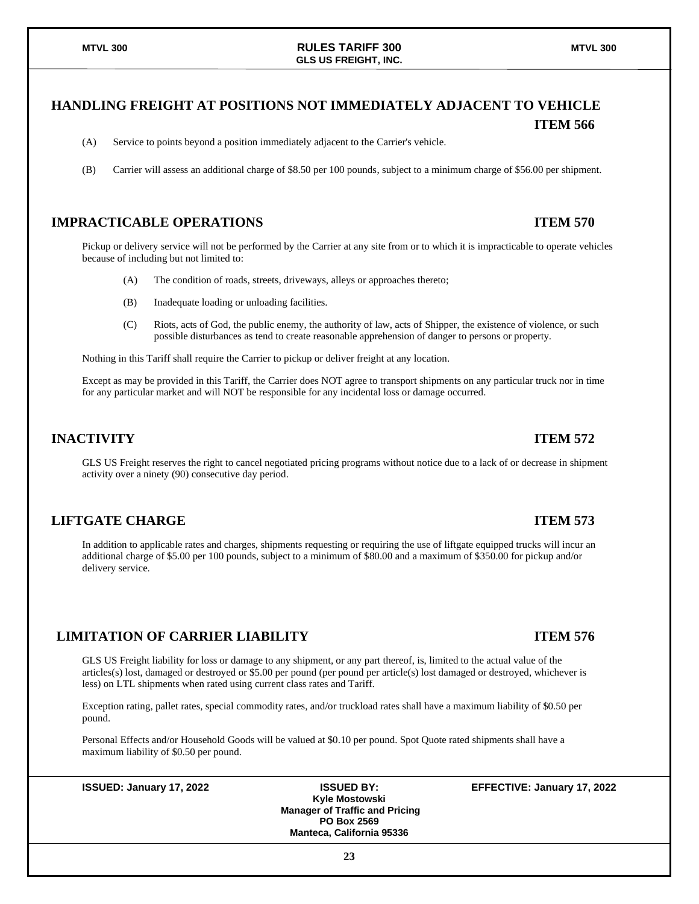## HANDLING FREIGHT AT POSITIONS NOT IMMEDIATELY ADJACENT TO VEHICLE

**ITEM 566**

(A) Service to points beyond a position immediately adjacent to the Carrier's vehicle.

(B) Carrier will assess an additional charge of $8.50 per 100 pounds, subject to a minimum charge of $56.00 per shipment.

## IMPRACTICABLE OPERATIONS

**ITEM 570**

Pickup or delivery service will not be performed by the Carrier at any site from or to which it is impracticable to operate vehicles because of including but not limited to:

(A) The condition of roads, streets, driveways, alleys or approaches thereto;

(B) Inadequate loading or unloading facilities.

(C) Riots, acts of God, the public enemy, the authority of law, acts of Shipper, the existence of violence, or such possible disturbances as tend to create reasonable apprehension of danger to persons or property.

Nothing in this Tariff shall require the Carrier to pickup or deliver freight at any location.

Except as may be provided in this Tariff, the Carrier does NOT agree to transport shipments on any particular truck nor in time for any particular market and will NOT be responsible for any incidental loss or damage occurred.

## INACTIVITY

**ITEM 572**

GLS US Freight reserves the right to cancel negotiated pricing programs without notice due to a lack of or decrease in shipment activity over a ninety (90) consecutive day period.

## LIFTGATE CHARGE

**ITEM 573**

In addition to applicable rates and charges, shipments requesting or requiring the use of liftgate equipped trucks will incur an additional charge of $5.00 per 100 pounds, subject to a minimum of $80.00 and a maximum of $350.00 for pickup and/or delivery service.

## LIMITATION OF CARRIER LIABILITY

**ITEM 576**

GLS US Freight liability for loss or damage to any shipment, or any part thereof, is, limited to the actual value of the articles(s) lost, damaged or destroyed or $5.00 per pound (per pound per article(s) lost damaged or destroyed, whichever is less) on LTL shipments when rated using current class rates and Tariff.

Exception rating, pallet rates, special commodity rates, and/or truckload rates shall have a maximum liability of $0.50 per pound.

Personal Effects and/or Household Goods will be valued at $0.10 per pound. Spot Quote rated shipments shall have a maximum liability of $0.50 per pound.

**ISSUED: January 17, 2022** | **ISSUED BY:** Kyle Mostowski, Manager of Traffic and Pricing, PO Box 2569, Manteca, California 95336 | **EFFECTIVE: January 17, 2022**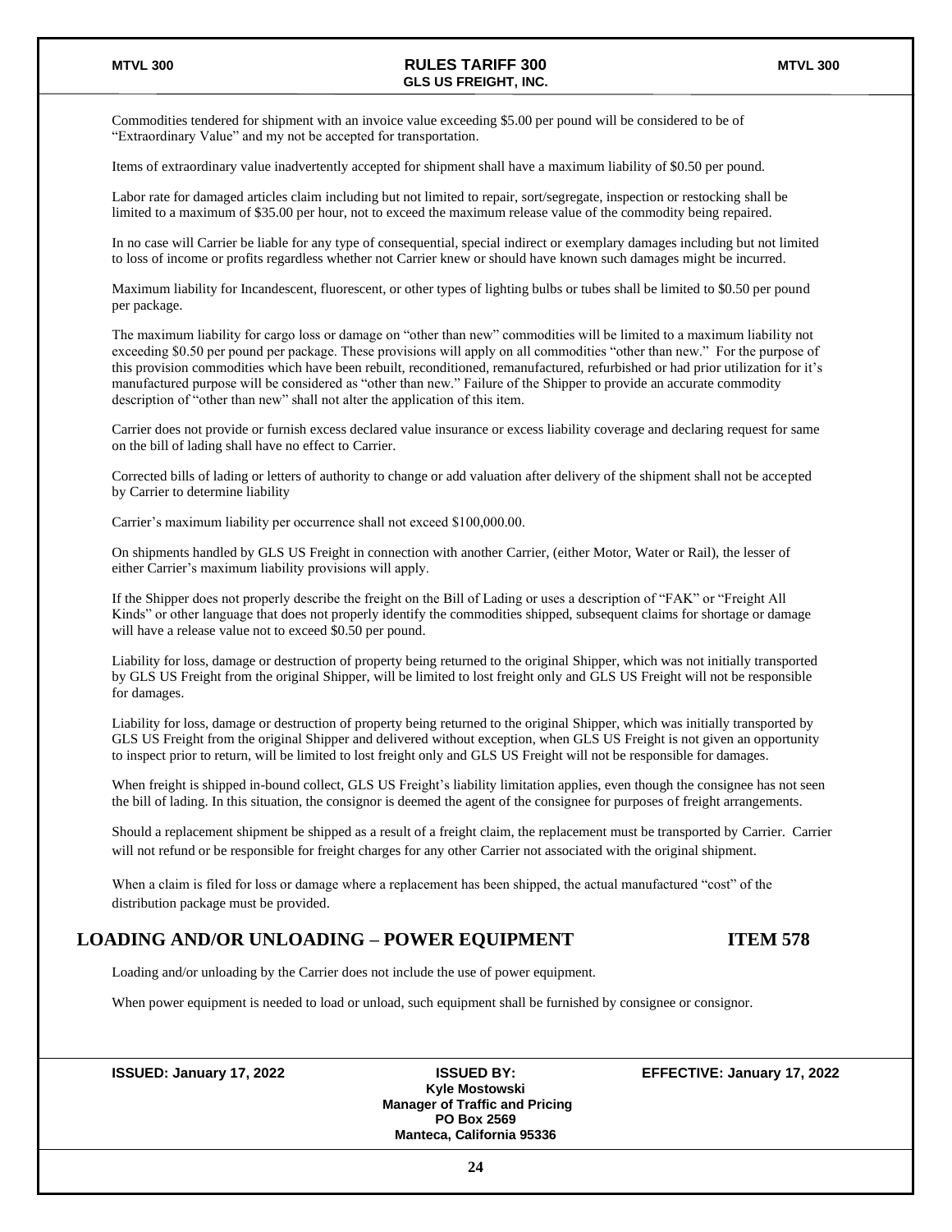Commodities tendered for shipment with an invoice value exceeding $5.00 per pound will be considered to be of "Extraordinary Value" and my not be accepted for transportation.

Items of extraordinary value inadvertently accepted for shipment shall have a maximum liability of $0.50 per pound.

Labor rate for damaged articles claim including but not limited to repair, sort/segregate, inspection or restocking shall be limited to a maximum of $35.00 per hour, not to exceed the maximum release value of the commodity being repaired.

In no case will Carrier be liable for any type of consequential, special indirect or exemplary damages including but not limited to loss of income or profits regardless whether not Carrier knew or should have known such damages might be incurred.

Maximum liability for Incandescent, fluorescent, or other types of lighting bulbs or tubes shall be limited to $0.50 per pound per package.

The maximum liability for cargo loss or damage on "other than new" commodities will be limited to a maximum liability not exceeding $0.50 per pound per package. These provisions will apply on all commodities "other than new." For the purpose of this provision commodities which have been rebuilt, reconditioned, remanufactured, refurbished or had prior utilization for it's manufactured purpose will be considered as "other than new." Failure of the Shipper to provide an accurate commodity description of "other than new" shall not alter the application of this item.

Carrier does not provide or furnish excess declared value insurance or excess liability coverage and declaring request for same on the bill of lading shall have no effect to Carrier.

Corrected bills of lading or letters of authority to change or add valuation after delivery of the shipment shall not be accepted by Carrier to determine liability

Carrier's maximum liability per occurrence shall not exceed $100,000.00.

On shipments handled by GLS US Freight in connection with another Carrier, (either Motor, Water or Rail), the lesser of either Carrier's maximum liability provisions will apply.

If the Shipper does not properly describe the freight on the Bill of Lading or uses a description of "FAK" or "Freight All Kinds" or other language that does not properly identify the commodities shipped, subsequent claims for shortage or damage will have a release value not to exceed $0.50 per pound.

Liability for loss, damage or destruction of property being returned to the original Shipper, which was not initially transported by GLS US Freight from the original Shipper, will be limited to lost freight only and GLS US Freight will not be responsible for damages.

Liability for loss, damage or destruction of property being returned to the original Shipper, which was initially transported by GLS US Freight from the original Shipper and delivered without exception, when GLS US Freight is not given an opportunity to inspect prior to return, will be limited to lost freight only and GLS US Freight will not be responsible for damages.

When freight is shipped in-bound collect, GLS US Freight's liability limitation applies, even though the consignee has not seen the bill of lading. In this situation, the consignor is deemed the agent of the consignee for purposes of freight arrangements.

Should a replacement shipment be shipped as a result of a freight claim, the replacement must be transported by Carrier. Carrier will not refund or be responsible for freight charges for any other Carrier not associated with the original shipment.

When a claim is filed for loss or damage where a replacement has been shipped, the actual manufactured "cost" of the distribution package must be provided.

## LOADING AND/OR UNLOADING – POWER EQUIPMENT ITEM 578

Loading and/or unloading by the Carrier does not include the use of power equipment.

When power equipment is needed to load or unload, such equipment shall be furnished by consignee or consignor.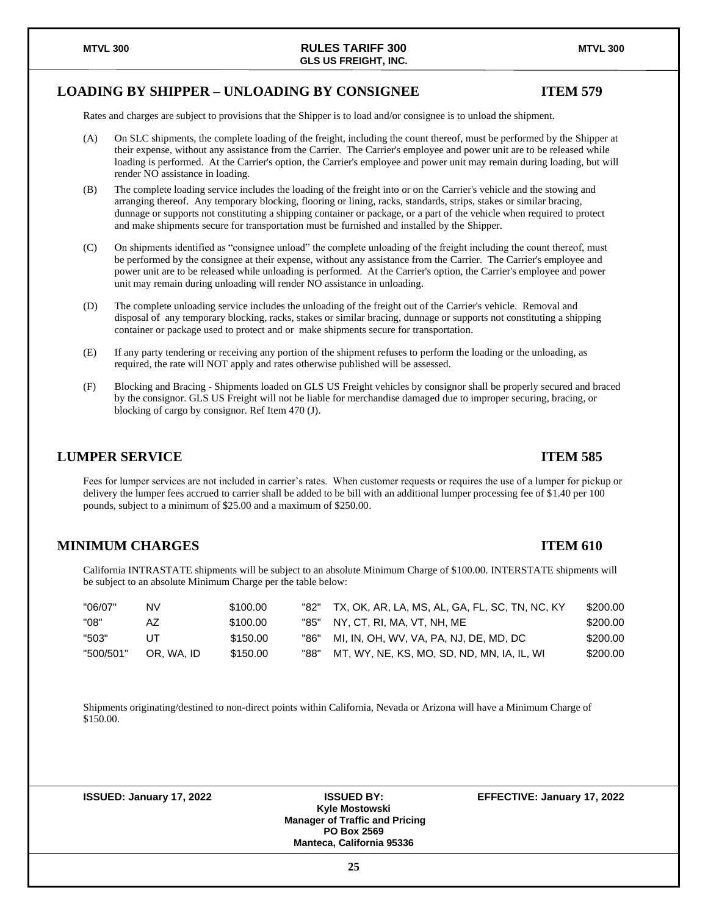## LOADING BY SHIPPER – UNLOADING BY CONSIGNEE — ITEM 579

Rates and charges are subject to provisions that the Shipper is to load and/or consignee is to unload the shipment.

(A) On SLC shipments, the complete loading of the freight, including the count thereof, must be performed by the Shipper at their expense, without any assistance from the Carrier. The Carrier's employee and power unit are to be released while loading is performed. At the Carrier's option, the Carrier's employee and power unit may remain during loading, but will render NO assistance in loading.

(B) The complete loading service includes the loading of the freight into or on the Carrier's vehicle and the stowing and arranging thereof. Any temporary blocking, flooring or lining, racks, standards, strips, stakes or similar bracing, dunnage or supports not constituting a shipping container or package, or a part of the vehicle when required to protect and make shipments secure for transportation must be furnished and installed by the Shipper.

(C) On shipments identified as "consignee unload" the complete unloading of the freight including the count thereof, must be performed by the consignee at their expense, without any assistance from the Carrier. The Carrier's employee and power unit are to be released while unloading is performed. At the Carrier's option, the Carrier's employee and power unit may remain during unloading will render NO assistance in unloading.

(D) The complete unloading service includes the unloading of the freight out of the Carrier's vehicle. Removal and disposal of any temporary blocking, racks, stakes or similar bracing, dunnage or supports not constituting a shipping container or package used to protect and or make shipments secure for transportation.

(E) If any party tendering or receiving any portion of the shipment refuses to perform the loading or the unloading, as required, the rate will NOT apply and rates otherwise published will be assessed.

(F) Blocking and Bracing - Shipments loaded on GLS US Freight vehicles by consignor shall be properly secured and braced by the consignor. GLS US Freight will not be liable for merchandise damaged due to improper securing, bracing, or blocking of cargo by consignor. Ref Item 470 (J).

## LUMPER SERVICE — ITEM 585

Fees for lumper services are not included in carrier's rates. When customer requests or requires the use of a lumper for pickup or delivery the lumper fees accrued to carrier shall be added to be bill with an additional lumper processing fee of $1.40 per 100 pounds, subject to a minimum of $25.00 and a maximum of $250.00.

## MINIMUM CHARGES — ITEM 610

California INTRASTATE shipments will be subject to an absolute Minimum Charge of $100.00. INTERSTATE shipments will be subject to an absolute Minimum Charge per the table below:

| Code | States | Charge | Code | States | Charge |
|---|---|---|---|---|---|
| "06/07" | NV | $100.00 | "82" | TX, OK, AR, LA, MS, AL, GA, FL, SC, TN, NC, KY | $200.00 |
| "08" | AZ | $100.00 | "85" | NY, CT, RI, MA, VT, NH, ME | $200.00 |
| "503" | UT | $150.00 | "86" | MI, IN, OH, WV, VA, PA, NJ, DE, MD, DC | $200.00 |
| "500/501" | OR, WA, ID | $150.00 | "88" | MT, WY, NE, KS, MO, SD, ND, MN, IA, IL, WI | $200.00 |

Shipments originating/destined to non-direct points within California, Nevada or Arizona will have a Minimum Charge of $150.00.

**ISSUED: January 17, 2022** | **ISSUED BY:** Kyle Mostowski, Manager of Traffic and Pricing, PO Box 2569, Manteca, California 95336 | **EFFECTIVE: January 17, 2022**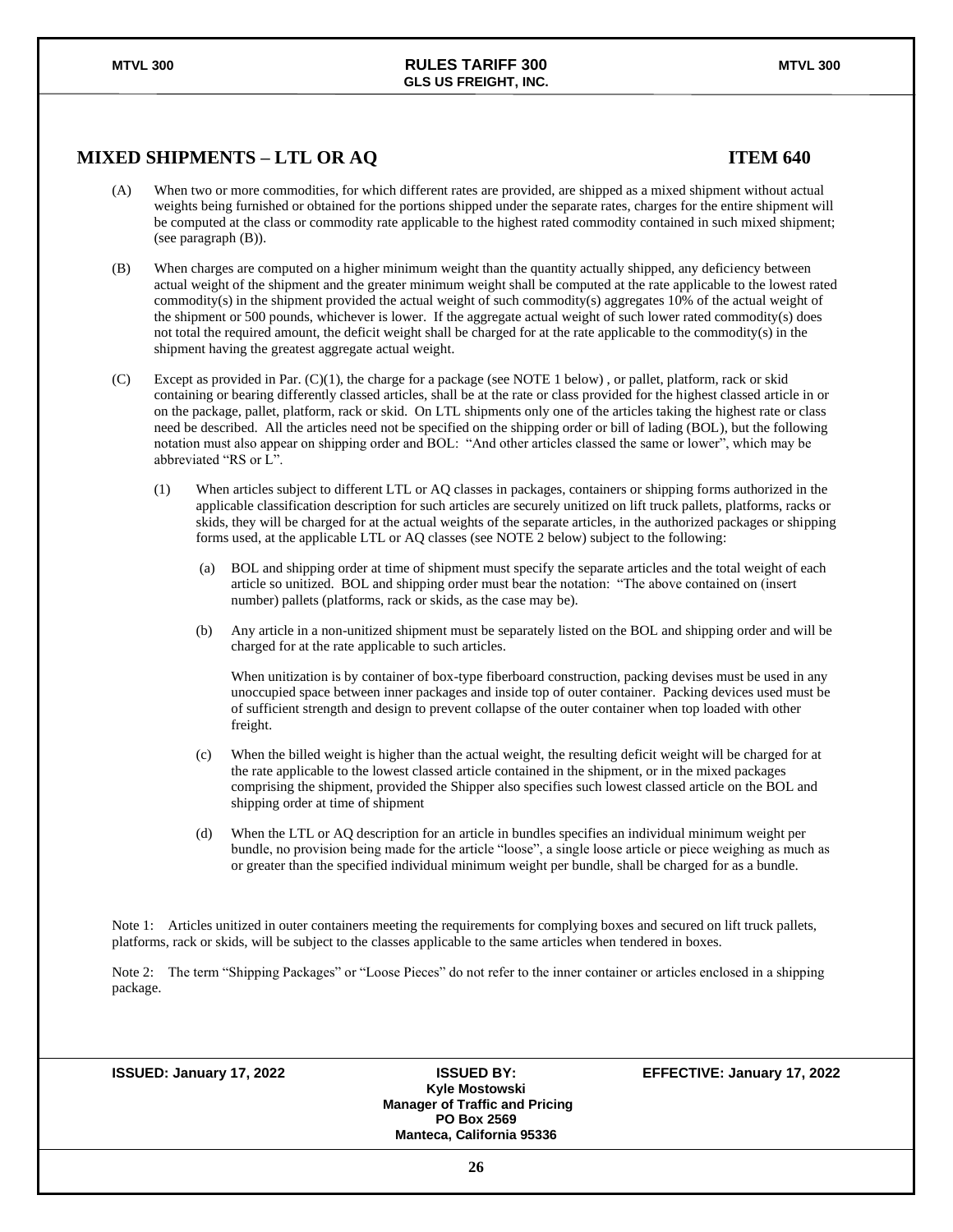## MIXED SHIPMENTS – LTL OR AQ ITEM 640

(A) When two or more commodities, for which different rates are provided, are shipped as a mixed shipment without actual weights being furnished or obtained for the portions shipped under the separate rates, charges for the entire shipment will be computed at the class or commodity rate applicable to the highest rated commodity contained in such mixed shipment; (see paragraph (B)).

(B) When charges are computed on a higher minimum weight than the quantity actually shipped, any deficiency between actual weight of the shipment and the greater minimum weight shall be computed at the rate applicable to the lowest rated commodity(s) in the shipment provided the actual weight of such commodity(s) aggregates 10% of the actual weight of the shipment or 500 pounds, whichever is lower. If the aggregate actual weight of such lower rated commodity(s) does not total the required amount, the deficit weight shall be charged for at the rate applicable to the commodity(s) in the shipment having the greatest aggregate actual weight.

(C) Except as provided in Par. (C)(1), the charge for a package (see NOTE 1 below) , or pallet, platform, rack or skid containing or bearing differently classed articles, shall be at the rate or class provided for the highest classed article in or on the package, pallet, platform, rack or skid. On LTL shipments only one of the articles taking the highest rate or class need be described. All the articles need not be specified on the shipping order or bill of lading (BOL), but the following notation must also appear on shipping order and BOL: "And other articles classed the same or lower", which may be abbreviated "RS or L".

(1) When articles subject to different LTL or AQ classes in packages, containers or shipping forms authorized in the applicable classification description for such articles are securely unitized on lift truck pallets, platforms, racks or skids, they will be charged for at the actual weights of the separate articles, in the authorized packages or shipping forms used, at the applicable LTL or AQ classes (see NOTE 2 below) subject to the following:

(a) BOL and shipping order at time of shipment must specify the separate articles and the total weight of each article so unitized. BOL and shipping order must bear the notation: "The above contained on (insert number) pallets (platforms, rack or skids, as the case may be).

(b) Any article in a non-unitized shipment must be separately listed on the BOL and shipping order and will be charged for at the rate applicable to such articles.

When unitization is by container of box-type fiberboard construction, packing devises must be used in any unoccupied space between inner packages and inside top of outer container. Packing devices used must be of sufficient strength and design to prevent collapse of the outer container when top loaded with other freight.

(c) When the billed weight is higher than the actual weight, the resulting deficit weight will be charged for at the rate applicable to the lowest classed article contained in the shipment, or in the mixed packages comprising the shipment, provided the Shipper also specifies such lowest classed article on the BOL and shipping order at time of shipment

(d) When the LTL or AQ description for an article in bundles specifies an individual minimum weight per bundle, no provision being made for the article "loose", a single loose article or piece weighing as much as or greater than the specified individual minimum weight per bundle, shall be charged for as a bundle.

Note 1: Articles unitized in outer containers meeting the requirements for complying boxes and secured on lift truck pallets, platforms, rack or skids, will be subject to the classes applicable to the same articles when tendered in boxes.

Note 2: The term "Shipping Packages" or "Loose Pieces" do not refer to the inner container or articles enclosed in a shipping package.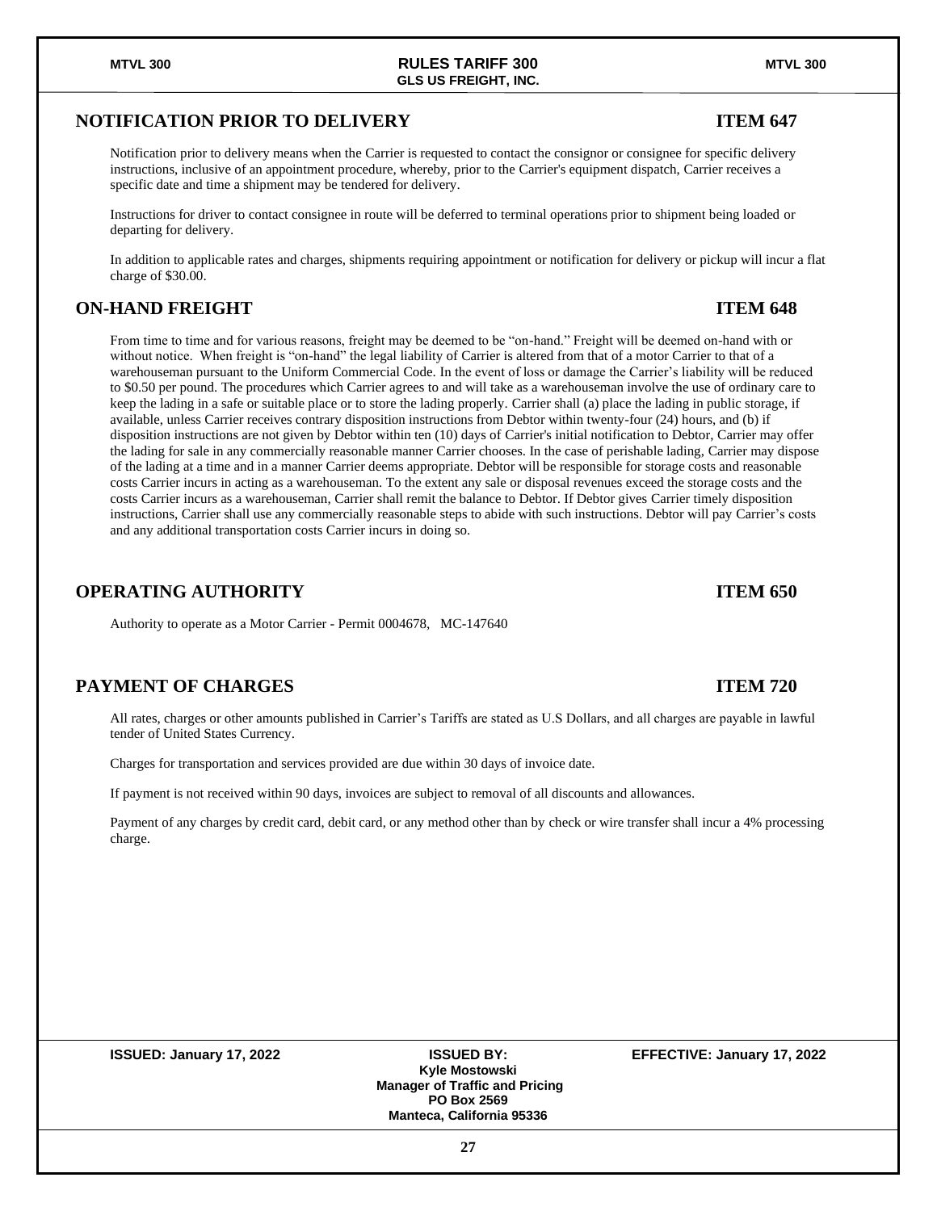## NOTIFICATION PRIOR TO DELIVERY — ITEM 647

Notification prior to delivery means when the Carrier is requested to contact the consignor or consignee for specific delivery instructions, inclusive of an appointment procedure, whereby, prior to the Carrier's equipment dispatch, Carrier receives a specific date and time a shipment may be tendered for delivery.

Instructions for driver to contact consignee in route will be deferred to terminal operations prior to shipment being loaded or departing for delivery.

In addition to applicable rates and charges, shipments requiring appointment or notification for delivery or pickup will incur a flat charge of $30.00.

## ON-HAND FREIGHT — ITEM 648

From time to time and for various reasons, freight may be deemed to be "on-hand." Freight will be deemed on-hand with or without notice. When freight is "on-hand" the legal liability of Carrier is altered from that of a motor Carrier to that of a warehouseman pursuant to the Uniform Commercial Code. In the event of loss or damage the Carrier's liability will be reduced to $0.50 per pound. The procedures which Carrier agrees to and will take as a warehouseman involve the use of ordinary care to keep the lading in a safe or suitable place or to store the lading properly. Carrier shall (a) place the lading in public storage, if available, unless Carrier receives contrary disposition instructions from Debtor within twenty-four (24) hours, and (b) if disposition instructions are not given by Debtor within ten (10) days of Carrier's initial notification to Debtor, Carrier may offer the lading for sale in any commercially reasonable manner Carrier chooses. In the case of perishable lading, Carrier may dispose of the lading at a time and in a manner Carrier deems appropriate. Debtor will be responsible for storage costs and reasonable costs Carrier incurs in acting as a warehouseman. To the extent any sale or disposal revenues exceed the storage costs and the costs Carrier incurs as a warehouseman, Carrier shall remit the balance to Debtor. If Debtor gives Carrier timely disposition instructions, Carrier shall use any commercially reasonable steps to abide with such instructions. Debtor will pay Carrier's costs and any additional transportation costs Carrier incurs in doing so.

## OPERATING AUTHORITY — ITEM 650

Authority to operate as a Motor Carrier - Permit 0004678, MC-147640

## PAYMENT OF CHARGES — ITEM 720

All rates, charges or other amounts published in Carrier's Tariffs are stated as U.S Dollars, and all charges are payable in lawful tender of United States Currency.

Charges for transportation and services provided are due within 30 days of invoice date.

If payment is not received within 90 days, invoices are subject to removal of all discounts and allowances.

Payment of any charges by credit card, debit card, or any method other than by check or wire transfer shall incur a 4% processing charge.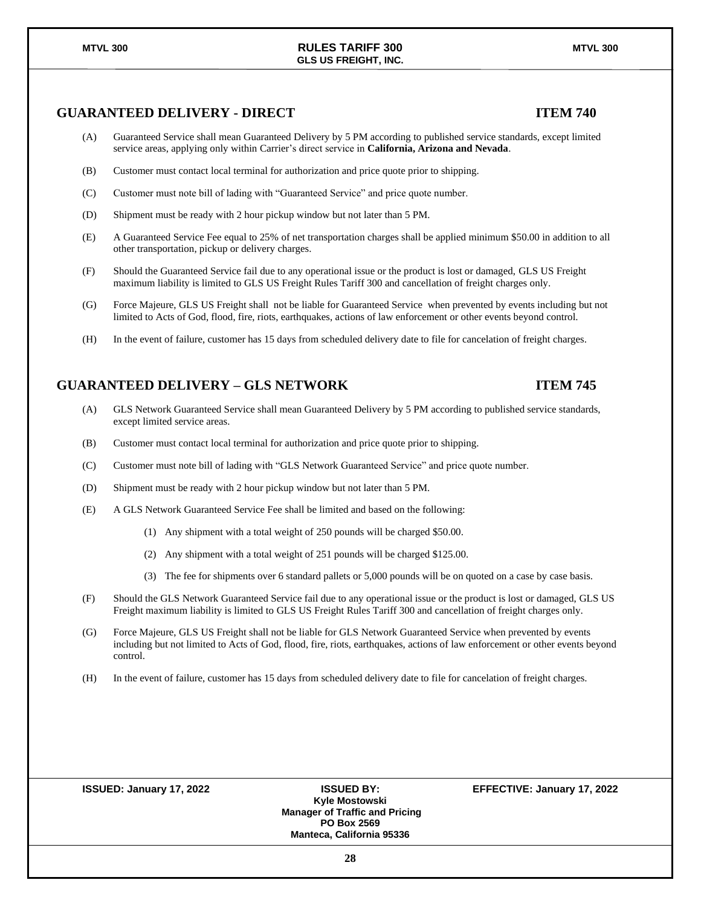## GUARANTEED DELIVERY - DIRECT — ITEM 740

(A) Guaranteed Service shall mean Guaranteed Delivery by 5 PM according to published service standards, except limited service areas, applying only within Carrier's direct service in **California, Arizona and Nevada**.

(B) Customer must contact local terminal for authorization and price quote prior to shipping.

(C) Customer must note bill of lading with "Guaranteed Service" and price quote number.

(D) Shipment must be ready with 2 hour pickup window but not later than 5 PM.

(E) A Guaranteed Service Fee equal to 25% of net transportation charges shall be applied minimum $50.00 in addition to all other transportation, pickup or delivery charges.

(F) Should the Guaranteed Service fail due to any operational issue or the product is lost or damaged, GLS US Freight maximum liability is limited to GLS US Freight Rules Tariff 300 and cancellation of freight charges only.

(G) Force Majeure, GLS US Freight shall not be liable for Guaranteed Service when prevented by events including but not limited to Acts of God, flood, fire, riots, earthquakes, actions of law enforcement or other events beyond control.

(H) In the event of failure, customer has 15 days from scheduled delivery date to file for cancelation of freight charges.

## GUARANTEED DELIVERY – GLS NETWORK — ITEM 745

(A) GLS Network Guaranteed Service shall mean Guaranteed Delivery by 5 PM according to published service standards, except limited service areas.

(B) Customer must contact local terminal for authorization and price quote prior to shipping.

(C) Customer must note bill of lading with "GLS Network Guaranteed Service" and price quote number.

(D) Shipment must be ready with 2 hour pickup window but not later than 5 PM.

(E) A GLS Network Guaranteed Service Fee shall be limited and based on the following:

   (1) Any shipment with a total weight of 250 pounds will be charged $50.00.

   (2) Any shipment with a total weight of 251 pounds will be charged $125.00.

   (3) The fee for shipments over 6 standard pallets or 5,000 pounds will be on quoted on a case by case basis.

(F) Should the GLS Network Guaranteed Service fail due to any operational issue or the product is lost or damaged, GLS US Freight maximum liability is limited to GLS US Freight Rules Tariff 300 and cancellation of freight charges only.

(G) Force Majeure, GLS US Freight shall not be liable for GLS Network Guaranteed Service when prevented by events including but not limited to Acts of God, flood, fire, riots, earthquakes, actions of law enforcement or other events beyond control.

(H) In the event of failure, customer has 15 days from scheduled delivery date to file for cancelation of freight charges.

**ISSUED: January 17, 2022** | **ISSUED BY: Kyle Mostowski, Manager of Traffic and Pricing, PO Box 2569, Manteca, California 95336** | **EFFECTIVE: January 17, 2022**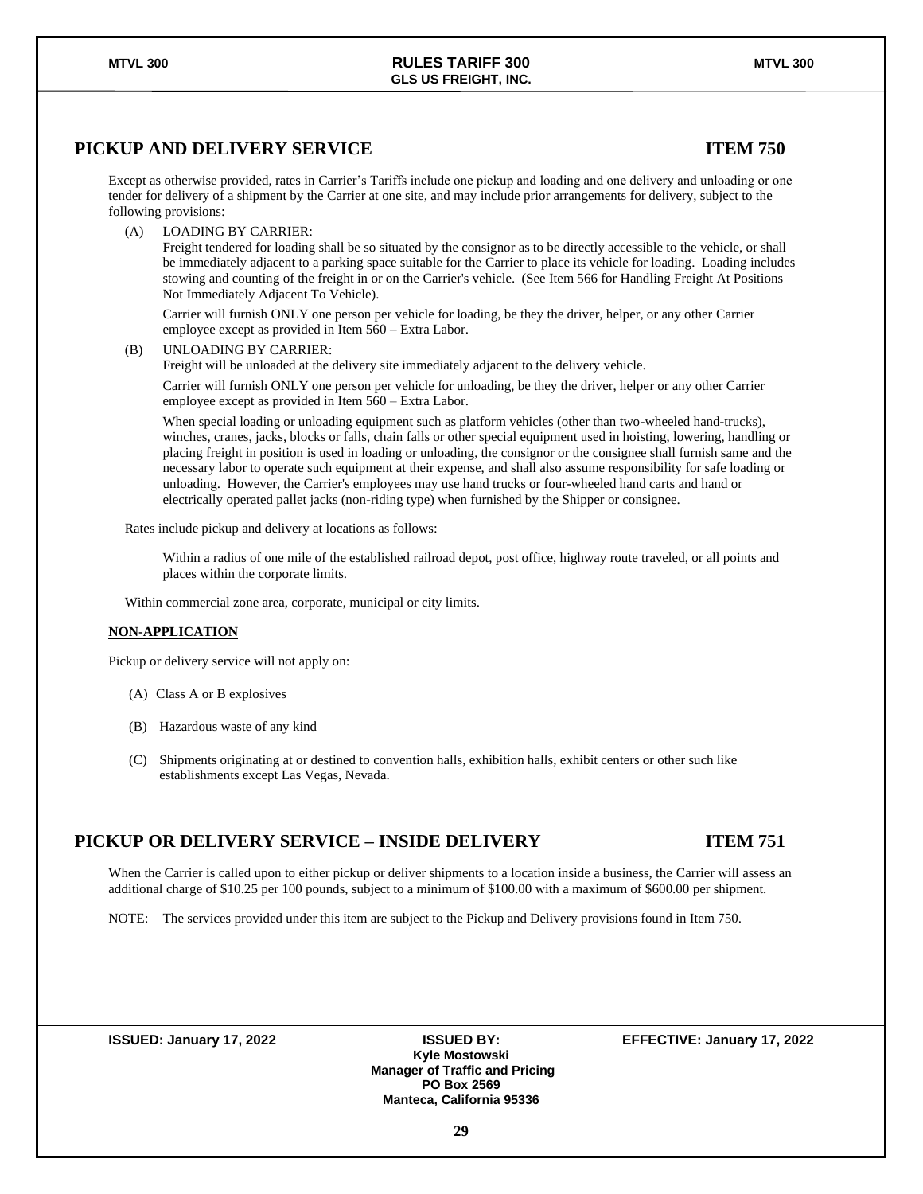## PICKUP AND DELIVERY SERVICE — ITEM 750

Except as otherwise provided, rates in Carrier's Tariffs include one pickup and loading and one delivery and unloading or one tender for delivery of a shipment by the Carrier at one site, and may include prior arrangements for delivery, subject to the following provisions:

(A) LOADING BY CARRIER:
Freight tendered for loading shall be so situated by the consignor as to be directly accessible to the vehicle, or shall be immediately adjacent to a parking space suitable for the Carrier to place its vehicle for loading. Loading includes stowing and counting of the freight in or on the Carrier's vehicle. (See Item 566 for Handling Freight At Positions Not Immediately Adjacent To Vehicle).

Carrier will furnish ONLY one person per vehicle for loading, be they the driver, helper, or any other Carrier employee except as provided in Item 560 – Extra Labor.

(B) UNLOADING BY CARRIER:
Freight will be unloaded at the delivery site immediately adjacent to the delivery vehicle.

Carrier will furnish ONLY one person per vehicle for unloading, be they the driver, helper or any other Carrier employee except as provided in Item 560 – Extra Labor.

When special loading or unloading equipment such as platform vehicles (other than two-wheeled hand-trucks), winches, cranes, jacks, blocks or falls, chain falls or other special equipment used in hoisting, lowering, handling or placing freight in position is used in loading or unloading, the consignor or the consignee shall furnish same and the necessary labor to operate such equipment at their expense, and shall also assume responsibility for safe loading or unloading. However, the Carrier's employees may use hand trucks or four-wheeled hand carts and hand or electrically operated pallet jacks (non-riding type) when furnished by the Shipper or consignee.

Rates include pickup and delivery at locations as follows:

Within a radius of one mile of the established railroad depot, post office, highway route traveled, or all points and places within the corporate limits.

Within commercial zone area, corporate, municipal or city limits.

**NON-APPLICATION**

Pickup or delivery service will not apply on:

(A) Class A or B explosives

(B) Hazardous waste of any kind

(C) Shipments originating at or destined to convention halls, exhibition halls, exhibit centers or other such like establishments except Las Vegas, Nevada.

## PICKUP OR DELIVERY SERVICE – INSIDE DELIVERY — ITEM 751

When the Carrier is called upon to either pickup or deliver shipments to a location inside a business, the Carrier will assess an additional charge of $10.25 per 100 pounds, subject to a minimum of $100.00 with a maximum of $600.00 per shipment.

NOTE: The services provided under this item are subject to the Pickup and Delivery provisions found in Item 750.

**ISSUED: January 17, 2022**

**ISSUED BY:**
**Kyle Mostowski**
**Manager of Traffic and Pricing**
**PO Box 2569**
**Manteca, California 95336**

**EFFECTIVE: January 17, 2022**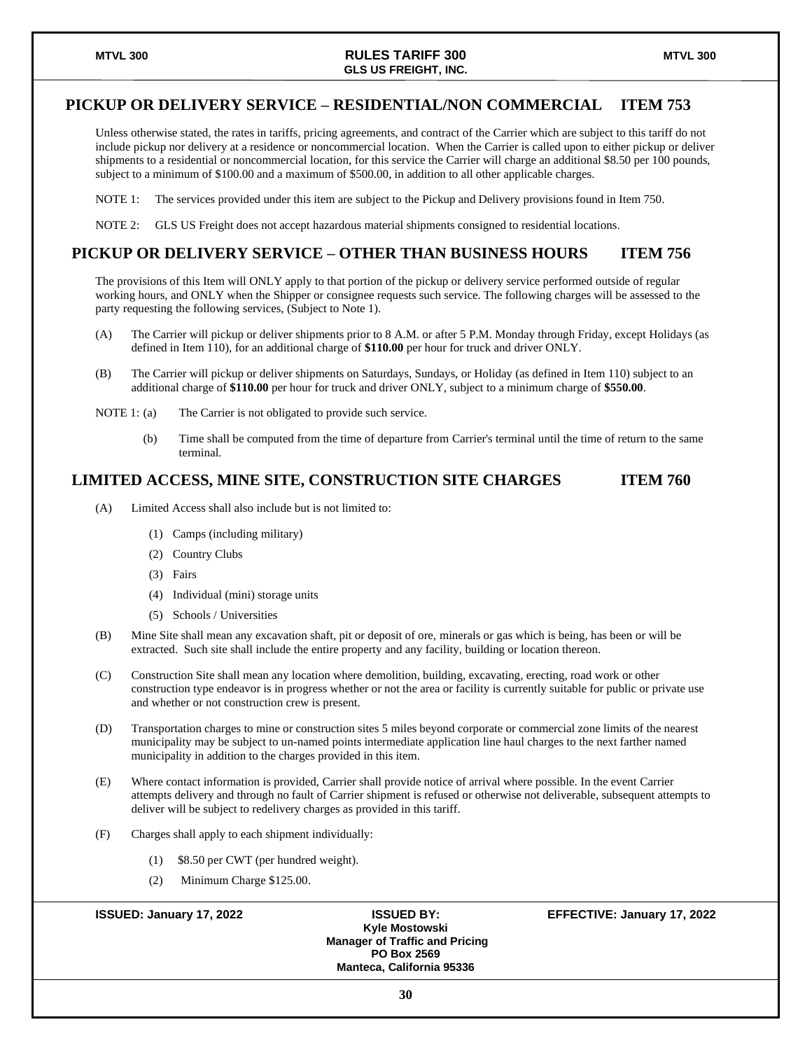## PICKUP OR DELIVERY SERVICE – RESIDENTIAL/NON COMMERCIAL ITEM 753

Unless otherwise stated, the rates in tariffs, pricing agreements, and contract of the Carrier which are subject to this tariff do not include pickup nor delivery at a residence or noncommercial location. When the Carrier is called upon to either pickup or deliver shipments to a residential or noncommercial location, for this service the Carrier will charge an additional $8.50 per 100 pounds, subject to a minimum of $100.00 and a maximum of $500.00, in addition to all other applicable charges.

NOTE 1: The services provided under this item are subject to the Pickup and Delivery provisions found in Item 750.

NOTE 2: GLS US Freight does not accept hazardous material shipments consigned to residential locations.

## PICKUP OR DELIVERY SERVICE – OTHER THAN BUSINESS HOURS ITEM 756

The provisions of this Item will ONLY apply to that portion of the pickup or delivery service performed outside of regular working hours, and ONLY when the Shipper or consignee requests such service. The following charges will be assessed to the party requesting the following services, (Subject to Note 1).

(A) The Carrier will pickup or deliver shipments prior to 8 A.M. or after 5 P.M. Monday through Friday, except Holidays (as defined in Item 110), for an additional charge of **$110.00** per hour for truck and driver ONLY.

(B) The Carrier will pickup or deliver shipments on Saturdays, Sundays, or Holiday (as defined in Item 110) subject to an additional charge of **$110.00** per hour for truck and driver ONLY, subject to a minimum charge of **$550.00**.

NOTE 1: (a) The Carrier is not obligated to provide such service.

(b) Time shall be computed from the time of departure from Carrier's terminal until the time of return to the same terminal.

## LIMITED ACCESS, MINE SITE, CONSTRUCTION SITE CHARGES ITEM 760

(A) Limited Access shall also include but is not limited to:

(1) Camps (including military)

(2) Country Clubs

(3) Fairs

(4) Individual (mini) storage units

(5) Schools / Universities

(B) Mine Site shall mean any excavation shaft, pit or deposit of ore, minerals or gas which is being, has been or will be extracted. Such site shall include the entire property and any facility, building or location thereon.

(C) Construction Site shall mean any location where demolition, building, excavating, erecting, road work or other construction type endeavor is in progress whether or not the area or facility is currently suitable for public or private use and whether or not construction crew is present.

(D) Transportation charges to mine or construction sites 5 miles beyond corporate or commercial zone limits of the nearest municipality may be subject to un-named points intermediate application line haul charges to the next farther named municipality in addition to the charges provided in this item.

(E) Where contact information is provided, Carrier shall provide notice of arrival where possible. In the event Carrier attempts delivery and through no fault of Carrier shipment is refused or otherwise not deliverable, subsequent attempts to deliver will be subject to redelivery charges as provided in this tariff.

(F) Charges shall apply to each shipment individually:

(1) $8.50 per CWT (per hundred weight).

(2) Minimum Charge $125.00.

**ISSUED: January 17, 2022** | **ISSUED BY: Kyle Mostowski, Manager of Traffic and Pricing, PO Box 2569, Manteca, California 95336** | **EFFECTIVE: January 17, 2022**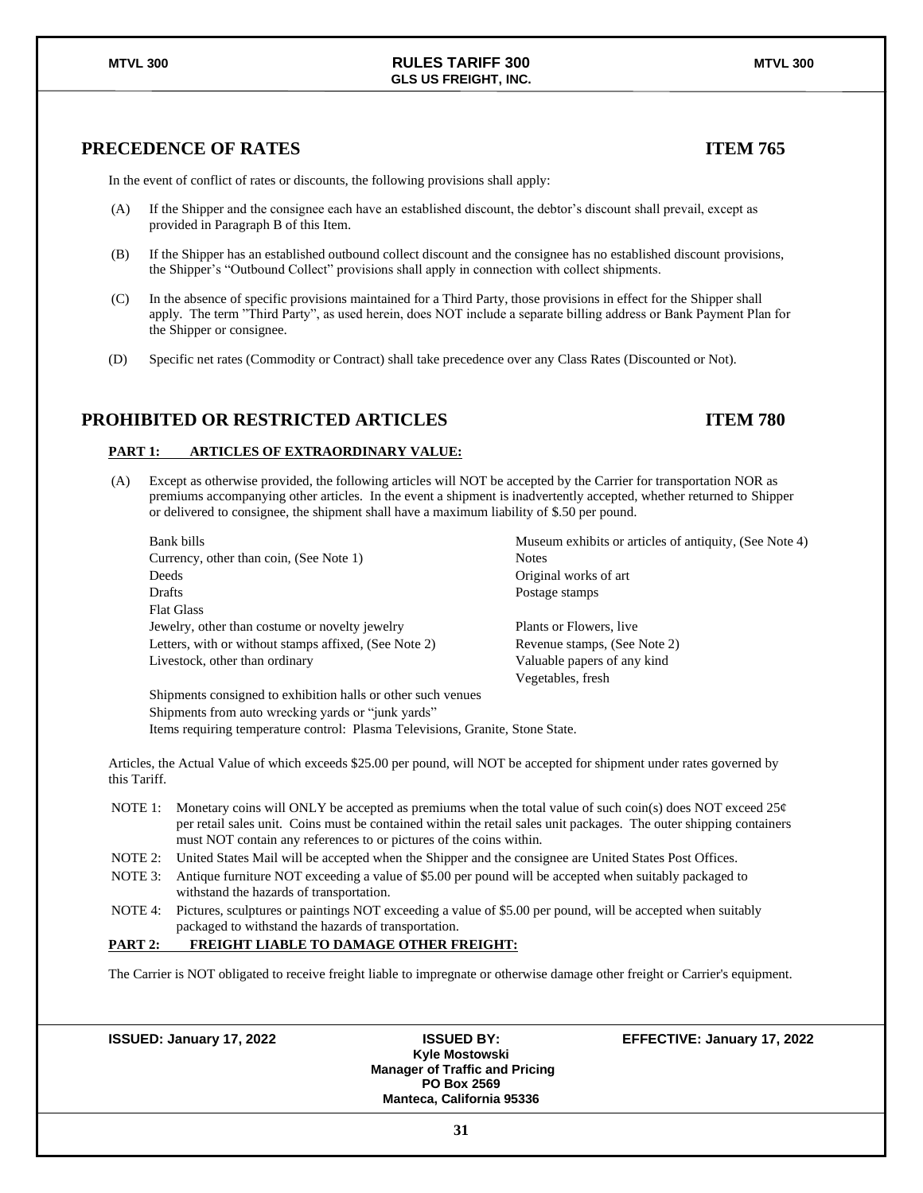## PRECEDENCE OF RATES — ITEM 765

In the event of conflict of rates or discounts, the following provisions shall apply:

(A) If the Shipper and the consignee each have an established discount, the debtor's discount shall prevail, except as provided in Paragraph B of this Item.

(B) If the Shipper has an established outbound collect discount and the consignee has no established discount provisions, the Shipper's "Outbound Collect" provisions shall apply in connection with collect shipments.

(C) In the absence of specific provisions maintained for a Third Party, those provisions in effect for the Shipper shall apply. The term "Third Party", as used herein, does NOT include a separate billing address or Bank Payment Plan for the Shipper or consignee.

(D) Specific net rates (Commodity or Contract) shall take precedence over any Class Rates (Discounted or Not).

## PROHIBITED OR RESTRICTED ARTICLES — ITEM 780

**PART 1: ARTICLES OF EXTRAORDINARY VALUE:**

(A) Except as otherwise provided, the following articles will NOT be accepted by the Carrier for transportation NOR as premiums accompanying other articles. In the event a shipment is inadvertently accepted, whether returned to Shipper or delivered to consignee, the shipment shall have a maximum liability of $.50 per pound.

- Bank bills
- Currency, other than coin, (See Note 1)
- Deeds
- Drafts
- Flat Glass
- Jewelry, other than costume or novelty jewelry
- Letters, with or without stamps affixed, (See Note 2)
- Livestock, other than ordinary
- Museum exhibits or articles of antiquity, (See Note 4)
- Notes
- Original works of art
- Postage stamps
- Plants or Flowers, live
- Revenue stamps, (See Note 2)
- Valuable papers of any kind
- Vegetables, fresh
- Shipments consigned to exhibition halls or other such venues
- Shipments from auto wrecking yards or "junk yards"
- Items requiring temperature control: Plasma Televisions, Granite, Stone State.

Articles, the Actual Value of which exceeds $25.00 per pound, will NOT be accepted for shipment under rates governed by this Tariff.

NOTE 1: Monetary coins will ONLY be accepted as premiums when the total value of such coin(s) does NOT exceed 25¢ per retail sales unit. Coins must be contained within the retail sales unit packages. The outer shipping containers must NOT contain any references to or pictures of the coins within.

NOTE 2: United States Mail will be accepted when the Shipper and the consignee are United States Post Offices.

NOTE 3: Antique furniture NOT exceeding a value of $5.00 per pound will be accepted when suitably packaged to withstand the hazards of transportation.

NOTE 4: Pictures, sculptures or paintings NOT exceeding a value of $5.00 per pound, will be accepted when suitably packaged to withstand the hazards of transportation.

**PART 2: FREIGHT LIABLE TO DAMAGE OTHER FREIGHT:**

The Carrier is NOT obligated to receive freight liable to impregnate or otherwise damage other freight or Carrier's equipment.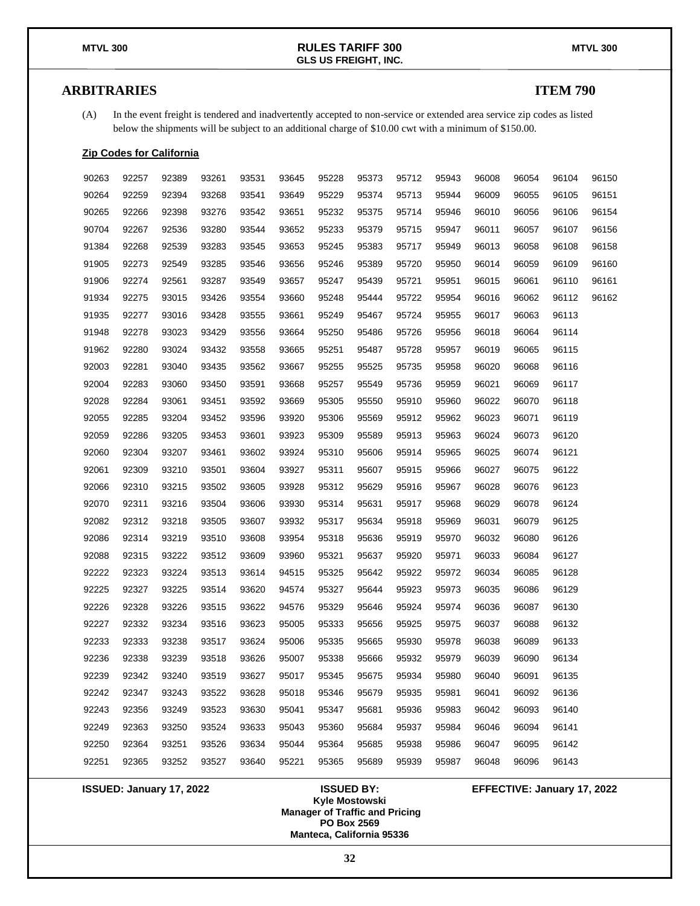## ARBITRARIES

## ITEM 790

(A) In the event freight is tendered and inadvertently accepted to non-service or extended area service zip codes as listed below the shipments will be subject to an additional charge of $10.00 cwt with a minimum of $150.00.

**Zip Codes for California**

| | | | | | | | | | | | | | |
|---|---|---|---|---|---|---|---|---|---|---|---|---|---|
| 90263 | 92257 | 92389 | 93261 | 93531 | 93645 | 95228 | 95373 | 95712 | 95943 | 96008 | 96054 | 96104 | 96150 |
| 90264 | 92259 | 92394 | 93268 | 93541 | 93649 | 95229 | 95374 | 95713 | 95944 | 96009 | 96055 | 96105 | 96151 |
| 90265 | 92266 | 92398 | 93276 | 93542 | 93651 | 95232 | 95375 | 95714 | 95946 | 96010 | 96056 | 96106 | 96154 |
| 90704 | 92267 | 92536 | 93280 | 93544 | 93652 | 95233 | 95379 | 95715 | 95947 | 96011 | 96057 | 96107 | 96156 |
| 91384 | 92268 | 92539 | 93283 | 93545 | 93653 | 95245 | 95383 | 95717 | 95949 | 96013 | 96058 | 96108 | 96158 |
| 91905 | 92273 | 92549 | 93285 | 93546 | 93656 | 95246 | 95389 | 95720 | 95950 | 96014 | 96059 | 96109 | 96160 |
| 91906 | 92274 | 92561 | 93287 | 93549 | 93657 | 95247 | 95439 | 95721 | 95951 | 96015 | 96061 | 96110 | 96161 |
| 91934 | 92275 | 93015 | 93426 | 93554 | 93660 | 95248 | 95444 | 95722 | 95954 | 96016 | 96062 | 96112 | 96162 |
| 91935 | 92277 | 93016 | 93428 | 93555 | 93661 | 95249 | 95467 | 95724 | 95955 | 96017 | 96063 | 96113 | |
| 91948 | 92278 | 93023 | 93429 | 93556 | 93664 | 95250 | 95486 | 95726 | 95956 | 96018 | 96064 | 96114 | |
| 91962 | 92280 | 93024 | 93432 | 93558 | 93665 | 95251 | 95487 | 95728 | 95957 | 96019 | 96065 | 96115 | |
| 92003 | 92281 | 93040 | 93435 | 93562 | 93667 | 95255 | 95525 | 95735 | 95958 | 96020 | 96068 | 96116 | |
| 92004 | 92283 | 93060 | 93450 | 93591 | 93668 | 95257 | 95549 | 95736 | 95959 | 96021 | 96069 | 96117 | |
| 92028 | 92284 | 93061 | 93451 | 93592 | 93669 | 95305 | 95550 | 95910 | 95960 | 96022 | 96070 | 96118 | |
| 92055 | 92285 | 93204 | 93452 | 93596 | 93920 | 95306 | 95569 | 95912 | 95962 | 96023 | 96071 | 96119 | |
| 92059 | 92286 | 93205 | 93453 | 93601 | 93923 | 95309 | 95589 | 95913 | 95963 | 96024 | 96073 | 96120 | |
| 92060 | 92304 | 93207 | 93461 | 93602 | 93924 | 95310 | 95606 | 95914 | 95965 | 96025 | 96074 | 96121 | |
| 92061 | 92309 | 93210 | 93501 | 93604 | 93927 | 95311 | 95607 | 95915 | 95966 | 96027 | 96075 | 96122 | |
| 92066 | 92310 | 93215 | 93502 | 93605 | 93928 | 95312 | 95629 | 95916 | 95967 | 96028 | 96076 | 96123 | |
| 92070 | 92311 | 93216 | 93504 | 93606 | 93930 | 95314 | 95631 | 95917 | 95968 | 96029 | 96078 | 96124 | |
| 92082 | 92312 | 93218 | 93505 | 93607 | 93932 | 95317 | 95634 | 95918 | 95969 | 96031 | 96079 | 96125 | |
| 92086 | 92314 | 93219 | 93510 | 93608 | 93954 | 95318 | 95636 | 95919 | 95970 | 96032 | 96080 | 96126 | |
| 92088 | 92315 | 93222 | 93512 | 93609 | 93960 | 95321 | 95637 | 95920 | 95971 | 96033 | 96084 | 96127 | |
| 92222 | 92323 | 93224 | 93513 | 93614 | 94515 | 95325 | 95642 | 95922 | 95972 | 96034 | 96085 | 96128 | |
| 92225 | 92327 | 93225 | 93514 | 93620 | 94574 | 95327 | 95644 | 95923 | 95973 | 96035 | 96086 | 96129 | |
| 92226 | 92328 | 93226 | 93515 | 93622 | 94576 | 95329 | 95646 | 95924 | 95974 | 96036 | 96087 | 96130 | |
| 92227 | 92332 | 93234 | 93516 | 93623 | 95005 | 95333 | 95656 | 95925 | 95975 | 96037 | 96088 | 96132 | |
| 92233 | 92333 | 93238 | 93517 | 93624 | 95006 | 95335 | 95665 | 95930 | 95978 | 96038 | 96089 | 96133 | |
| 92236 | 92338 | 93239 | 93518 | 93626 | 95007 | 95338 | 95666 | 95932 | 95979 | 96039 | 96090 | 96134 | |
| 92239 | 92342 | 93240 | 93519 | 93627 | 95017 | 95345 | 95675 | 95934 | 95980 | 96040 | 96091 | 96135 | |
| 92242 | 92347 | 93243 | 93522 | 93628 | 95018 | 95346 | 95679 | 95935 | 95981 | 96041 | 96092 | 96136 | |
| 92243 | 92356 | 93249 | 93523 | 93630 | 95041 | 95347 | 95681 | 95936 | 95983 | 96042 | 96093 | 96140 | |
| 92249 | 92363 | 93250 | 93524 | 93633 | 95043 | 95360 | 95684 | 95937 | 95984 | 96046 | 96094 | 96141 | |
| 92250 | 92364 | 93251 | 93526 | 93634 | 95044 | 95364 | 95685 | 95938 | 95986 | 96047 | 96095 | 96142 | |
| 92251 | 92365 | 93252 | 93527 | 93640 | 95221 | 95365 | 95689 | 95939 | 95987 | 96048 | 96096 | 96143 | |

**ISSUED: January 17, 2022** **ISSUED BY:** **EFFECTIVE: January 17, 2022**

**Kyle Mostowski**
**Manager of Traffic and Pricing**
**PO Box 2569**
**Manteca, California 95336**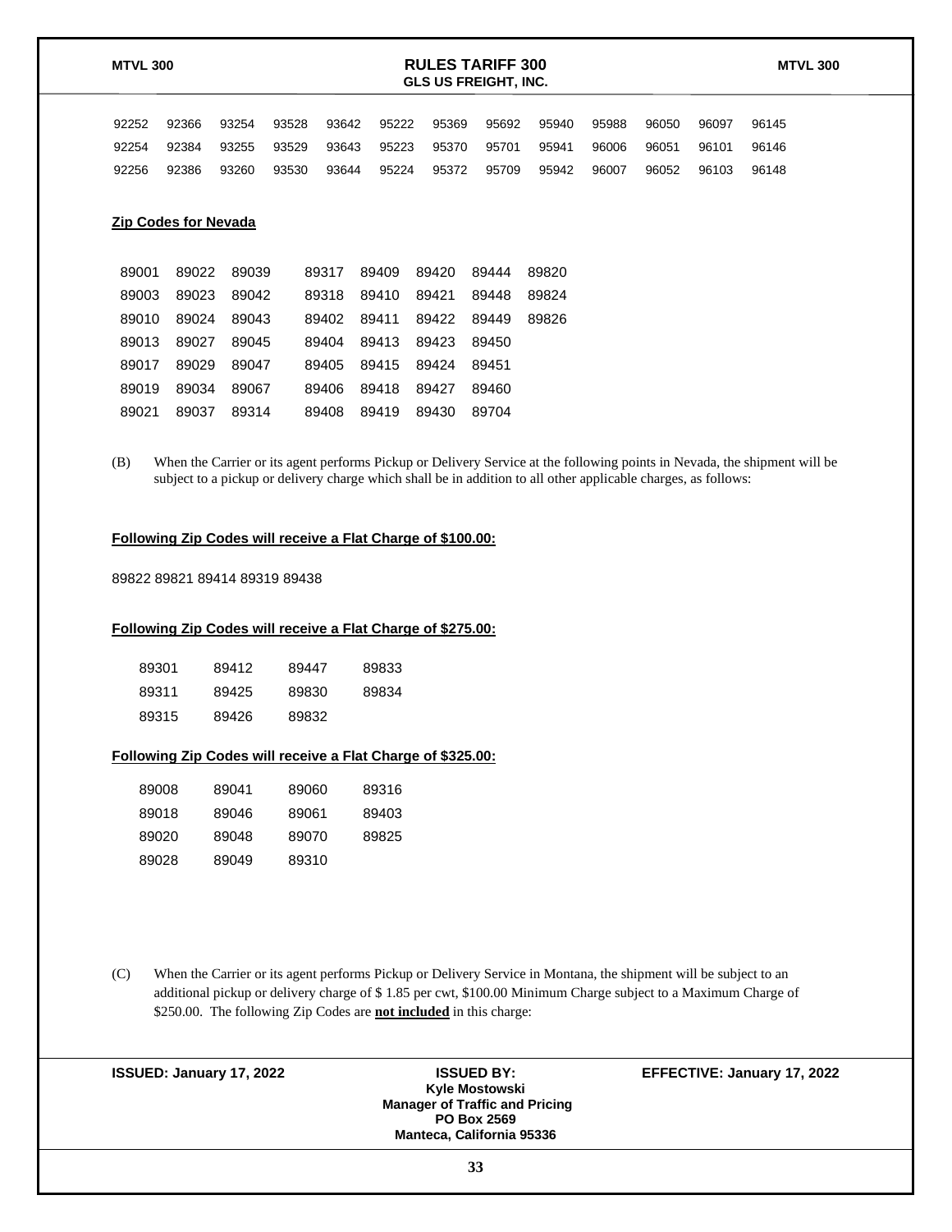| | | | | | | | | | | | | |
|---|---|---|---|---|---|---|---|---|---|---|---|---|
| 92252 | 92366 | 93254 | 93528 | 93642 | 95222 | 95369 | 95692 | 95940 | 95988 | 96050 | 96097 | 96145 |
| 92254 | 92384 | 93255 | 93529 | 93643 | 95223 | 95370 | 95701 | 95941 | 96006 | 96051 | 96101 | 96146 |
| 92256 | 92386 | 93260 | 93530 | 93644 | 95224 | 95372 | 95709 | 95942 | 96007 | 96052 | 96103 | 96148 |

**Zip Codes for Nevada**

| | | | | | | | |
|---|---|---|---|---|---|---|---|
| 89001 | 89022 | 89039 | 89317 | 89409 | 89420 | 89444 | 89820 |
| 89003 | 89023 | 89042 | 89318 | 89410 | 89421 | 89448 | 89824 |
| 89010 | 89024 | 89043 | 89402 | 89411 | 89422 | 89449 | 89826 |
| 89013 | 89027 | 89045 | 89404 | 89413 | 89423 | 89450 | |
| 89017 | 89029 | 89047 | 89405 | 89415 | 89424 | 89451 | |
| 89019 | 89034 | 89067 | 89406 | 89418 | 89427 | 89460 | |
| 89021 | 89037 | 89314 | 89408 | 89419 | 89430 | 89704 | |

(B) When the Carrier or its agent performs Pickup or Delivery Service at the following points in Nevada, the shipment will be subject to a pickup or delivery charge which shall be in addition to all other applicable charges, as follows:

**Following Zip Codes will receive a Flat Charge of $100.00:**

89822 89821 89414 89319 89438

**Following Zip Codes will receive a Flat Charge of $275.00:**

| | | | |
|---|---|---|---|
| 89301 | 89412 | 89447 | 89833 |
| 89311 | 89425 | 89830 | 89834 |
| 89315 | 89426 | 89832 | |

**Following Zip Codes will receive a Flat Charge of $325.00:**

| | | | |
|---|---|---|---|
| 89008 | 89041 | 89060 | 89316 |
| 89018 | 89046 | 89061 | 89403 |
| 89020 | 89048 | 89070 | 89825 |
| 89028 | 89049 | 89310 | |

(C) When the Carrier or its agent performs Pickup or Delivery Service in Montana, the shipment will be subject to an additional pickup or delivery charge of $ 1.85 per cwt, $100.00 Minimum Charge subject to a Maximum Charge of $250.00. The following Zip Codes are **not included** in this charge:

**ISSUED: January 17, 2022** **ISSUED BY:** **Kyle Mostowski** **Manager of Traffic and Pricing** **PO Box 2569** **Manteca, California 95336** **EFFECTIVE: January 17, 2022**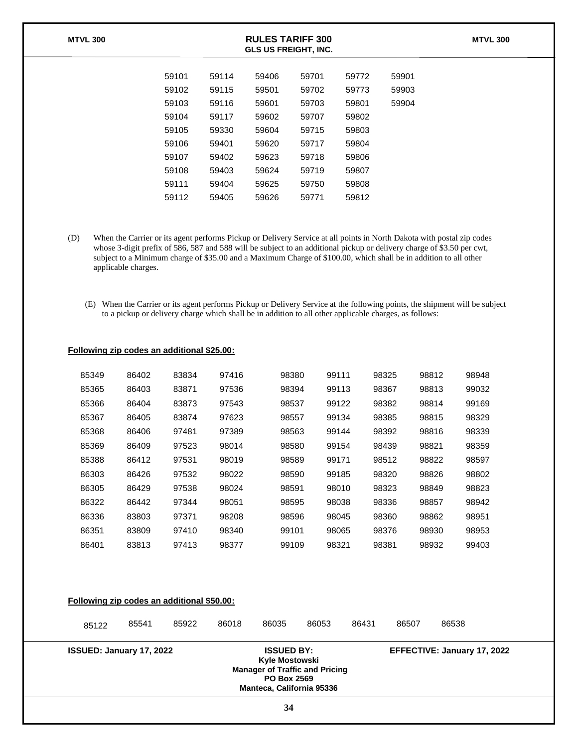| | | | | | |
|---|---|---|---|---|---|
| 59101 | 59114 | 59406 | 59701 | 59772 | 59901 |
| 59102 | 59115 | 59501 | 59702 | 59773 | 59903 |
| 59103 | 59116 | 59601 | 59703 | 59801 | 59904 |
| 59104 | 59117 | 59602 | 59707 | 59802 | |
| 59105 | 59330 | 59604 | 59715 | 59803 | |
| 59106 | 59401 | 59620 | 59717 | 59804 | |
| 59107 | 59402 | 59623 | 59718 | 59806 | |
| 59108 | 59403 | 59624 | 59719 | 59807 | |
| 59111 | 59404 | 59625 | 59750 | 59808 | |
| 59112 | 59405 | 59626 | 59771 | 59812 | |

(D) When the Carrier or its agent performs Pickup or Delivery Service at all points in North Dakota with postal zip codes whose 3-digit prefix of 586, 587 and 588 will be subject to an additional pickup or delivery charge of $3.50 per cwt, subject to a Minimum charge of $35.00 and a Maximum Charge of $100.00, which shall be in addition to all other applicable charges.

(E) When the Carrier or its agent performs Pickup or Delivery Service at the following points, the shipment will be subject to a pickup or delivery charge which shall be in addition to all other applicable charges, as follows:

**Following zip codes an additional $25.00:**

| | | | | | | | | |
|---|---|---|---|---|---|---|---|---|
| 85349 | 86402 | 83834 | 97416 | 98380 | 99111 | 98325 | 98812 | 98948 |
| 85365 | 86403 | 83871 | 97536 | 98394 | 99113 | 98367 | 98813 | 99032 |
| 85366 | 86404 | 83873 | 97543 | 98537 | 99122 | 98382 | 98814 | 99169 |
| 85367 | 86405 | 83874 | 97623 | 98557 | 99134 | 98385 | 98815 | 98329 |
| 85368 | 86406 | 97481 | 97389 | 98563 | 99144 | 98392 | 98816 | 98339 |
| 85369 | 86409 | 97523 | 98014 | 98580 | 99154 | 98439 | 98821 | 98359 |
| 85388 | 86412 | 97531 | 98019 | 98589 | 99171 | 98512 | 98822 | 98597 |
| 86303 | 86426 | 97532 | 98022 | 98590 | 99185 | 98320 | 98826 | 98802 |
| 86305 | 86429 | 97538 | 98024 | 98591 | 98010 | 98323 | 98849 | 98823 |
| 86322 | 86442 | 97344 | 98051 | 98595 | 98038 | 98336 | 98857 | 98942 |
| 86336 | 83803 | 97371 | 98208 | 98596 | 98045 | 98360 | 98862 | 98951 |
| 86351 | 83809 | 97410 | 98340 | 99101 | 98065 | 98376 | 98930 | 98953 |
| 86401 | 83813 | 97413 | 98377 | 99109 | 98321 | 98381 | 98932 | 99403 |

**Following zip codes an additional $50.00:**

| | | | | | | | | |
|---|---|---|---|---|---|---|---|---|
| 85122 | 85541 | 85922 | 86018 | 86035 | 86053 | 86431 | 86507 | 86538 |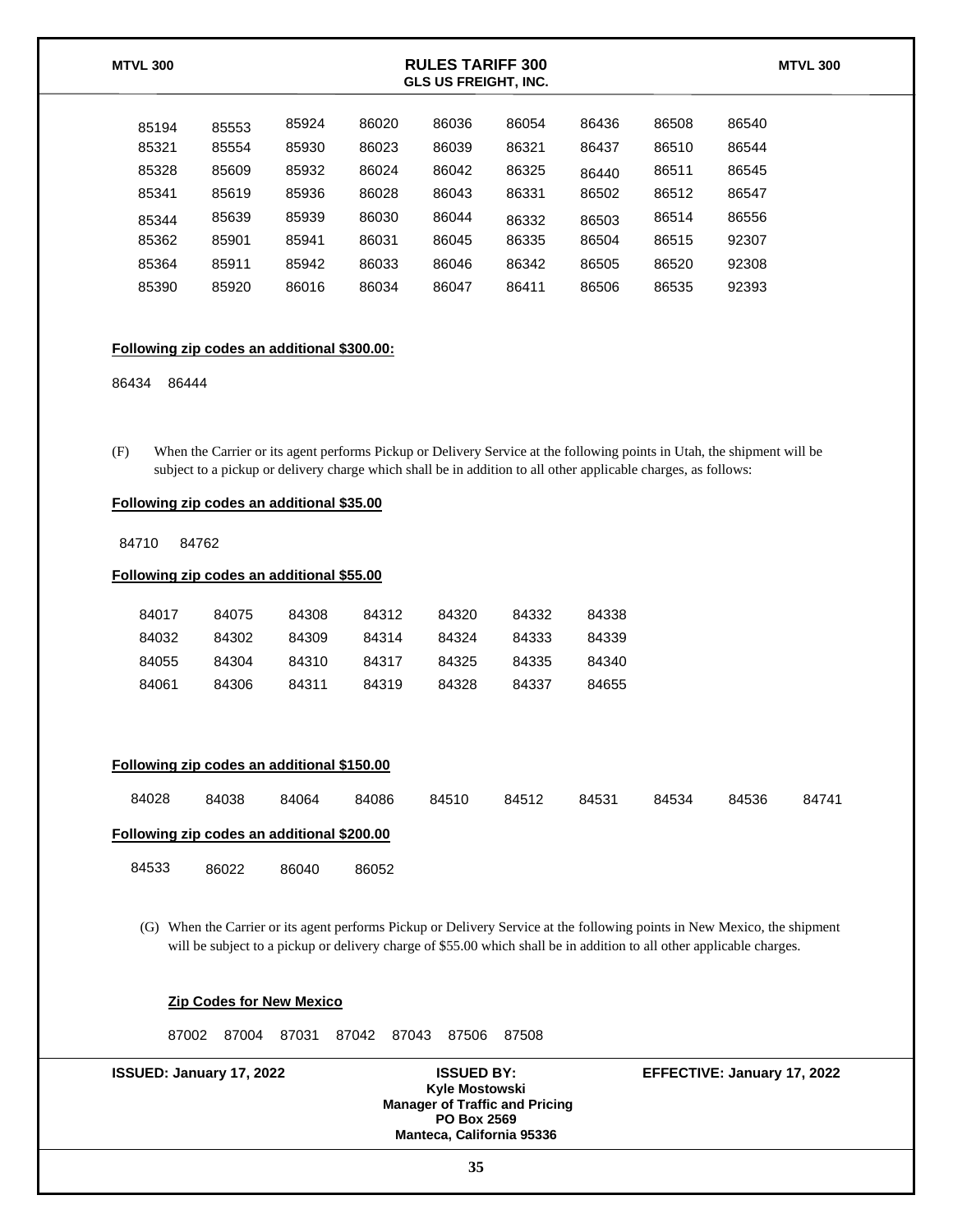| | | | | | | | | |
|---|---|---|---|---|---|---|---|---|
| 85194 | 85553 | 85924 | 86020 | 86036 | 86054 | 86436 | 86508 | 86540 |
| 85321 | 85554 | 85930 | 86023 | 86039 | 86321 | 86437 | 86510 | 86544 |
| 85328 | 85609 | 85932 | 86024 | 86042 | 86325 | 86440 | 86511 | 86545 |
| 85341 | 85619 | 85936 | 86028 | 86043 | 86331 | 86502 | 86512 | 86547 |
| 85344 | 85639 | 85939 | 86030 | 86044 | 86332 | 86503 | 86514 | 86556 |
| 85362 | 85901 | 85941 | 86031 | 86045 | 86335 | 86504 | 86515 | 92307 |
| 85364 | 85911 | 85942 | 86033 | 86046 | 86342 | 86505 | 86520 | 92308 |
| 85390 | 85920 | 86016 | 86034 | 86047 | 86411 | 86506 | 86535 | 92393 |

**Following zip codes an additional $300.00:**

86434 86444

(F) When the Carrier or its agent performs Pickup or Delivery Service at the following points in Utah, the shipment will be subject to a pickup or delivery charge which shall be in addition to all other applicable charges, as follows:

**Following zip codes an additional $35.00**

84710 84762

**Following zip codes an additional $55.00**

| | | | | | | |
|---|---|---|---|---|---|---|
| 84017 | 84075 | 84308 | 84312 | 84320 | 84332 | 84338 |
| 84032 | 84302 | 84309 | 84314 | 84324 | 84333 | 84339 |
| 84055 | 84304 | 84310 | 84317 | 84325 | 84335 | 84340 |
| 84061 | 84306 | 84311 | 84319 | 84328 | 84337 | 84655 |

**Following zip codes an additional $150.00**

84028 84038 84064 84086 84510 84512 84531 84534 84536 84741

**Following zip codes an additional $200.00**

84533 86022 86040 86052

(G) When the Carrier or its agent performs Pickup or Delivery Service at the following points in New Mexico, the shipment will be subject to a pickup or delivery charge of $55.00 which shall be in addition to all other applicable charges.

**Zip Codes for New Mexico**

87002 87004 87031 87042 87043 87506 87508

**ISSUED: January 17, 2022** | **ISSUED BY: Kyle Mostowski, Manager of Traffic and Pricing, PO Box 2569, Manteca, California 95336** | **EFFECTIVE: January 17, 2022**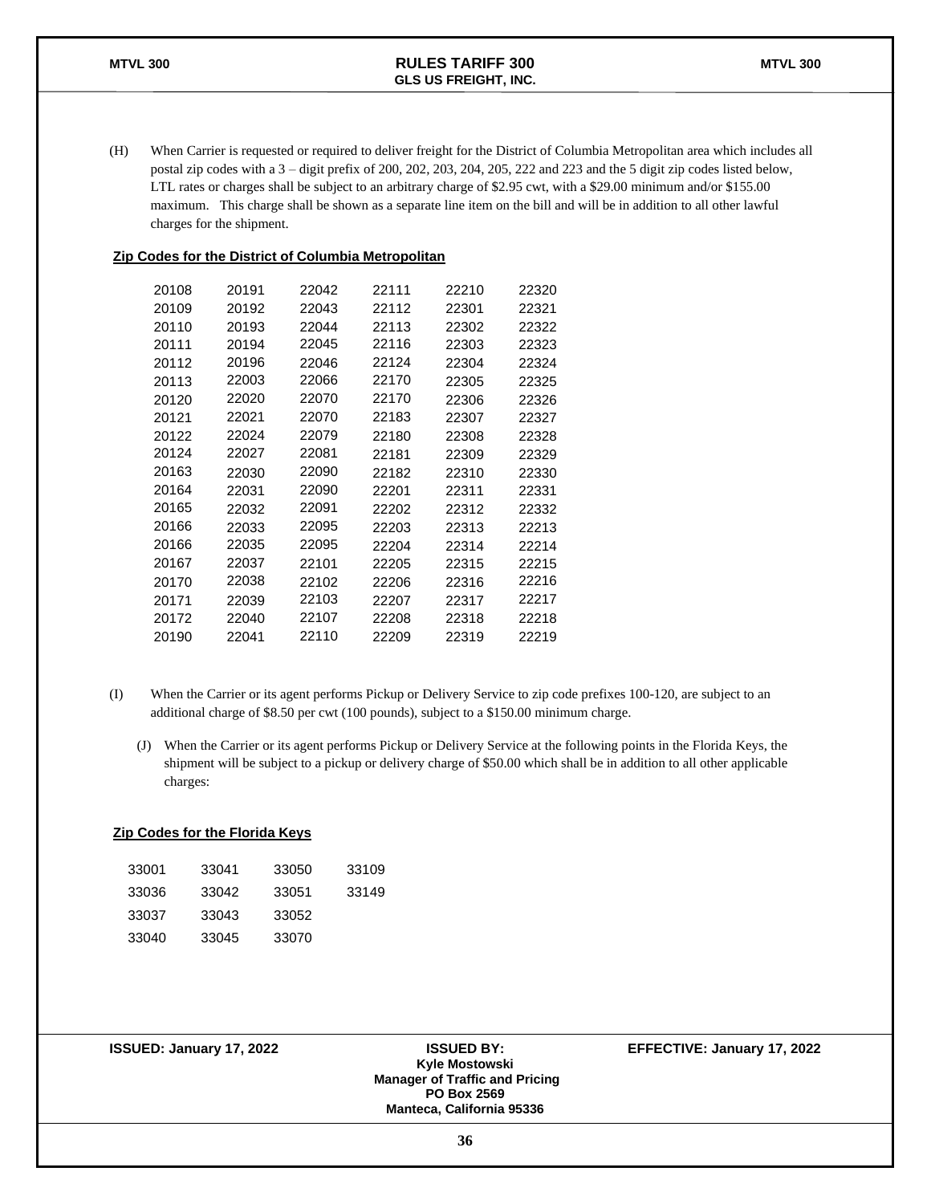(H) When Carrier is requested or required to deliver freight for the District of Columbia Metropolitan area which includes all postal zip codes with a 3 – digit prefix of 200, 202, 203, 204, 205, 222 and 223 and the 5 digit zip codes listed below, LTL rates or charges shall be subject to an arbitrary charge of $2.95 cwt, with a $29.00 minimum and/or $155.00 maximum. This charge shall be shown as a separate line item on the bill and will be in addition to all other lawful charges for the shipment.

**Zip Codes for the District of Columbia Metropolitan**

| | | | | | |
|---|---|---|---|---|---|
| 20108 | 20191 | 22042 | 22111 | 22210 | 22320 |
| 20109 | 20192 | 22043 | 22112 | 22301 | 22321 |
| 20110 | 20193 | 22044 | 22113 | 22302 | 22322 |
| 20111 | 20194 | 22045 | 22116 | 22303 | 22323 |
| 20112 | 20196 | 22046 | 22124 | 22304 | 22324 |
| 20113 | 22003 | 22066 | 22170 | 22305 | 22325 |
| 20120 | 22020 | 22070 | 22170 | 22306 | 22326 |
| 20121 | 22021 | 22070 | 22183 | 22307 | 22327 |
| 20122 | 22024 | 22079 | 22180 | 22308 | 22328 |
| 20124 | 22027 | 22081 | 22181 | 22309 | 22329 |
| 20163 | 22030 | 22090 | 22182 | 22310 | 22330 |
| 20164 | 22031 | 22090 | 22201 | 22311 | 22331 |
| 20165 | 22032 | 22091 | 22202 | 22312 | 22332 |
| 20166 | 22033 | 22095 | 22203 | 22313 | 22213 |
| 20166 | 22035 | 22095 | 22204 | 22314 | 22214 |
| 20167 | 22037 | 22101 | 22205 | 22315 | 22215 |
| 20170 | 22038 | 22102 | 22206 | 22316 | 22216 |
| 20171 | 22039 | 22103 | 22207 | 22317 | 22217 |
| 20172 | 22040 | 22107 | 22208 | 22318 | 22218 |
| 20190 | 22041 | 22110 | 22209 | 22319 | 22219 |

(I) When the Carrier or its agent performs Pickup or Delivery Service to zip code prefixes 100-120, are subject to an additional charge of $8.50 per cwt (100 pounds), subject to a $150.00 minimum charge.

(J) When the Carrier or its agent performs Pickup or Delivery Service at the following points in the Florida Keys, the shipment will be subject to a pickup or delivery charge of $50.00 which shall be in addition to all other applicable charges:

**Zip Codes for the Florida Keys**

| | | | |
|---|---|---|---|
| 33001 | 33041 | 33050 | 33109 |
| 33036 | 33042 | 33051 | 33149 |
| 33037 | 33043 | 33052 | |
| 33040 | 33045 | 33070 | |

ISSUED: January 17, 2022

ISSUED BY:
Kyle Mostowski
Manager of Traffic and Pricing
PO Box 2569
Manteca, California 95336

EFFECTIVE: January 17, 2022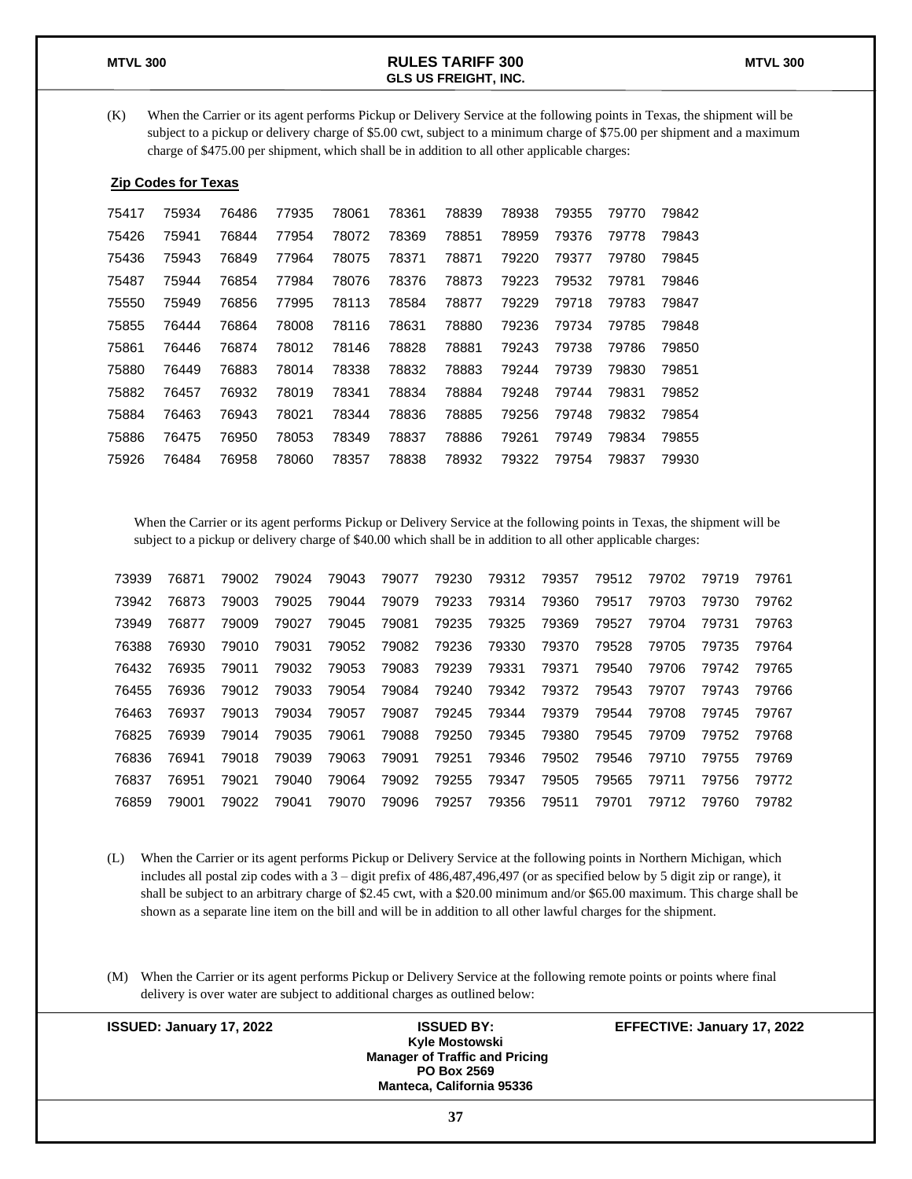(K) When the Carrier or its agent performs Pickup or Delivery Service at the following points in Texas, the shipment will be subject to a pickup or delivery charge of $5.00 cwt, subject to a minimum charge of $75.00 per shipment and a maximum charge of $475.00 per shipment, which shall be in addition to all other applicable charges:

**Zip Codes for Texas**

| | | | | | | | | | | |
|---|---|---|---|---|---|---|---|---|---|---|
| 75417 | 75934 | 76486 | 77935 | 78061 | 78361 | 78839 | 78938 | 79355 | 79770 | 79842 |
| 75426 | 75941 | 76844 | 77954 | 78072 | 78369 | 78851 | 78959 | 79376 | 79778 | 79843 |
| 75436 | 75943 | 76849 | 77964 | 78075 | 78371 | 78871 | 79220 | 79377 | 79780 | 79845 |
| 75487 | 75944 | 76854 | 77984 | 78076 | 78376 | 78873 | 79223 | 79532 | 79781 | 79846 |
| 75550 | 75949 | 76856 | 77995 | 78113 | 78584 | 78877 | 79229 | 79718 | 79783 | 79847 |
| 75855 | 76444 | 76864 | 78008 | 78116 | 78631 | 78880 | 79236 | 79734 | 79785 | 79848 |
| 75861 | 76446 | 76874 | 78012 | 78146 | 78828 | 78881 | 79243 | 79738 | 79786 | 79850 |
| 75880 | 76449 | 76883 | 78014 | 78338 | 78832 | 78883 | 79244 | 79739 | 79830 | 79851 |
| 75882 | 76457 | 76932 | 78019 | 78341 | 78834 | 78884 | 79248 | 79744 | 79831 | 79852 |
| 75884 | 76463 | 76943 | 78021 | 78344 | 78836 | 78885 | 79256 | 79748 | 79832 | 79854 |
| 75886 | 76475 | 76950 | 78053 | 78349 | 78837 | 78886 | 79261 | 79749 | 79834 | 79855 |
| 75926 | 76484 | 76958 | 78060 | 78357 | 78838 | 78932 | 79322 | 79754 | 79837 | 79930 |

When the Carrier or its agent performs Pickup or Delivery Service at the following points in Texas, the shipment will be subject to a pickup or delivery charge of $40.00 which shall be in addition to all other applicable charges:

| | | | | | | | | | | | | |
|---|---|---|---|---|---|---|---|---|---|---|---|---|
| 73939 | 76871 | 79002 | 79024 | 79043 | 79077 | 79230 | 79312 | 79357 | 79512 | 79702 | 79719 | 79761 |
| 73942 | 76873 | 79003 | 79025 | 79044 | 79079 | 79233 | 79314 | 79360 | 79517 | 79703 | 79730 | 79762 |
| 73949 | 76877 | 79009 | 79027 | 79045 | 79081 | 79235 | 79325 | 79369 | 79527 | 79704 | 79731 | 79763 |
| 76388 | 76930 | 79010 | 79031 | 79052 | 79082 | 79236 | 79330 | 79370 | 79528 | 79705 | 79735 | 79764 |
| 76432 | 76935 | 79011 | 79032 | 79053 | 79083 | 79239 | 79331 | 79371 | 79540 | 79706 | 79742 | 79765 |
| 76455 | 76936 | 79012 | 79033 | 79054 | 79084 | 79240 | 79342 | 79372 | 79543 | 79707 | 79743 | 79766 |
| 76463 | 76937 | 79013 | 79034 | 79057 | 79087 | 79245 | 79344 | 79379 | 79544 | 79708 | 79745 | 79767 |
| 76825 | 76939 | 79014 | 79035 | 79061 | 79088 | 79250 | 79345 | 79380 | 79545 | 79709 | 79752 | 79768 |
| 76836 | 76941 | 79018 | 79039 | 79063 | 79091 | 79251 | 79346 | 79502 | 79546 | 79710 | 79755 | 79769 |
| 76837 | 76951 | 79021 | 79040 | 79064 | 79092 | 79255 | 79347 | 79505 | 79565 | 79711 | 79756 | 79772 |
| 76859 | 79001 | 79022 | 79041 | 79070 | 79096 | 79257 | 79356 | 79511 | 79701 | 79712 | 79760 | 79782 |

(L) When the Carrier or its agent performs Pickup or Delivery Service at the following points in Northern Michigan, which includes all postal zip codes with a 3 – digit prefix of 486,487,496,497 (or as specified below by 5 digit zip or range), it shall be subject to an arbitrary charge of $2.45 cwt, with a $20.00 minimum and/or $65.00 maximum. This charge shall be shown as a separate line item on the bill and will be in addition to all other lawful charges for the shipment.

(M) When the Carrier or its agent performs Pickup or Delivery Service at the following remote points or points where final delivery is over water are subject to additional charges as outlined below:

**ISSUED: January 17, 2022** | **ISSUED BY:** **Kyle Mostowski** **Manager of Traffic and Pricing** **PO Box 2569** **Manteca, California 95336** | **EFFECTIVE: January 17, 2022**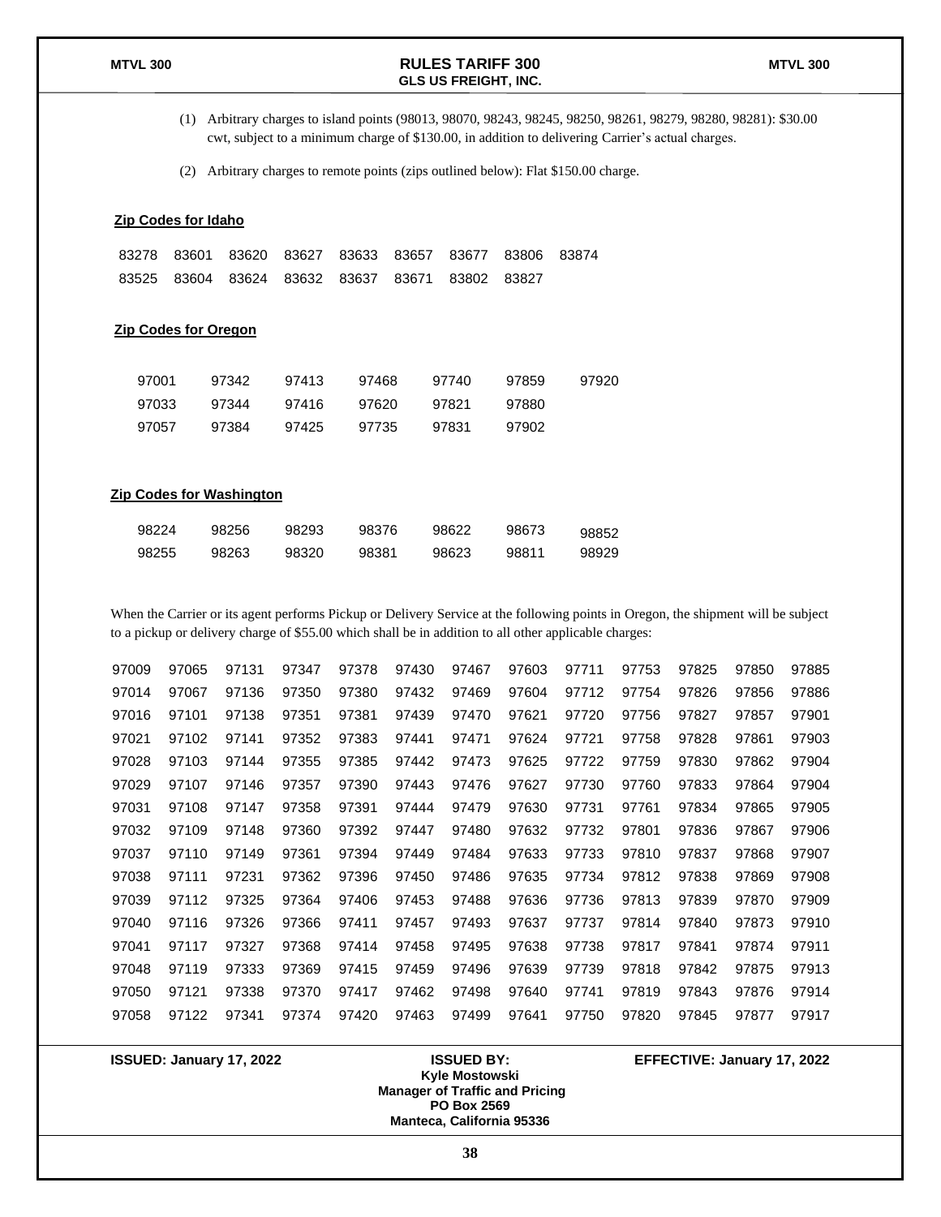(1) Arbitrary charges to island points (98013, 98070, 98243, 98245, 98250, 98261, 98279, 98280, 98281): $30.00 cwt, subject to a minimum charge of $130.00, in addition to delivering Carrier's actual charges.

(2) Arbitrary charges to remote points (zips outlined below): Flat $150.00 charge.

**Zip Codes for Idaho**

| | | | | | | | | |
|---|---|---|---|---|---|---|---|---|
| 83278 | 83601 | 83620 | 83627 | 83633 | 83657 | 83677 | 83806 | 83874 |
| 83525 | 83604 | 83624 | 83632 | 83637 | 83671 | 83802 | 83827 | |

**Zip Codes for Oregon**

| | | | | | | |
|---|---|---|---|---|---|---|
| 97001 | 97342 | 97413 | 97468 | 97740 | 97859 | 97920 |
| 97033 | 97344 | 97416 | 97620 | 97821 | 97880 | |
| 97057 | 97384 | 97425 | 97735 | 97831 | 97902 | |

**Zip Codes for Washington**

| | | | | | | |
|---|---|---|---|---|---|---|
| 98224 | 98256 | 98293 | 98376 | 98622 | 98673 | 98852 |
| 98255 | 98263 | 98320 | 98381 | 98623 | 98811 | 98929 |

When the Carrier or its agent performs Pickup or Delivery Service at the following points in Oregon, the shipment will be subject to a pickup or delivery charge of $55.00 which shall be in addition to all other applicable charges:

| | | | | | | | | | | | | |
|---|---|---|---|---|---|---|---|---|---|---|---|---|
| 97009 | 97065 | 97131 | 97347 | 97378 | 97430 | 97467 | 97603 | 97711 | 97753 | 97825 | 97850 | 97885 |
| 97014 | 97067 | 97136 | 97350 | 97380 | 97432 | 97469 | 97604 | 97712 | 97754 | 97826 | 97856 | 97886 |
| 97016 | 97101 | 97138 | 97351 | 97381 | 97439 | 97470 | 97621 | 97720 | 97756 | 97827 | 97857 | 97901 |
| 97021 | 97102 | 97141 | 97352 | 97383 | 97441 | 97471 | 97624 | 97721 | 97758 | 97828 | 97861 | 97903 |
| 97028 | 97103 | 97144 | 97355 | 97385 | 97442 | 97473 | 97625 | 97722 | 97759 | 97830 | 97862 | 97904 |
| 97029 | 97107 | 97146 | 97357 | 97390 | 97443 | 97476 | 97627 | 97730 | 97760 | 97833 | 97864 | 97904 |
| 97031 | 97108 | 97147 | 97358 | 97391 | 97444 | 97479 | 97630 | 97731 | 97761 | 97834 | 97865 | 97905 |
| 97032 | 97109 | 97148 | 97360 | 97392 | 97447 | 97480 | 97632 | 97732 | 97801 | 97836 | 97867 | 97906 |
| 97037 | 97110 | 97149 | 97361 | 97394 | 97449 | 97484 | 97633 | 97733 | 97810 | 97837 | 97868 | 97907 |
| 97038 | 97111 | 97231 | 97362 | 97396 | 97450 | 97486 | 97635 | 97734 | 97812 | 97838 | 97869 | 97908 |
| 97039 | 97112 | 97325 | 97364 | 97406 | 97453 | 97488 | 97636 | 97736 | 97813 | 97839 | 97870 | 97909 |
| 97040 | 97116 | 97326 | 97366 | 97411 | 97457 | 97493 | 97637 | 97737 | 97814 | 97840 | 97873 | 97910 |
| 97041 | 97117 | 97327 | 97368 | 97414 | 97458 | 97495 | 97638 | 97738 | 97817 | 97841 | 97874 | 97911 |
| 97048 | 97119 | 97333 | 97369 | 97415 | 97459 | 97496 | 97639 | 97739 | 97818 | 97842 | 97875 | 97913 |
| 97050 | 97121 | 97338 | 97370 | 97417 | 97462 | 97498 | 97640 | 97741 | 97819 | 97843 | 97876 | 97914 |
| 97058 | 97122 | 97341 | 97374 | 97420 | 97463 | 97499 | 97641 | 97750 | 97820 | 97845 | 97877 | 97917 |

**ISSUED: January 17, 2022** | **ISSUED BY: Kyle Mostowski, Manager of Traffic and Pricing, PO Box 2569, Manteca, California 95336** | **EFFECTIVE: January 17, 2022**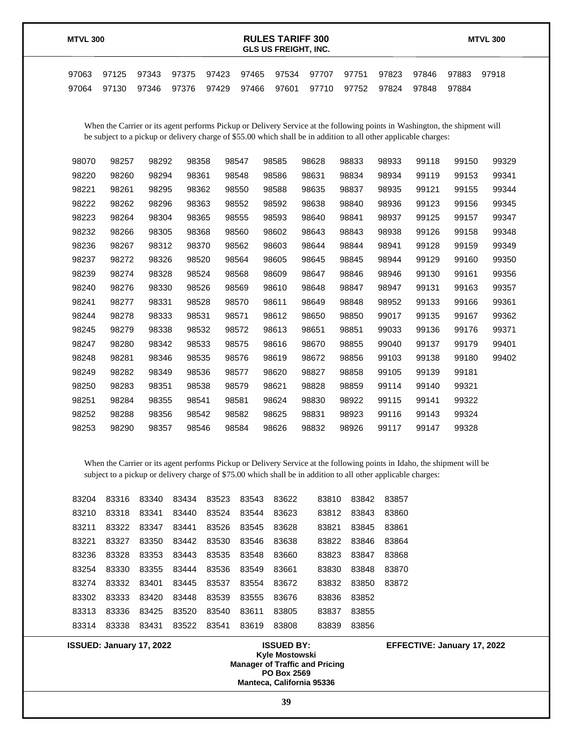| 97063 | 97125 | 97343 | 97375 | 97423 | 97465 | 97534 | 97707 | 97751 | 97823 | 97846 | 97883 | 97918 |
|---|---|---|---|---|---|---|---|---|---|---|---|---|
| 97064 | 97130 | 97346 | 97376 | 97429 | 97466 | 97601 | 97710 | 97752 | 97824 | 97848 | 97884 | |

When the Carrier or its agent performs Pickup or Delivery Service at the following points in Washington, the shipment will be subject to a pickup or delivery charge of $55.00 which shall be in addition to all other applicable charges:

| 98070 | 98257 | 98292 | 98358 | 98547 | 98585 | 98628 | 98833 | 98933 | 99118 | 99150 | 99329 |
|---|---|---|---|---|---|---|---|---|---|---|---|
| 98220 | 98260 | 98294 | 98361 | 98548 | 98586 | 98631 | 98834 | 98934 | 99119 | 99153 | 99341 |
| 98221 | 98261 | 98295 | 98362 | 98550 | 98588 | 98635 | 98837 | 98935 | 99121 | 99155 | 99344 |
| 98222 | 98262 | 98296 | 98363 | 98552 | 98592 | 98638 | 98840 | 98936 | 99123 | 99156 | 99345 |
| 98223 | 98264 | 98304 | 98365 | 98555 | 98593 | 98640 | 98841 | 98937 | 99125 | 99157 | 99347 |
| 98232 | 98266 | 98305 | 98368 | 98560 | 98602 | 98643 | 98843 | 98938 | 99126 | 99158 | 99348 |
| 98236 | 98267 | 98312 | 98370 | 98562 | 98603 | 98644 | 98844 | 98941 | 99128 | 99159 | 99349 |
| 98237 | 98272 | 98326 | 98520 | 98564 | 98605 | 98645 | 98845 | 98944 | 99129 | 99160 | 99350 |
| 98239 | 98274 | 98328 | 98524 | 98568 | 98609 | 98647 | 98846 | 98946 | 99130 | 99161 | 99356 |
| 98240 | 98276 | 98330 | 98526 | 98569 | 98610 | 98648 | 98847 | 98947 | 99131 | 99163 | 99357 |
| 98241 | 98277 | 98331 | 98528 | 98570 | 98611 | 98649 | 98848 | 98952 | 99133 | 99166 | 99361 |
| 98244 | 98278 | 98333 | 98531 | 98571 | 98612 | 98650 | 98850 | 99017 | 99135 | 99167 | 99362 |
| 98245 | 98279 | 98338 | 98532 | 98572 | 98613 | 98651 | 98851 | 99033 | 99136 | 99176 | 99371 |
| 98247 | 98280 | 98342 | 98533 | 98575 | 98616 | 98670 | 98855 | 99040 | 99137 | 99179 | 99401 |
| 98248 | 98281 | 98346 | 98535 | 98576 | 98619 | 98672 | 98856 | 99103 | 99138 | 99180 | 99402 |
| 98249 | 98282 | 98349 | 98536 | 98577 | 98620 | 98827 | 98858 | 99105 | 99139 | 99181 | |
| 98250 | 98283 | 98351 | 98538 | 98579 | 98621 | 98828 | 98859 | 99114 | 99140 | 99321 | |
| 98251 | 98284 | 98355 | 98541 | 98581 | 98624 | 98830 | 98922 | 99115 | 99141 | 99322 | |
| 98252 | 98288 | 98356 | 98542 | 98582 | 98625 | 98831 | 98923 | 99116 | 99143 | 99324 | |
| 98253 | 98290 | 98357 | 98546 | 98584 | 98626 | 98832 | 98926 | 99117 | 99147 | 99328 | |

When the Carrier or its agent performs Pickup or Delivery Service at the following points in Idaho, the shipment will be subject to a pickup or delivery charge of $75.00 which shall be in addition to all other applicable charges:

| 83204 | 83316 | 83340 | 83434 | 83523 | 83543 | 83622 | 83810 | 83842 | 83857 |
|---|---|---|---|---|---|---|---|---|---|
| 83210 | 83318 | 83341 | 83440 | 83524 | 83544 | 83623 | 83812 | 83843 | 83860 |
| 83211 | 83322 | 83347 | 83441 | 83526 | 83545 | 83628 | 83821 | 83845 | 83861 |
| 83221 | 83327 | 83350 | 83442 | 83530 | 83546 | 83638 | 83822 | 83846 | 83864 |
| 83236 | 83328 | 83353 | 83443 | 83535 | 83548 | 83660 | 83823 | 83847 | 83868 |
| 83254 | 83330 | 83355 | 83444 | 83536 | 83549 | 83661 | 83830 | 83848 | 83870 |
| 83274 | 83332 | 83401 | 83445 | 83537 | 83554 | 83672 | 83832 | 83850 | 83872 |
| 83302 | 83333 | 83420 | 83448 | 83539 | 83555 | 83676 | 83836 | 83852 | |
| 83313 | 83336 | 83425 | 83520 | 83540 | 83611 | 83805 | 83837 | 83855 | |
| 83314 | 83338 | 83431 | 83522 | 83541 | 83619 | 83808 | 83839 | 83856 | |

**ISSUED: January 17, 2022**

**ISSUED BY:**
**Kyle Mostowski**
**Manager of Traffic and Pricing**
**PO Box 2569**
**Manteca, California 95336**

**EFFECTIVE: January 17, 2022**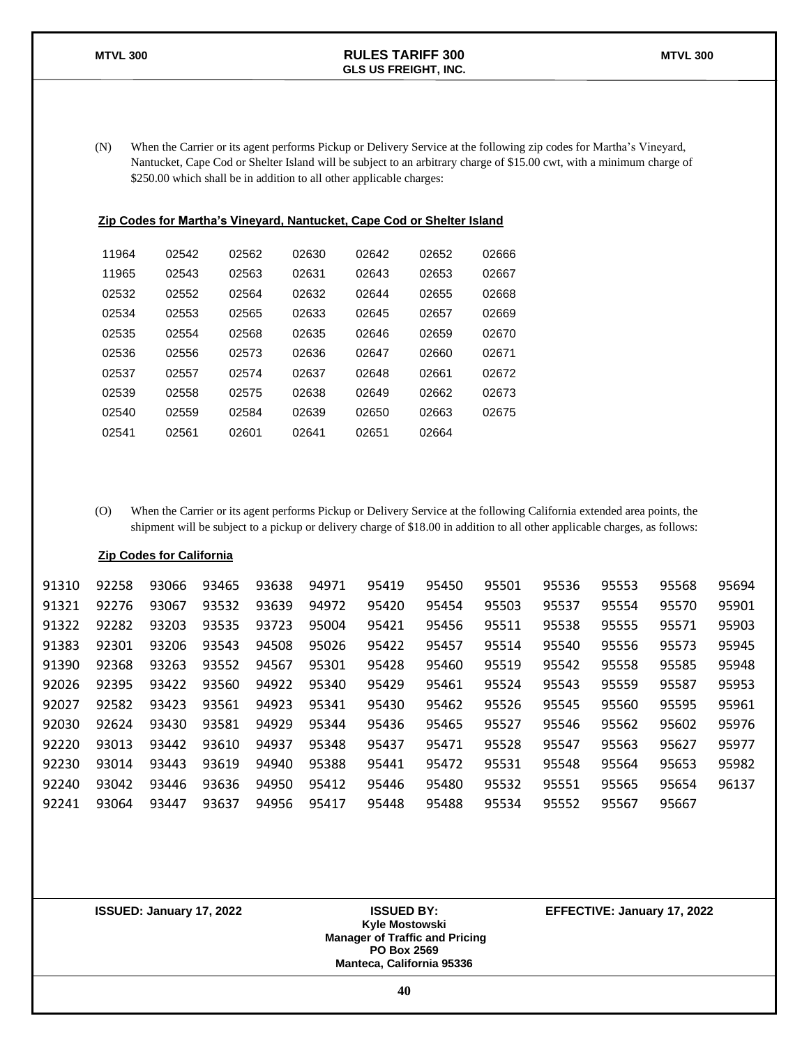(N) When the Carrier or its agent performs Pickup or Delivery Service at the following zip codes for Martha's Vineyard, Nantucket, Cape Cod or Shelter Island will be subject to an arbitrary charge of $15.00 cwt, with a minimum charge of $250.00 which shall be in addition to all other applicable charges:

**Zip Codes for Martha's Vineyard, Nantucket, Cape Cod or Shelter Island**

| | | | | | | |
|---|---|---|---|---|---|---|
| 11964 | 02542 | 02562 | 02630 | 02642 | 02652 | 02666 |
| 11965 | 02543 | 02563 | 02631 | 02643 | 02653 | 02667 |
| 02532 | 02552 | 02564 | 02632 | 02644 | 02655 | 02668 |
| 02534 | 02553 | 02565 | 02633 | 02645 | 02657 | 02669 |
| 02535 | 02554 | 02568 | 02635 | 02646 | 02659 | 02670 |
| 02536 | 02556 | 02573 | 02636 | 02647 | 02660 | 02671 |
| 02537 | 02557 | 02574 | 02637 | 02648 | 02661 | 02672 |
| 02539 | 02558 | 02575 | 02638 | 02649 | 02662 | 02673 |
| 02540 | 02559 | 02584 | 02639 | 02650 | 02663 | 02675 |
| 02541 | 02561 | 02601 | 02641 | 02651 | 02664 | |

(O) When the Carrier or its agent performs Pickup or Delivery Service at the following California extended area points, the shipment will be subject to a pickup or delivery charge of $18.00 in addition to all other applicable charges, as follows:

**Zip Codes for California**

| | | | | | | | | | | | | | |
|---|---|---|---|---|---|---|---|---|---|---|---|---|---|
| 91310 | 92258 | 93066 | 93465 | 93638 | 94971 | 95419 | 95450 | 95501 | 95536 | 95553 | 95568 | 95694 |
| 91321 | 92276 | 93067 | 93532 | 93639 | 94972 | 95420 | 95454 | 95503 | 95537 | 95554 | 95570 | 95901 |
| 91322 | 92282 | 93203 | 93535 | 93723 | 95004 | 95421 | 95456 | 95511 | 95538 | 95555 | 95571 | 95903 |
| 91383 | 92301 | 93206 | 93543 | 94508 | 95026 | 95422 | 95457 | 95514 | 95540 | 95556 | 95573 | 95945 |
| 91390 | 92368 | 93263 | 93552 | 94567 | 95301 | 95428 | 95460 | 95519 | 95542 | 95558 | 95585 | 95948 |
| 92026 | 92395 | 93422 | 93560 | 94922 | 95340 | 95429 | 95461 | 95524 | 95543 | 95559 | 95587 | 95953 |
| 92027 | 92582 | 93423 | 93561 | 94923 | 95341 | 95430 | 95462 | 95526 | 95545 | 95560 | 95595 | 95961 |
| 92030 | 92624 | 93430 | 93581 | 94929 | 95344 | 95436 | 95465 | 95527 | 95546 | 95562 | 95602 | 95976 |
| 92220 | 93013 | 93442 | 93610 | 94937 | 95348 | 95437 | 95471 | 95528 | 95547 | 95563 | 95627 | 95977 |
| 92230 | 93014 | 93443 | 93619 | 94940 | 95388 | 95441 | 95472 | 95531 | 95548 | 95564 | 95653 | 95982 |
| 92240 | 93042 | 93446 | 93636 | 94950 | 95412 | 95446 | 95480 | 95532 | 95551 | 95565 | 95654 | 96137 |
| 92241 | 93064 | 93447 | 93637 | 94956 | 95417 | 95448 | 95488 | 95534 | 95552 | 95567 | 95667 | |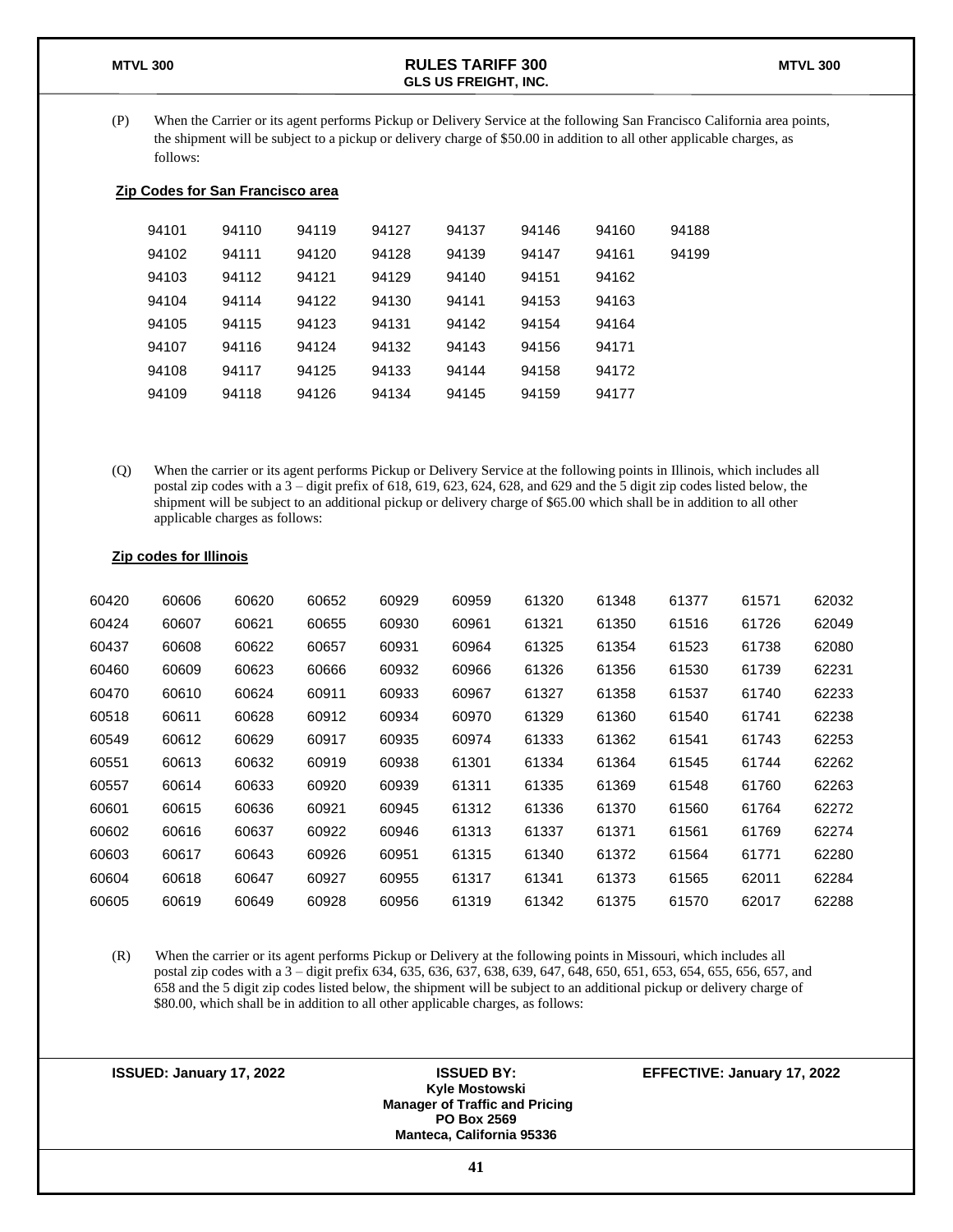(P) When the Carrier or its agent performs Pickup or Delivery Service at the following San Francisco California area points, the shipment will be subject to a pickup or delivery charge of $50.00 in addition to all other applicable charges, as follows:

**Zip Codes for San Francisco area**

| | | | | | | | |
|---|---|---|---|---|---|---|---|
| 94101 | 94110 | 94119 | 94127 | 94137 | 94146 | 94160 | 94188 |
| 94102 | 94111 | 94120 | 94128 | 94139 | 94147 | 94161 | 94199 |
| 94103 | 94112 | 94121 | 94129 | 94140 | 94151 | 94162 | |
| 94104 | 94114 | 94122 | 94130 | 94141 | 94153 | 94163 | |
| 94105 | 94115 | 94123 | 94131 | 94142 | 94154 | 94164 | |
| 94107 | 94116 | 94124 | 94132 | 94143 | 94156 | 94171 | |
| 94108 | 94117 | 94125 | 94133 | 94144 | 94158 | 94172 | |
| 94109 | 94118 | 94126 | 94134 | 94145 | 94159 | 94177 | |

(Q) When the carrier or its agent performs Pickup or Delivery Service at the following points in Illinois, which includes all postal zip codes with a 3 – digit prefix of 618, 619, 623, 624, 628, and 629 and the 5 digit zip codes listed below, the shipment will be subject to an additional pickup or delivery charge of $65.00 which shall be in addition to all other applicable charges as follows:

**Zip codes for Illinois**

| | | | | | | | | | | |
|---|---|---|---|---|---|---|---|---|---|---|
| 60420 | 60606 | 60620 | 60652 | 60929 | 60959 | 61320 | 61348 | 61377 | 61571 | 62032 |
| 60424 | 60607 | 60621 | 60655 | 60930 | 60961 | 61321 | 61350 | 61516 | 61726 | 62049 |
| 60437 | 60608 | 60622 | 60657 | 60931 | 60964 | 61325 | 61354 | 61523 | 61738 | 62080 |
| 60460 | 60609 | 60623 | 60666 | 60932 | 60966 | 61326 | 61356 | 61530 | 61739 | 62231 |
| 60470 | 60610 | 60624 | 60911 | 60933 | 60967 | 61327 | 61358 | 61537 | 61740 | 62233 |
| 60518 | 60611 | 60628 | 60912 | 60934 | 60970 | 61329 | 61360 | 61540 | 61741 | 62238 |
| 60549 | 60612 | 60629 | 60917 | 60935 | 60974 | 61333 | 61362 | 61541 | 61743 | 62253 |
| 60551 | 60613 | 60632 | 60919 | 60938 | 61301 | 61334 | 61364 | 61545 | 61744 | 62262 |
| 60557 | 60614 | 60633 | 60920 | 60939 | 61311 | 61335 | 61369 | 61548 | 61760 | 62263 |
| 60601 | 60615 | 60636 | 60921 | 60945 | 61312 | 61336 | 61370 | 61560 | 61764 | 62272 |
| 60602 | 60616 | 60637 | 60922 | 60946 | 61313 | 61337 | 61371 | 61561 | 61769 | 62274 |
| 60603 | 60617 | 60643 | 60926 | 60951 | 61315 | 61340 | 61372 | 61564 | 61771 | 62280 |
| 60604 | 60618 | 60647 | 60927 | 60955 | 61317 | 61341 | 61373 | 61565 | 62011 | 62284 |
| 60605 | 60619 | 60649 | 60928 | 60956 | 61319 | 61342 | 61375 | 61570 | 62017 | 62288 |

(R) When the carrier or its agent performs Pickup or Delivery at the following points in Missouri, which includes all postal zip codes with a 3 – digit prefix 634, 635, 636, 637, 638, 639, 647, 648, 650, 651, 653, 654, 655, 656, 657, and 658 and the 5 digit zip codes listed below, the shipment will be subject to an additional pickup or delivery charge of $80.00, which shall be in addition to all other applicable charges, as follows:

**ISSUED: January 17, 2022**

**ISSUED BY:**
**Kyle Mostowski**
**Manager of Traffic and Pricing**
**PO Box 2569**
**Manteca, California 95336**

**EFFECTIVE: January 17, 2022**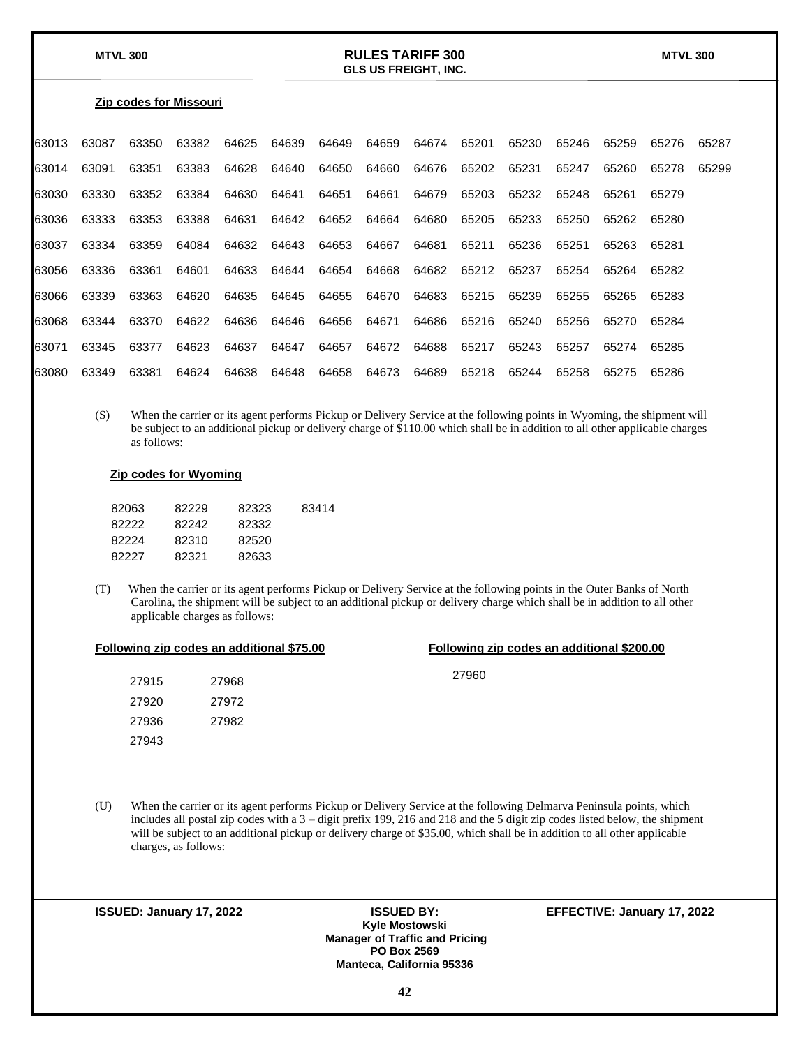**Zip codes for Missouri**

| | | | | | | | | | | | | | | |
|---|---|---|---|---|---|---|---|---|---|---|---|---|---|---|
| 63013 | 63087 | 63350 | 63382 | 64625 | 64639 | 64649 | 64659 | 64674 | 65201 | 65230 | 65246 | 65259 | 65276 | 65287 |
| 63014 | 63091 | 63351 | 63383 | 64628 | 64640 | 64650 | 64660 | 64676 | 65202 | 65231 | 65247 | 65260 | 65278 | 65299 |
| 63030 | 63330 | 63352 | 63384 | 64630 | 64641 | 64651 | 64661 | 64679 | 65203 | 65232 | 65248 | 65261 | 65279 | |
| 63036 | 63333 | 63353 | 63388 | 64631 | 64642 | 64652 | 64664 | 64680 | 65205 | 65233 | 65250 | 65262 | 65280 | |
| 63037 | 63334 | 63359 | 64084 | 64632 | 64643 | 64653 | 64667 | 64681 | 65211 | 65236 | 65251 | 65263 | 65281 | |
| 63056 | 63336 | 63361 | 64601 | 64633 | 64644 | 64654 | 64668 | 64682 | 65212 | 65237 | 65254 | 65264 | 65282 | |
| 63066 | 63339 | 63363 | 64620 | 64635 | 64645 | 64655 | 64670 | 64683 | 65215 | 65239 | 65255 | 65265 | 65283 | |
| 63068 | 63344 | 63370 | 64622 | 64636 | 64646 | 64656 | 64671 | 64686 | 65216 | 65240 | 65256 | 65270 | 65284 | |
| 63071 | 63345 | 63377 | 64623 | 64637 | 64647 | 64657 | 64672 | 64688 | 65217 | 65243 | 65257 | 65274 | 65285 | |
| 63080 | 63349 | 63381 | 64624 | 64638 | 64648 | 64658 | 64673 | 64689 | 65218 | 65244 | 65258 | 65275 | 65286 | |

(S) When the carrier or its agent performs Pickup or Delivery Service at the following points in Wyoming, the shipment will be subject to an additional pickup or delivery charge of $110.00 which shall be in addition to all other applicable charges as follows:

**Zip codes for Wyoming**

| | | | |
|---|---|---|---|
| 82063 | 82229 | 82323 | 83414 |
| 82222 | 82242 | 82332 | |
| 82224 | 82310 | 82520 | |
| 82227 | 82321 | 82633 | |

(T) When the carrier or its agent performs Pickup or Delivery Service at the following points in the Outer Banks of North Carolina, the shipment will be subject to an additional pickup or delivery charge which shall be in addition to all other applicable charges as follows:

**Following zip codes an additional $75.00**

| | |
|---|---|
| 27915 | 27968 |
| 27920 | 27972 |
| 27936 | 27982 |
| 27943 | |

**Following zip codes an additional $200.00**

27960

(U) When the carrier or its agent performs Pickup or Delivery Service at the following Delmarva Peninsula points, which includes all postal zip codes with a 3 – digit prefix 199, 216 and 218 and the 5 digit zip codes listed below, the shipment will be subject to an additional pickup or delivery charge of $35.00, which shall be in addition to all other applicable charges, as follows:

**ISSUED: January 17, 2022**

**ISSUED BY:**
**Kyle Mostowski**
**Manager of Traffic and Pricing**
**PO Box 2569**
**Manteca, California 95336**

**EFFECTIVE: January 17, 2022**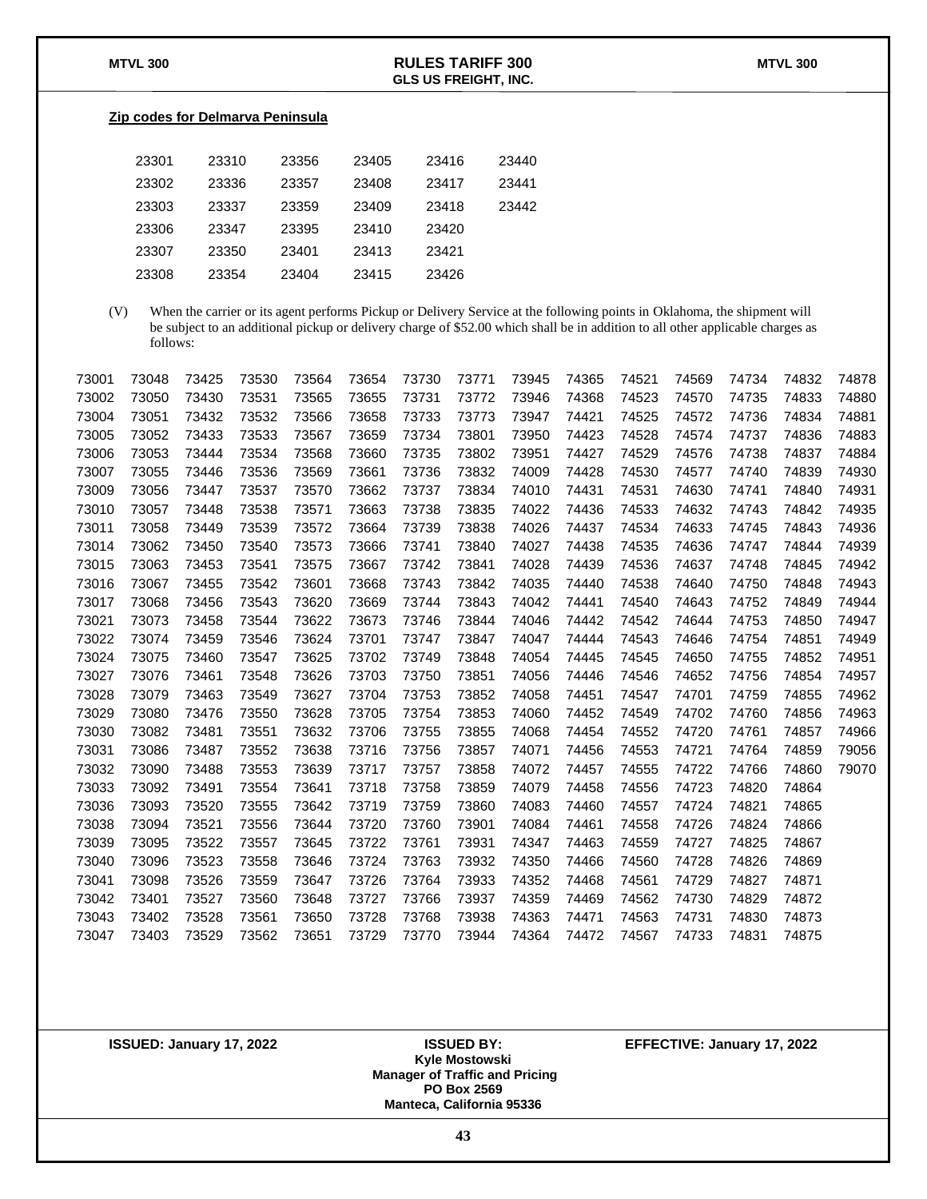**Zip codes for Delmarva Peninsula**

| | | | | | |
|---|---|---|---|---|---|
| 23301 | 23310 | 23356 | 23405 | 23416 | 23440 |
| 23302 | 23336 | 23357 | 23408 | 23417 | 23441 |
| 23303 | 23337 | 23359 | 23409 | 23418 | 23442 |
| 23306 | 23347 | 23395 | 23410 | 23420 | |
| 23307 | 23350 | 23401 | 23413 | 23421 | |
| 23308 | 23354 | 23404 | 23415 | 23426 | |

(V) When the carrier or its agent performs Pickup or Delivery Service at the following points in Oklahoma, the shipment will be subject to an additional pickup or delivery charge of $52.00 which shall be in addition to all other applicable charges as follows:

| | | | | | | | | | | | | | | |
|---|---|---|---|---|---|---|---|---|---|---|---|---|---|---|
| 73001 | 73048 | 73425 | 73530 | 73564 | 73654 | 73730 | 73771 | 73945 | 74365 | 74521 | 74569 | 74734 | 74832 | 74878 |
| 73002 | 73050 | 73430 | 73531 | 73565 | 73655 | 73731 | 73772 | 73946 | 74368 | 74523 | 74570 | 74735 | 74833 | 74880 |
| 73004 | 73051 | 73432 | 73532 | 73566 | 73658 | 73733 | 73773 | 73947 | 74421 | 74525 | 74572 | 74736 | 74834 | 74881 |
| 73005 | 73052 | 73433 | 73533 | 73567 | 73659 | 73734 | 73801 | 73950 | 74423 | 74528 | 74574 | 74737 | 74836 | 74883 |
| 73006 | 73053 | 73444 | 73534 | 73568 | 73660 | 73735 | 73802 | 73951 | 74427 | 74529 | 74576 | 74738 | 74837 | 74884 |
| 73007 | 73055 | 73446 | 73536 | 73569 | 73661 | 73736 | 73832 | 74009 | 74428 | 74530 | 74577 | 74740 | 74839 | 74930 |
| 73009 | 73056 | 73447 | 73537 | 73570 | 73662 | 73737 | 73834 | 74010 | 74431 | 74531 | 74630 | 74741 | 74840 | 74931 |
| 73010 | 73057 | 73448 | 73538 | 73571 | 73663 | 73738 | 73835 | 74022 | 74436 | 74533 | 74632 | 74743 | 74842 | 74935 |
| 73011 | 73058 | 73449 | 73539 | 73572 | 73664 | 73739 | 73838 | 74026 | 74437 | 74534 | 74633 | 74745 | 74843 | 74936 |
| 73014 | 73062 | 73450 | 73540 | 73573 | 73666 | 73741 | 73840 | 74027 | 74438 | 74535 | 74636 | 74747 | 74844 | 74939 |
| 73015 | 73063 | 73453 | 73541 | 73575 | 73667 | 73742 | 73841 | 74028 | 74439 | 74536 | 74637 | 74748 | 74845 | 74942 |
| 73016 | 73067 | 73455 | 73542 | 73601 | 73668 | 73743 | 73842 | 74035 | 74440 | 74538 | 74640 | 74750 | 74848 | 74943 |
| 73017 | 73068 | 73456 | 73543 | 73620 | 73669 | 73744 | 73843 | 74042 | 74441 | 74540 | 74643 | 74752 | 74849 | 74944 |
| 73021 | 73073 | 73458 | 73544 | 73622 | 73673 | 73746 | 73844 | 74046 | 74442 | 74542 | 74644 | 74753 | 74850 | 74947 |
| 73022 | 73074 | 73459 | 73546 | 73624 | 73701 | 73747 | 73847 | 74047 | 74444 | 74543 | 74646 | 74754 | 74851 | 74949 |
| 73024 | 73075 | 73460 | 73547 | 73625 | 73702 | 73749 | 73848 | 74054 | 74445 | 74545 | 74650 | 74755 | 74852 | 74951 |
| 73027 | 73076 | 73461 | 73548 | 73626 | 73703 | 73750 | 73851 | 74056 | 74446 | 74546 | 74652 | 74756 | 74854 | 74957 |
| 73028 | 73079 | 73463 | 73549 | 73627 | 73704 | 73753 | 73852 | 74058 | 74451 | 74547 | 74701 | 74759 | 74855 | 74962 |
| 73029 | 73080 | 73476 | 73550 | 73628 | 73705 | 73754 | 73853 | 74060 | 74452 | 74549 | 74702 | 74760 | 74856 | 74963 |
| 73030 | 73082 | 73481 | 73551 | 73632 | 73706 | 73755 | 73855 | 74068 | 74454 | 74552 | 74720 | 74761 | 74857 | 74966 |
| 73031 | 73086 | 73487 | 73552 | 73638 | 73716 | 73756 | 73857 | 74071 | 74456 | 74553 | 74721 | 74764 | 74859 | 79056 |
| 73032 | 73090 | 73488 | 73553 | 73639 | 73717 | 73757 | 73858 | 74072 | 74457 | 74555 | 74722 | 74766 | 74860 | 79070 |
| 73033 | 73092 | 73491 | 73554 | 73641 | 73718 | 73758 | 73859 | 74079 | 74458 | 74556 | 74723 | 74820 | 74864 | |
| 73036 | 73093 | 73520 | 73555 | 73642 | 73719 | 73759 | 73860 | 74083 | 74460 | 74557 | 74724 | 74821 | 74865 | |
| 73038 | 73094 | 73521 | 73556 | 73644 | 73720 | 73760 | 73901 | 74084 | 74461 | 74558 | 74726 | 74824 | 74866 | |
| 73039 | 73095 | 73522 | 73557 | 73645 | 73722 | 73761 | 73931 | 74347 | 74463 | 74559 | 74727 | 74825 | 74867 | |
| 73040 | 73096 | 73523 | 73558 | 73646 | 73724 | 73763 | 73932 | 74350 | 74466 | 74560 | 74728 | 74826 | 74869 | |
| 73041 | 73098 | 73526 | 73559 | 73647 | 73726 | 73764 | 73933 | 74352 | 74468 | 74561 | 74729 | 74827 | 74871 | |
| 73042 | 73401 | 73527 | 73560 | 73648 | 73727 | 73766 | 73937 | 74359 | 74469 | 74562 | 74730 | 74829 | 74872 | |
| 73043 | 73402 | 73528 | 73561 | 73650 | 73728 | 73768 | 73938 | 74363 | 74471 | 74563 | 74731 | 74830 | 74873 | |
| 73047 | 73403 | 73529 | 73562 | 73651 | 73729 | 73770 | 73944 | 74364 | 74472 | 74567 | 74733 | 74831 | 74875 | |

**ISSUED: January 17, 2022**

**ISSUED BY:**
**Kyle Mostowski**
**Manager of Traffic and Pricing**
**PO Box 2569**
**Manteca, California 95336**

**EFFECTIVE: January 17, 2022**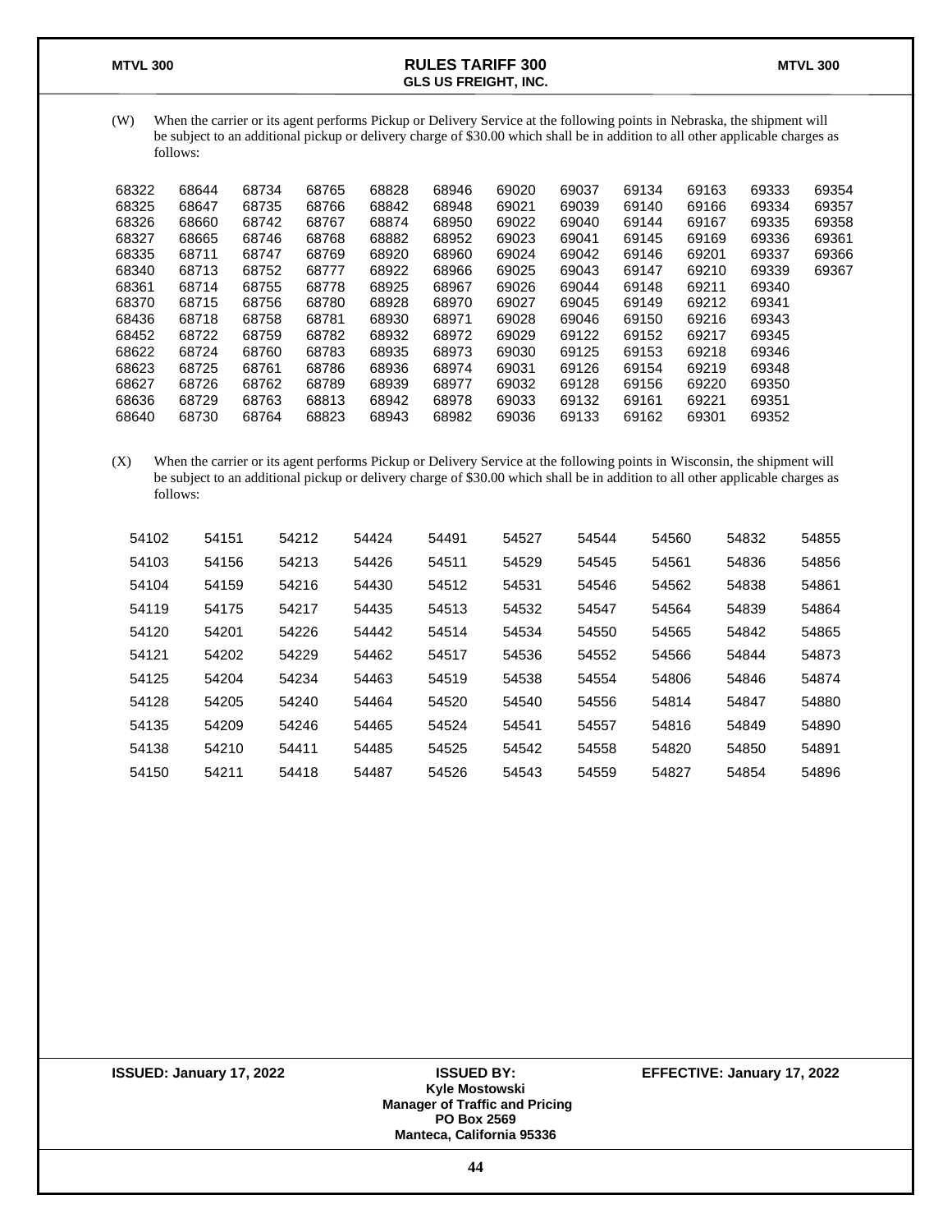(W) When the carrier or its agent performs Pickup or Delivery Service at the following points in Nebraska, the shipment will be subject to an additional pickup or delivery charge of $30.00 which shall be in addition to all other applicable charges as follows:

| | | | | | | | | | | | |
|---|---|---|---|---|---|---|---|---|---|---|---|
| 68322 | 68644 | 68734 | 68765 | 68828 | 68946 | 69020 | 69037 | 69134 | 69163 | 69333 | 69354 |
| 68325 | 68647 | 68735 | 68766 | 68842 | 68948 | 69021 | 69039 | 69140 | 69166 | 69334 | 69357 |
| 68326 | 68660 | 68742 | 68767 | 68874 | 68950 | 69022 | 69040 | 69144 | 69167 | 69335 | 69358 |
| 68327 | 68665 | 68746 | 68768 | 68882 | 68952 | 69023 | 69041 | 69145 | 69169 | 69336 | 69361 |
| 68335 | 68711 | 68747 | 68769 | 68920 | 68960 | 69024 | 69042 | 69146 | 69201 | 69337 | 69366 |
| 68340 | 68713 | 68752 | 68777 | 68922 | 68966 | 69025 | 69043 | 69147 | 69210 | 69339 | 69367 |
| 68361 | 68714 | 68755 | 68778 | 68925 | 68967 | 69026 | 69044 | 69148 | 69211 | 69340 | |
| 68370 | 68715 | 68756 | 68780 | 68928 | 68970 | 69027 | 69045 | 69149 | 69212 | 69341 | |
| 68436 | 68718 | 68758 | 68781 | 68930 | 68971 | 69028 | 69046 | 69150 | 69216 | 69343 | |
| 68452 | 68722 | 68759 | 68782 | 68932 | 68972 | 69029 | 69122 | 69152 | 69217 | 69345 | |
| 68622 | 68724 | 68760 | 68783 | 68935 | 68973 | 69030 | 69125 | 69153 | 69218 | 69346 | |
| 68623 | 68725 | 68761 | 68786 | 68936 | 68974 | 69031 | 69126 | 69154 | 69219 | 69348 | |
| 68627 | 68726 | 68762 | 68789 | 68939 | 68977 | 69032 | 69128 | 69156 | 69220 | 69350 | |
| 68636 | 68729 | 68763 | 68813 | 68942 | 68978 | 69033 | 69132 | 69161 | 69221 | 69351 | |
| 68640 | 68730 | 68764 | 68823 | 68943 | 68982 | 69036 | 69133 | 69162 | 69301 | 69352 | |

(X) When the carrier or its agent performs Pickup or Delivery Service at the following points in Wisconsin, the shipment will be subject to an additional pickup or delivery charge of $30.00 which shall be in addition to all other applicable charges as follows:

| | | | | | | | | | |
|---|---|---|---|---|---|---|---|---|---|
| 54102 | 54151 | 54212 | 54424 | 54491 | 54527 | 54544 | 54560 | 54832 | 54855 |
| 54103 | 54156 | 54213 | 54426 | 54511 | 54529 | 54545 | 54561 | 54836 | 54856 |
| 54104 | 54159 | 54216 | 54430 | 54512 | 54531 | 54546 | 54562 | 54838 | 54861 |
| 54119 | 54175 | 54217 | 54435 | 54513 | 54532 | 54547 | 54564 | 54839 | 54864 |
| 54120 | 54201 | 54226 | 54442 | 54514 | 54534 | 54550 | 54565 | 54842 | 54865 |
| 54121 | 54202 | 54229 | 54462 | 54517 | 54536 | 54552 | 54566 | 54844 | 54873 |
| 54125 | 54204 | 54234 | 54463 | 54519 | 54538 | 54554 | 54806 | 54846 | 54874 |
| 54128 | 54205 | 54240 | 54464 | 54520 | 54540 | 54556 | 54814 | 54847 | 54880 |
| 54135 | 54209 | 54246 | 54465 | 54524 | 54541 | 54557 | 54816 | 54849 | 54890 |
| 54138 | 54210 | 54411 | 54485 | 54525 | 54542 | 54558 | 54820 | 54850 | 54891 |
| 54150 | 54211 | 54418 | 54487 | 54526 | 54543 | 54559 | 54827 | 54854 | 54896 |

**ISSUED: January 17, 2022**

**ISSUED BY:**
**Kyle Mostowski**
**Manager of Traffic and Pricing**
**PO Box 2569**
**Manteca, California 95336**

**EFFECTIVE: January 17, 2022**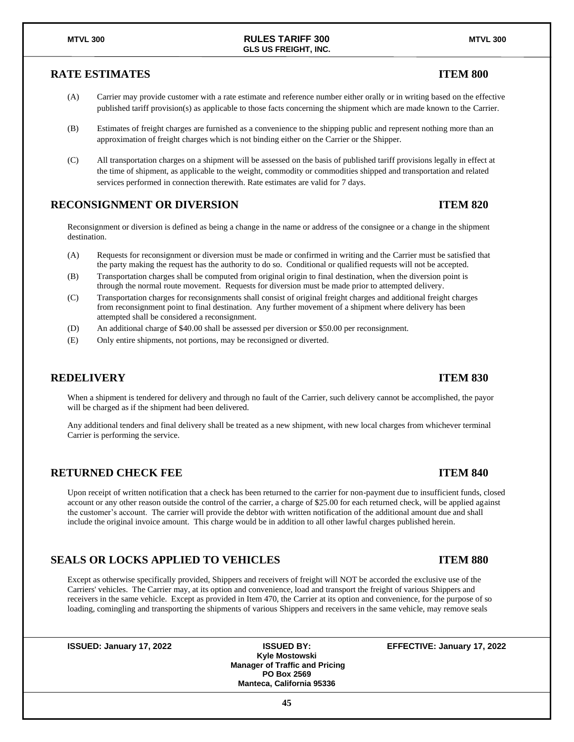## RATE ESTIMATES — ITEM 800

(A) Carrier may provide customer with a rate estimate and reference number either orally or in writing based on the effective published tariff provision(s) as applicable to those facts concerning the shipment which are made known to the Carrier.

(B) Estimates of freight charges are furnished as a convenience to the shipping public and represent nothing more than an approximation of freight charges which is not binding either on the Carrier or the Shipper.

(C) All transportation charges on a shipment will be assessed on the basis of published tariff provisions legally in effect at the time of shipment, as applicable to the weight, commodity or commodities shipped and transportation and related services performed in connection therewith. Rate estimates are valid for 7 days.

## RECONSIGNMENT OR DIVERSION — ITEM 820

Reconsignment or diversion is defined as being a change in the name or address of the consignee or a change in the shipment destination.

(A) Requests for reconsignment or diversion must be made or confirmed in writing and the Carrier must be satisfied that the party making the request has the authority to do so. Conditional or qualified requests will not be accepted.

(B) Transportation charges shall be computed from original origin to final destination, when the diversion point is through the normal route movement. Requests for diversion must be made prior to attempted delivery.

(C) Transportation charges for reconsignments shall consist of original freight charges and additional freight charges from reconsignment point to final destination. Any further movement of a shipment where delivery has been attempted shall be considered a reconsignment.

(D) An additional charge of $40.00 shall be assessed per diversion or $50.00 per reconsignment.

(E) Only entire shipments, not portions, may be reconsigned or diverted.

## REDELIVERY — ITEM 830

When a shipment is tendered for delivery and through no fault of the Carrier, such delivery cannot be accomplished, the payor will be charged as if the shipment had been delivered.

Any additional tenders and final delivery shall be treated as a new shipment, with new local charges from whichever terminal Carrier is performing the service.

## RETURNED CHECK FEE — ITEM 840

Upon receipt of written notification that a check has been returned to the carrier for non-payment due to insufficient funds, closed account or any other reason outside the control of the carrier, a charge of $25.00 for each returned check, will be applied against the customer's account. The carrier will provide the debtor with written notification of the additional amount due and shall include the original invoice amount. This charge would be in addition to all other lawful charges published herein.

## SEALS OR LOCKS APPLIED TO VEHICLES — ITEM 880

Except as otherwise specifically provided, Shippers and receivers of freight will NOT be accorded the exclusive use of the Carriers' vehicles. The Carrier may, at its option and convenience, load and transport the freight of various Shippers and receivers in the same vehicle. Except as provided in Item 470, the Carrier at its option and convenience, for the purpose of so loading, comingling and transporting the shipments of various Shippers and receivers in the same vehicle, may remove seals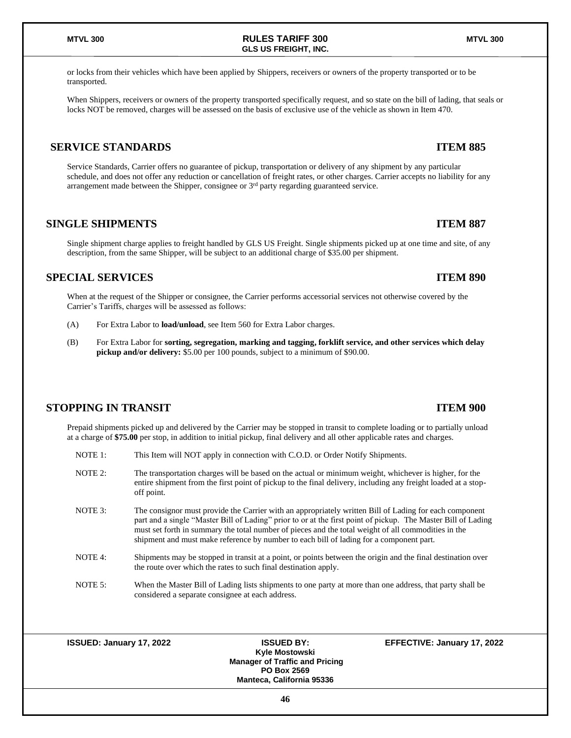or locks from their vehicles which have been applied by Shippers, receivers or owners of the property transported or to be transported.

When Shippers, receivers or owners of the property transported specifically request, and so state on the bill of lading, that seals or locks NOT be removed, charges will be assessed on the basis of exclusive use of the vehicle as shown in Item 470.

## SERVICE STANDARDS — ITEM 885

Service Standards, Carrier offers no guarantee of pickup, transportation or delivery of any shipment by any particular schedule, and does not offer any reduction or cancellation of freight rates, or other charges. Carrier accepts no liability for any arrangement made between the Shipper, consignee or 3rd party regarding guaranteed service.

## SINGLE SHIPMENTS — ITEM 887

Single shipment charge applies to freight handled by GLS US Freight. Single shipments picked up at one time and site, of any description, from the same Shipper, will be subject to an additional charge of $35.00 per shipment.

## SPECIAL SERVICES — ITEM 890

When at the request of the Shipper or consignee, the Carrier performs accessorial services not otherwise covered by the Carrier's Tariffs, charges will be assessed as follows:

(A) For Extra Labor to **load/unload**, see Item 560 for Extra Labor charges.

(B) For Extra Labor for **sorting, segregation, marking and tagging, forklift service, and other services which delay pickup and/or delivery:** $5.00 per 100 pounds, subject to a minimum of $90.00.

## STOPPING IN TRANSIT — ITEM 900

Prepaid shipments picked up and delivered by the Carrier may be stopped in transit to complete loading or to partially unload at a charge of **$75.00** per stop, in addition to initial pickup, final delivery and all other applicable rates and charges.

NOTE 1: This Item will NOT apply in connection with C.O.D. or Order Notify Shipments.

NOTE 2: The transportation charges will be based on the actual or minimum weight, whichever is higher, for the entire shipment from the first point of pickup to the final delivery, including any freight loaded at a stop-off point.

NOTE 3: The consignor must provide the Carrier with an appropriately written Bill of Lading for each component part and a single "Master Bill of Lading" prior to or at the first point of pickup. The Master Bill of Lading must set forth in summary the total number of pieces and the total weight of all commodities in the shipment and must make reference by number to each bill of lading for a component part.

NOTE 4: Shipments may be stopped in transit at a point, or points between the origin and the final destination over the route over which the rates to such final destination apply.

NOTE 5: When the Master Bill of Lading lists shipments to one party at more than one address, that party shall be considered a separate consignee at each address.

**ISSUED: January 17, 2022** | **ISSUED BY:** Kyle Mostowski, Manager of Traffic and Pricing, PO Box 2569, Manteca, California 95336 | **EFFECTIVE: January 17, 2022**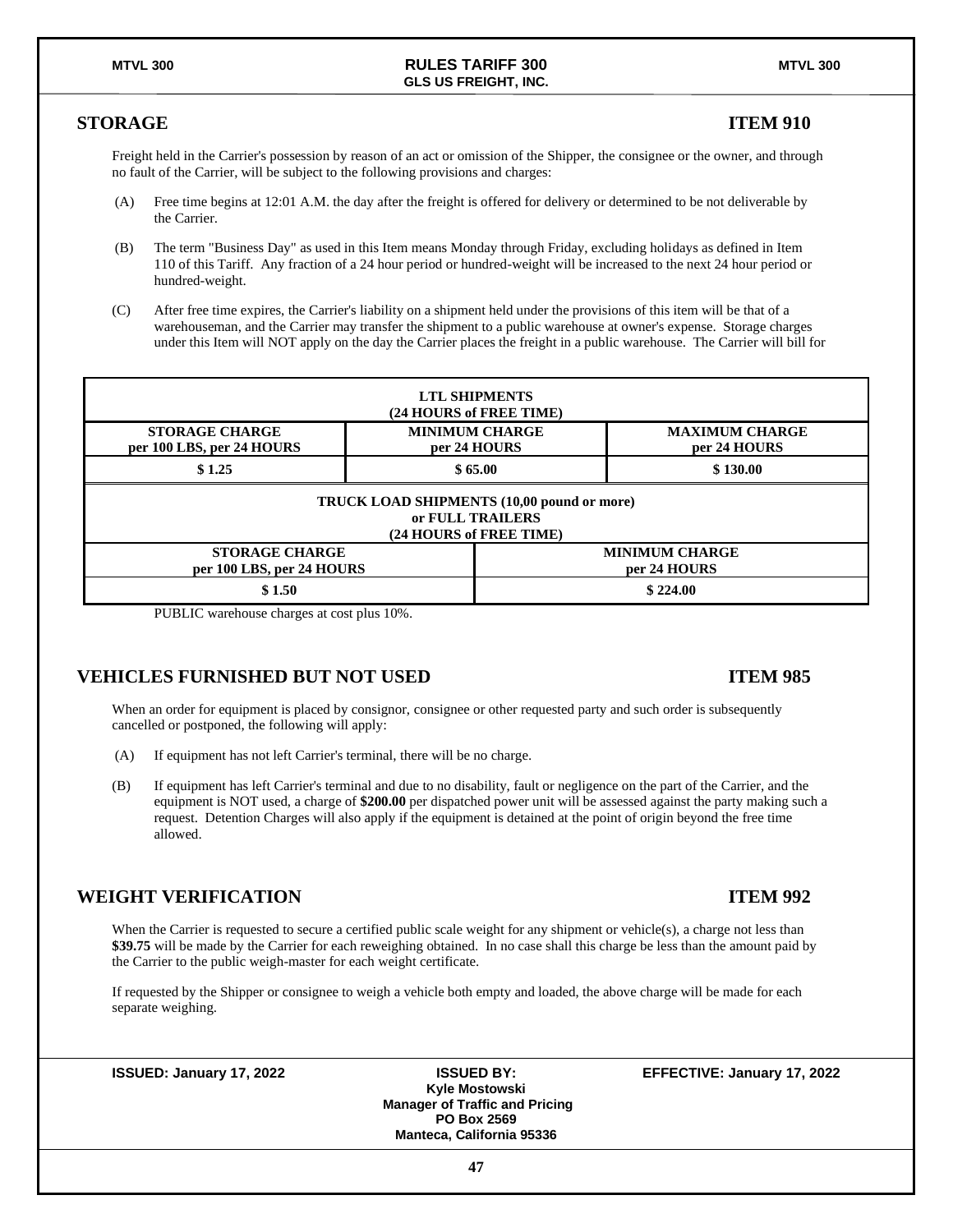## STORAGE ITEM 910

Freight held in the Carrier's possession by reason of an act or omission of the Shipper, the consignee or the owner, and through no fault of the Carrier, will be subject to the following provisions and charges:

(A) Free time begins at 12:01 A.M. the day after the freight is offered for delivery or determined to be not deliverable by the Carrier.

(B) The term "Business Day" as used in this Item means Monday through Friday, excluding holidays as defined in Item 110 of this Tariff. Any fraction of a 24 hour period or hundred-weight will be increased to the next 24 hour period or hundred-weight.

(C) After free time expires, the Carrier's liability on a shipment held under the provisions of this item will be that of a warehouseman, and the Carrier may transfer the shipment to a public warehouse at owner's expense. Storage charges under this Item will NOT apply on the day the Carrier places the freight in a public warehouse. The Carrier will bill for

| LTL SHIPMENTS (24 HOURS of FREE TIME) | | |
|---|---|---|
| **STORAGE CHARGE per 100 LBS, per 24 HOURS** | **MINIMUM CHARGE per 24 HOURS** | **MAXIMUM CHARGE per 24 HOURS** |
| $ 1.25 | $ 65.00 | $ 130.00 |

| TRUCK LOAD SHIPMENTS (10,00 pound or more) or FULL TRAILERS (24 HOURS of FREE TIME) | |
|---|---|
| **STORAGE CHARGE per 100 LBS, per 24 HOURS** | **MINIMUM CHARGE per 24 HOURS** |
| $ 1.50 | $ 224.00 |

PUBLIC warehouse charges at cost plus 10%.

## VEHICLES FURNISHED BUT NOT USED ITEM 985

When an order for equipment is placed by consignor, consignee or other requested party and such order is subsequently cancelled or postponed, the following will apply:

(A) If equipment has not left Carrier's terminal, there will be no charge.

(B) If equipment has left Carrier's terminal and due to no disability, fault or negligence on the part of the Carrier, and the equipment is NOT used, a charge of **$200.00** per dispatched power unit will be assessed against the party making such a request. Detention Charges will also apply if the equipment is detained at the point of origin beyond the free time allowed.

## WEIGHT VERIFICATION ITEM 992

When the Carrier is requested to secure a certified public scale weight for any shipment or vehicle(s), a charge not less than **$39.75** will be made by the Carrier for each reweighing obtained. In no case shall this charge be less than the amount paid by the Carrier to the public weigh-master for each weight certificate.

If requested by the Shipper or consignee to weigh a vehicle both empty and loaded, the above charge will be made for each separate weighing.

**ISSUED: January 17, 2022** **ISSUED BY: Kyle Mostowski, Manager of Traffic and Pricing, PO Box 2569, Manteca, California 95336** **EFFECTIVE: January 17, 2022**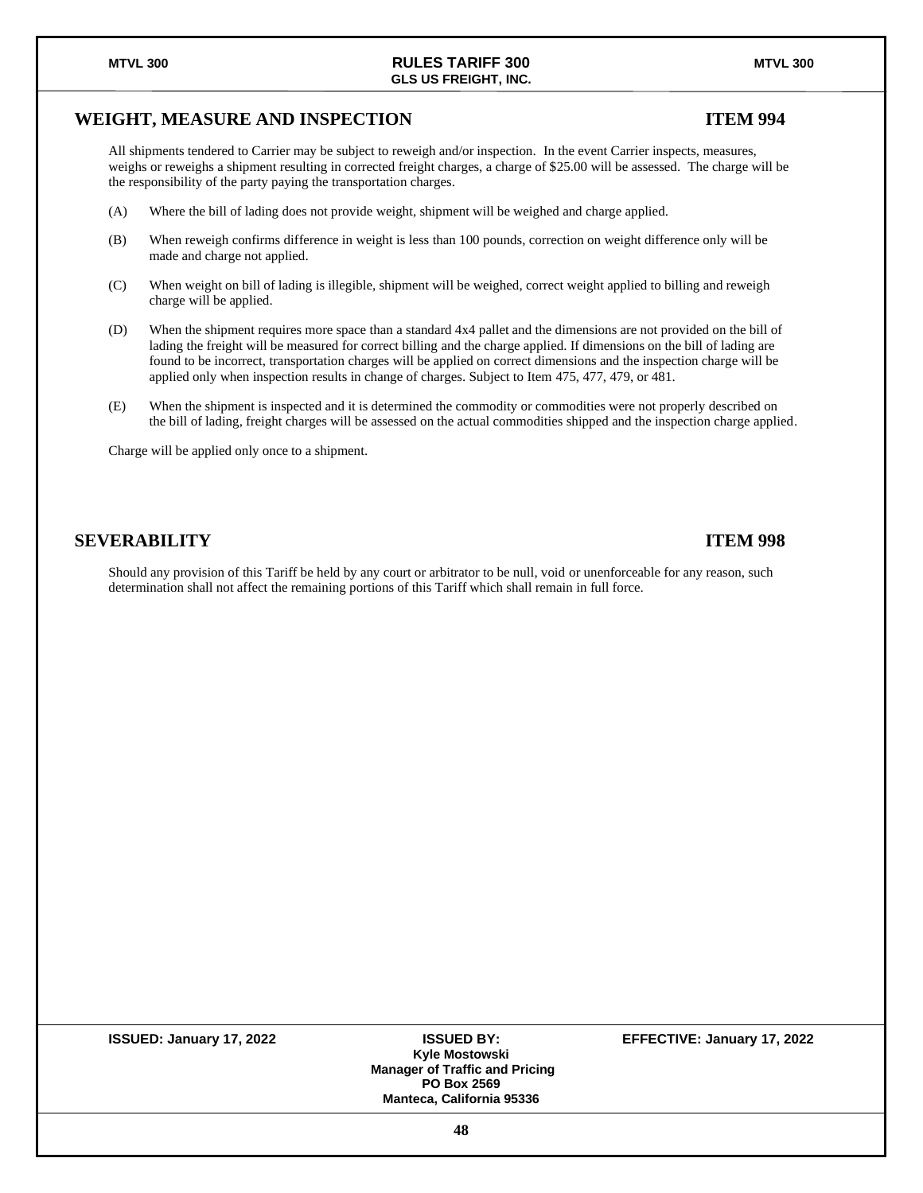## WEIGHT, MEASURE AND INSPECTION — ITEM 994

All shipments tendered to Carrier may be subject to reweigh and/or inspection. In the event Carrier inspects, measures, weighs or reweighs a shipment resulting in corrected freight charges, a charge of $25.00 will be assessed. The charge will be the responsibility of the party paying the transportation charges.

(A) Where the bill of lading does not provide weight, shipment will be weighed and charge applied.

(B) When reweigh confirms difference in weight is less than 100 pounds, correction on weight difference only will be made and charge not applied.

(C) When weight on bill of lading is illegible, shipment will be weighed, correct weight applied to billing and reweigh charge will be applied.

(D) When the shipment requires more space than a standard 4x4 pallet and the dimensions are not provided on the bill of lading the freight will be measured for correct billing and the charge applied. If dimensions on the bill of lading are found to be incorrect, transportation charges will be applied on correct dimensions and the inspection charge will be applied only when inspection results in change of charges. Subject to Item 475, 477, 479, or 481.

(E) When the shipment is inspected and it is determined the commodity or commodities were not properly described on the bill of lading, freight charges will be assessed on the actual commodities shipped and the inspection charge applied.

Charge will be applied only once to a shipment.

## SEVERABILITY — ITEM 998

Should any provision of this Tariff be held by any court or arbitrator to be null, void or unenforceable for any reason, such determination shall not affect the remaining portions of this Tariff which shall remain in full force.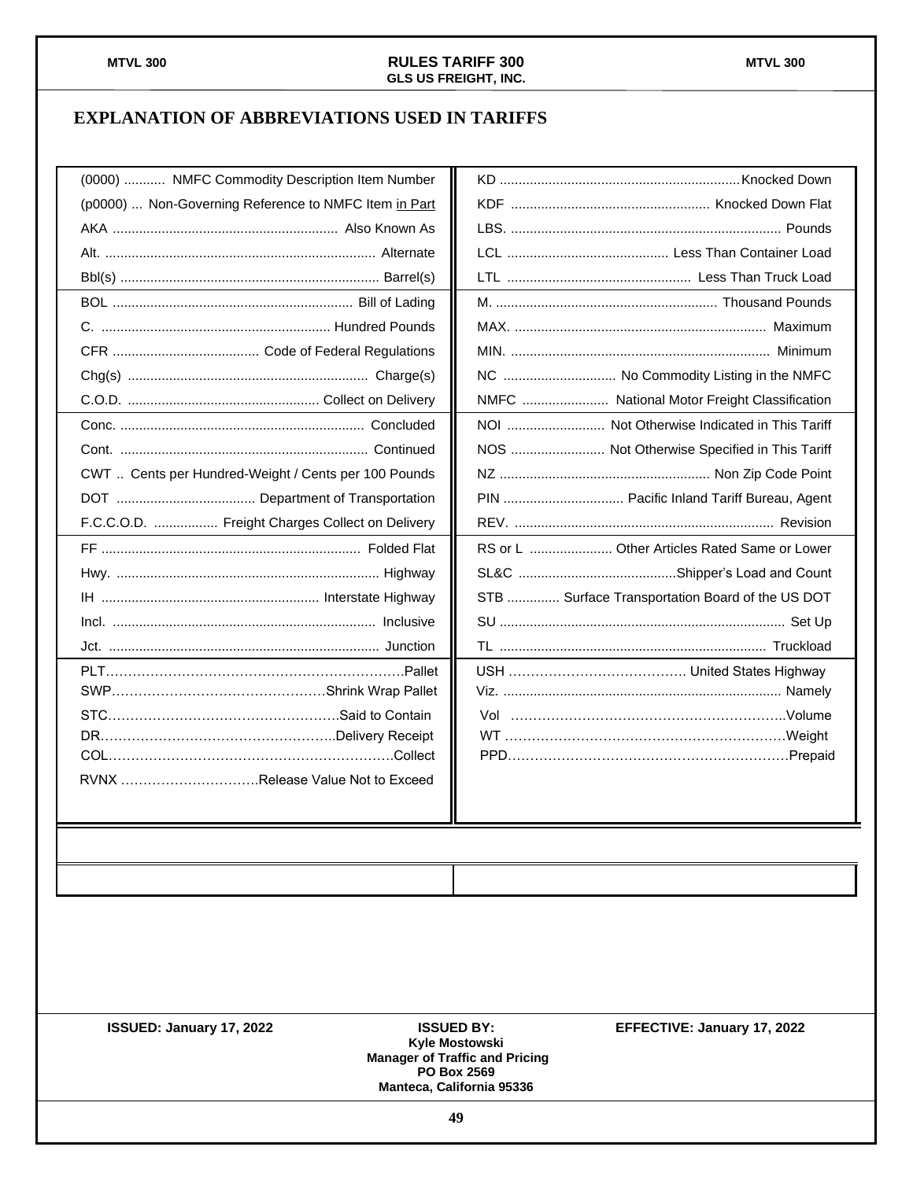# EXPLANATION OF ABBREVIATIONS USED IN TARIFFS

| Abbreviation | Meaning | Abbreviation | Meaning |
|---|---|---|---|
| (0000) | NMFC Commodity Description Item Number | KD | Knocked Down |
| (p0000) | Non-Governing Reference to NMFC Item in Part | KDF | Knocked Down Flat |
| AKA | Also Known As | LBS. | Pounds |
| Alt. | Alternate | LCL | Less Than Container Load |
| Bbl(s) | Barrel(s) | LTL | Less Than Truck Load |
| BOL | Bill of Lading | M. | Thousand Pounds |
| C. | Hundred Pounds | MAX. | Maximum |
| CFR | Code of Federal Regulations | MIN. | Minimum |
| Chg(s) | Charge(s) | NC | No Commodity Listing in the NMFC |
| C.O.D. | Collect on Delivery | NMFC | National Motor Freight Classification |
| Conc. | Concluded | NOI | Not Otherwise Indicated in This Tariff |
| Cont. | Continued | NOS | Not Otherwise Specified in This Tariff |
| CWT | Cents per Hundred-Weight / Cents per 100 Pounds | NZ | Non Zip Code Point |
| DOT | Department of Transportation | PIN | Pacific Inland Tariff Bureau, Agent |
| F.C.C.O.D. | Freight Charges Collect on Delivery | REV. | Revision |
| FF | Folded Flat | RS or L | Other Articles Rated Same or Lower |
| Hwy. | Highway | SL&C | Shipper's Load and Count |
| IH | Interstate Highway | STB | Surface Transportation Board of the US DOT |
| Incl. | Inclusive | SU | Set Up |
| Jct. | Junction | TL | Truckload |
| PLT | Pallet | USH | United States Highway |
| SWP | Shrink Wrap Pallet | Viz. | Namely |
| STC | Said to Contain | Vol | Volume |
| DR | Delivery Receipt | WT | Weight |
| COL | Collect | PPD | Prepaid |
| RVNX | Release Value Not to Exceed | | |

ISSUED: January 17, 2022

ISSUED BY:
Kyle Mostowski
Manager of Traffic and Pricing
PO Box 2569
Manteca, California 95336

EFFECTIVE: January 17, 2022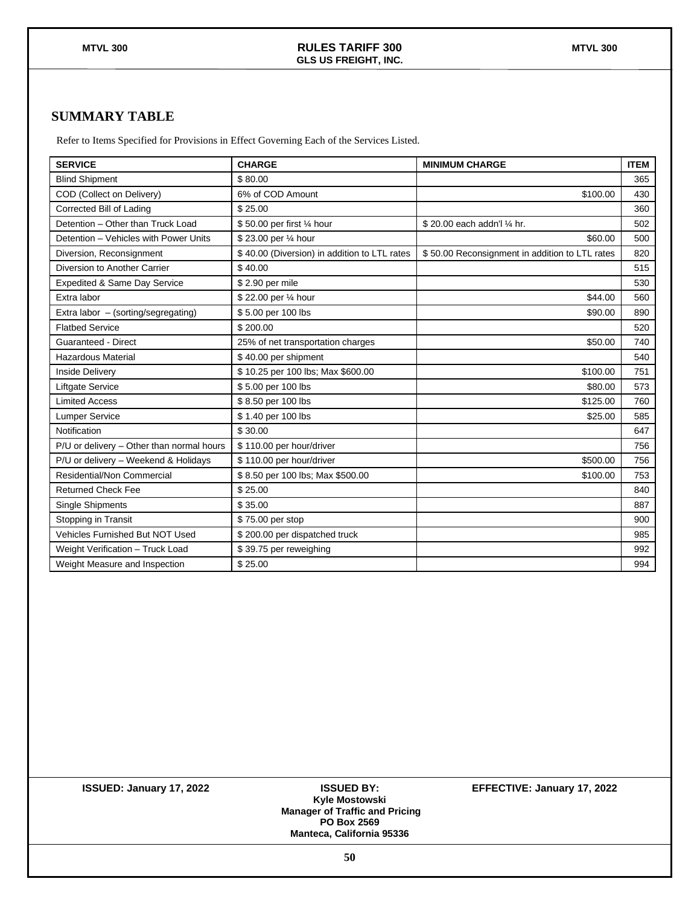## SUMMARY TABLE

Refer to Items Specified for Provisions in Effect Governing Each of the Services Listed.

| SERVICE | CHARGE | MINIMUM CHARGE | ITEM |
|---|---|---|---|
| Blind Shipment | $ 80.00 | | 365 |
| COD (Collect on Delivery) | 6% of COD Amount | $100.00 | 430 |
| Corrected Bill of Lading | $ 25.00 | | 360 |
| Detention – Other than Truck Load | $ 50.00 per first ¼ hour | $ 20.00 each addn'l ¼ hr. | 502 |
| Detention – Vehicles with Power Units | $ 23.00 per ¼ hour | $60.00 | 500 |
| Diversion, Reconsignment | $ 40.00 (Diversion) in addition to LTL rates | $ 50.00 Reconsignment in addition to LTL rates | 820 |
| Diversion to Another Carrier | $ 40.00 | | 515 |
| Expedited & Same Day Service | $ 2.90 per mile | | 530 |
| Extra labor | $ 22.00 per ¼ hour | $44.00 | 560 |
| Extra labor – (sorting/segregating) | $ 5.00 per 100 lbs | $90.00 | 890 |
| Flatbed Service | $ 200.00 | | 520 |
| Guaranteed - Direct | 25% of net transportation charges | $50.00 | 740 |
| Hazardous Material | $ 40.00 per shipment | | 540 |
| Inside Delivery | $ 10.25 per 100 lbs; Max $600.00 | $100.00 | 751 |
| Liftgate Service | $ 5.00 per 100 lbs | $80.00 | 573 |
| Limited Access | $ 8.50 per 100 lbs | $125.00 | 760 |
| Lumper Service | $ 1.40 per 100 lbs | $25.00 | 585 |
| Notification | $ 30.00 | | 647 |
| P/U or delivery – Other than normal hours | $ 110.00 per hour/driver | | 756 |
| P/U or delivery – Weekend & Holidays | $ 110.00 per hour/driver | $500.00 | 756 |
| Residential/Non Commercial | $ 8.50 per 100 lbs; Max $500.00 | $100.00 | 753 |
| Returned Check Fee | $ 25.00 | | 840 |
| Single Shipments | $ 35.00 | | 887 |
| Stopping in Transit | $ 75.00 per stop | | 900 |
| Vehicles Furnished But NOT Used | $ 200.00 per dispatched truck | | 985 |
| Weight Verification – Truck Load | $ 39.75 per reweighing | | 992 |
| Weight Measure and Inspection | $ 25.00 | | 994 |

**ISSUED: January 17, 2022**

**ISSUED BY:**
**Kyle Mostowski**
**Manager of Traffic and Pricing**
**PO Box 2569**
**Manteca, California 95336**

**EFFECTIVE: January 17, 2022**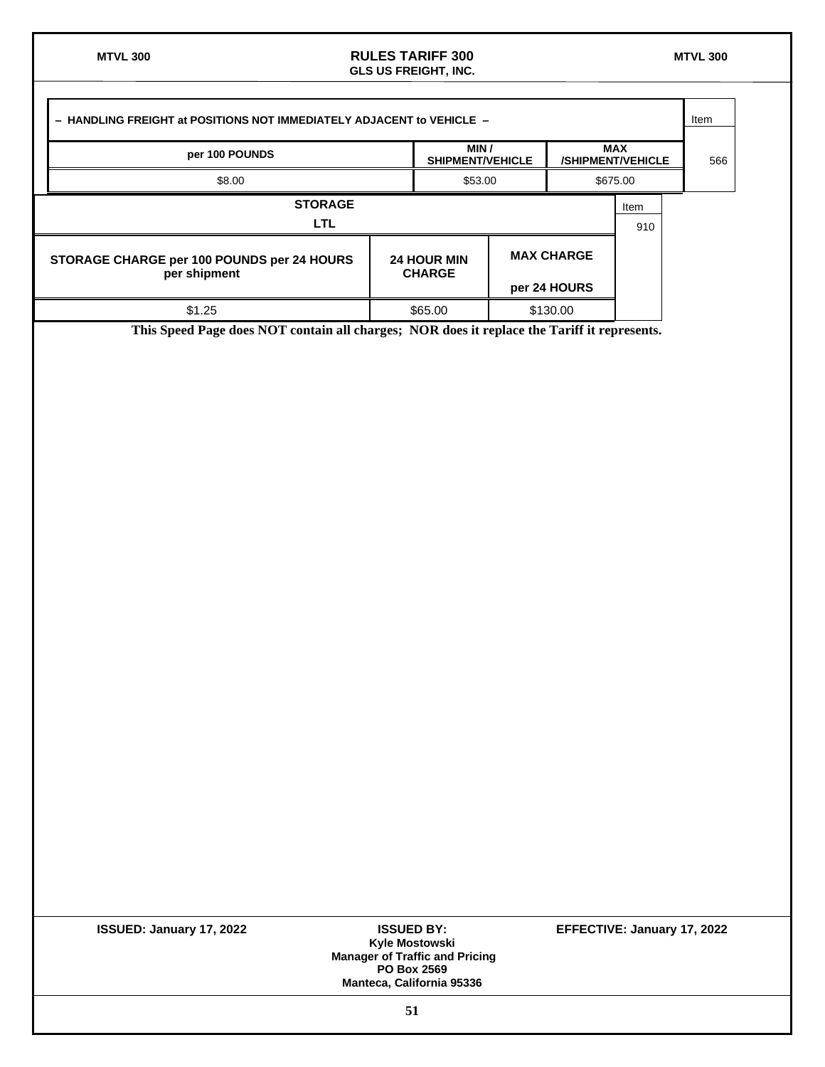| – HANDLING FREIGHT at POSITIONS NOT IMMEDIATELY ADJACENT to VEHICLE – | | | Item |
|---|---|---|---|
| per 100 POUNDS | MIN / SHIPMENT/VEHICLE | MAX /SHIPMENT/VEHICLE | 566 |
| $8.00 | $53.00 | $675.00 | |

| STORAGE LTL | | | Item 910 |
|---|---|---|---|
| STORAGE CHARGE per 100 POUNDS per 24 HOURS per shipment | 24 HOUR MIN CHARGE | MAX CHARGE per 24 HOURS | |
| $1.25 | $65.00 | $130.00 | |

**This Speed Page does NOT contain all charges; NOR does it replace the Tariff it represents.**

**ISSUED: January 17, 2022**

**ISSUED BY:**
**Kyle Mostowski**
**Manager of Traffic and Pricing**
**PO Box 2569**
**Manteca, California 95336**

**EFFECTIVE: January 17, 2022**